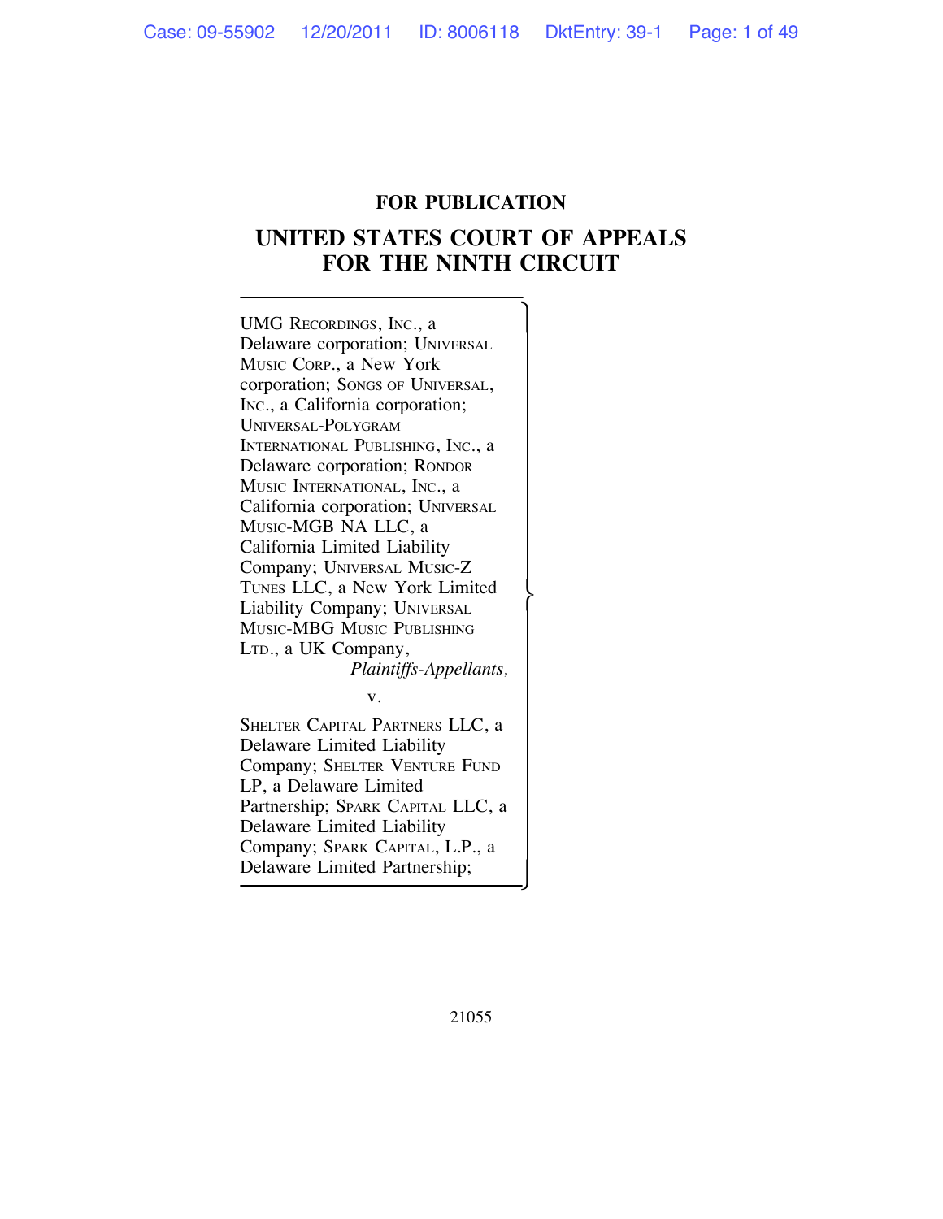**FOR PUBLICATION**

# UNITED STATES COURT OF APPEALS FOR THE NINTH CIRCUIT

UMG RECORDINGS, INC., a Delaware corporation; UNIVERSAL MUSIC CORP., a New York corporation; SONGS OF UNIVERSAL, INC., a California corporation; UNIVERSAL-POLYGRAM INTERNATIONAL PUBLISHING, INC., a Delaware corporation; RONDOR MUSIC INTERNATIONAL, INC., a California corporation; UNIVERSAL MUSIC-MGB NA LLC, a California Limited Liability Company; UNIVERSAL MUSIC-Z TUNES LLC, a New York Limited Liability Company; UNIVERSAL MUSIC-MBG MUSIC PUBLISHING LTD., a UK Company,

*Plaintiffs-Appellants,*

v.

SHELTER CAPITAL PARTNERS LLC, a Delaware Limited Liability Company; SHELTER VENTURE FUND LP, a Delaware Limited Partnership; SPARK CAPITAL LLC, a Delaware Limited Liability Company; SPARK CAPITAL, L.P., a Delaware Limited Partnership;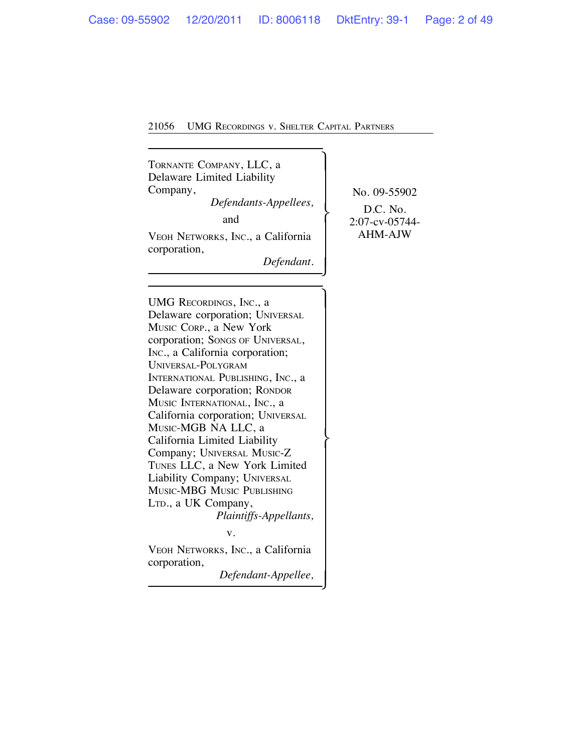TORNANTE COMPANY, LLC, a Delaware Limited Liability Company,
*Defendants-Appellees,*

and

VEOH NETWORKS, INC., a California corporation,
*Defendant.*

No. 09-55902

D.C. No. 2:07-cv-05744-AHM-AJW

---

UMG RECORDINGS, INC., a Delaware corporation; UNIVERSAL MUSIC CORP., a New York corporation; SONGS OF UNIVERSAL, INC., a California corporation; UNIVERSAL-POLYGRAM INTERNATIONAL PUBLISHING, INC., a Delaware corporation; RONDOR MUSIC INTERNATIONAL, INC., a California corporation; UNIVERSAL MUSIC-MGB NA LLC, a California Limited Liability Company; UNIVERSAL MUSIC-Z TUNES LLC, a New York Limited Liability Company; UNIVERSAL MUSIC-MBG MUSIC PUBLISHING LTD., a UK Company,
*Plaintiffs-Appellants,*

v.

VEOH NETWORKS, INC., a California corporation,
*Defendant-Appellee,*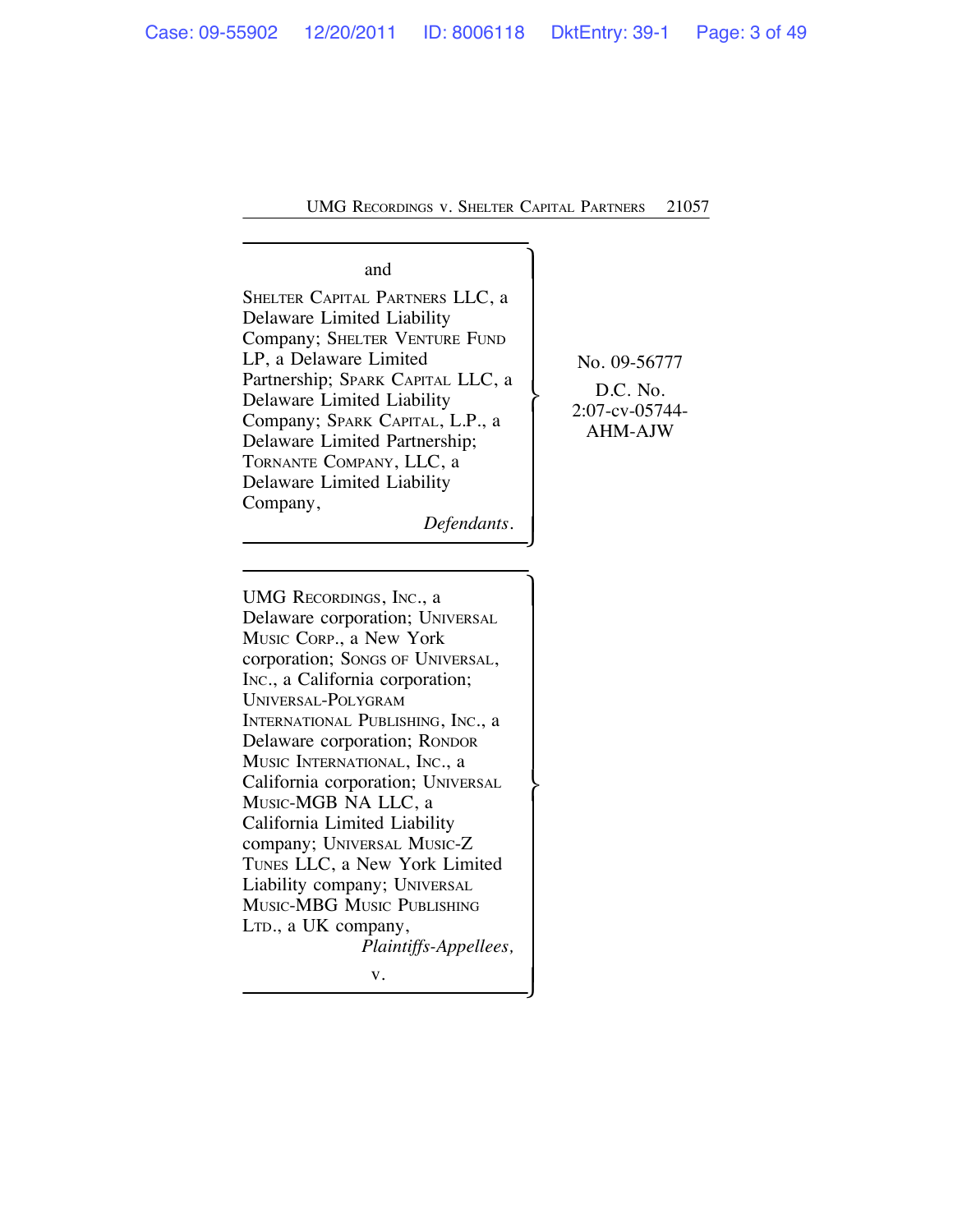and

Shelter Capital Partners LLC, a Delaware Limited Liability Company; Shelter Venture Fund LP, a Delaware Limited Partnership; Spark Capital LLC, a Delaware Limited Liability Company; Spark Capital, L.P., a Delaware Limited Partnership; Tornante Company, LLC, a Delaware Limited Liability Company,

*Defendants.*

No. 09-56777

D.C. No. 2:07-cv-05744-AHM-AJW

UMG Recordings, Inc., a Delaware corporation; Universal Music Corp., a New York corporation; Songs of Universal, Inc., a California corporation; Universal-Polygram International Publishing, Inc., a Delaware corporation; Rondor Music International, Inc., a California corporation; Universal Music-MGB NA LLC, a California Limited Liability company; Universal Music-Z Tunes LLC, a New York Limited Liability company; Universal Music-MBG Music Publishing Ltd., a UK company,

*Plaintiffs-Appellees,*

v.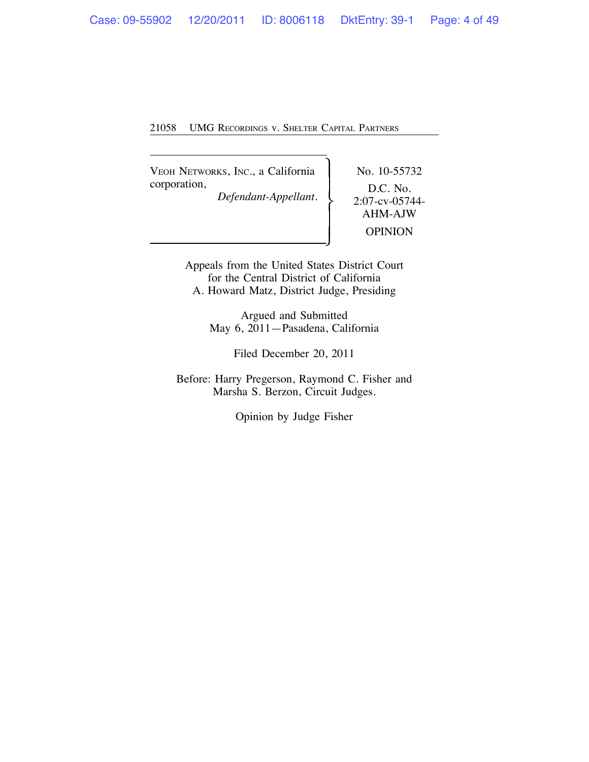VEOH NETWORKS, INC., a California corporation,
*Defendant-Appellant.*

No. 10-55732

D.C. No. 2:07-cv-05744-AHM-AJW

OPINION

Appeals from the United States District Court
for the Central District of California
A. Howard Matz, District Judge, Presiding

Argued and Submitted
May 6, 2011—Pasadena, California

Filed December 20, 2011

Before: Harry Pregerson, Raymond C. Fisher and
Marsha S. Berzon, Circuit Judges.

Opinion by Judge Fisher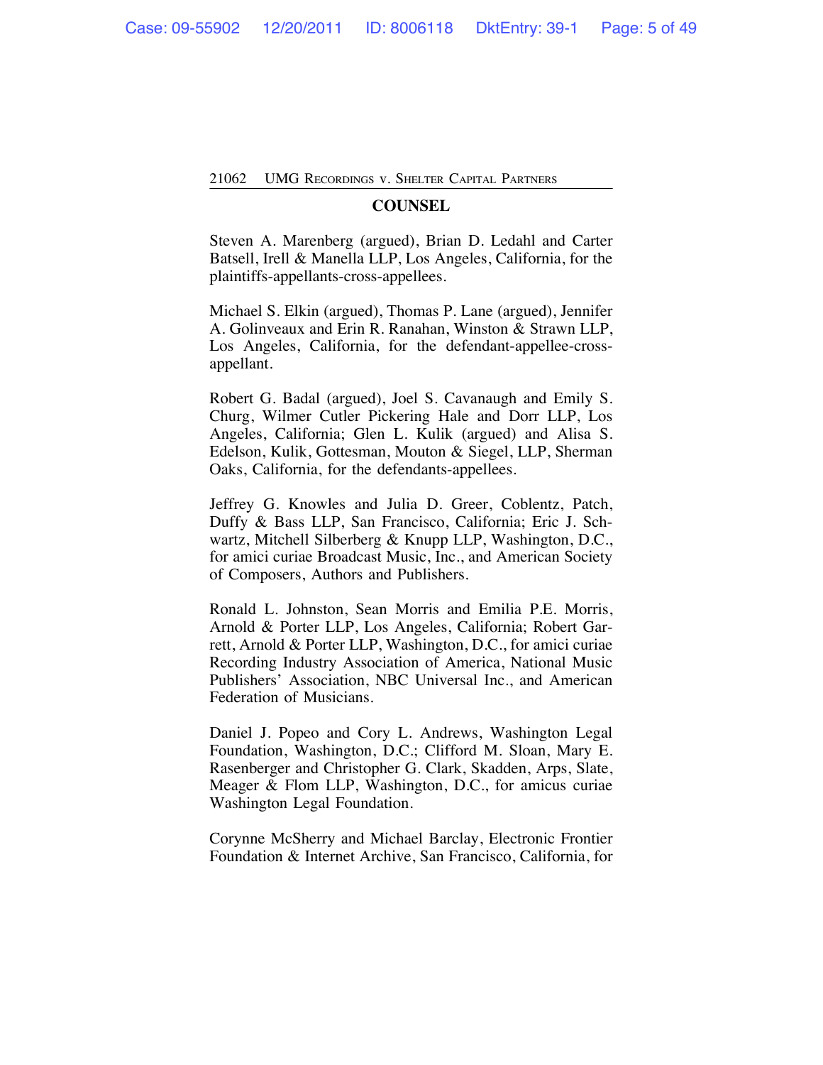## COUNSEL

Steven A. Marenberg (argued), Brian D. Ledahl and Carter Batsell, Irell & Manella LLP, Los Angeles, California, for the plaintiffs-appellants-cross-appellees.

Michael S. Elkin (argued), Thomas P. Lane (argued), Jennifer A. Golinveaux and Erin R. Ranahan, Winston & Strawn LLP, Los Angeles, California, for the defendant-appellee-cross-appellant.

Robert G. Badal (argued), Joel S. Cavanaugh and Emily S. Churg, Wilmer Cutler Pickering Hale and Dorr LLP, Los Angeles, California; Glen L. Kulik (argued) and Alisa S. Edelson, Kulik, Gottesman, Mouton & Siegel, LLP, Sherman Oaks, California, for the defendants-appellees.

Jeffrey G. Knowles and Julia D. Greer, Coblentz, Patch, Duffy & Bass LLP, San Francisco, California; Eric J. Schwartz, Mitchell Silberberg & Knupp LLP, Washington, D.C., for amici curiae Broadcast Music, Inc., and American Society of Composers, Authors and Publishers.

Ronald L. Johnston, Sean Morris and Emilia P.E. Morris, Arnold & Porter LLP, Los Angeles, California; Robert Garrett, Arnold & Porter LLP, Washington, D.C., for amici curiae Recording Industry Association of America, National Music Publishers' Association, NBC Universal Inc., and American Federation of Musicians.

Daniel J. Popeo and Cory L. Andrews, Washington Legal Foundation, Washington, D.C.; Clifford M. Sloan, Mary E. Rasenberger and Christopher G. Clark, Skadden, Arps, Slate, Meager & Flom LLP, Washington, D.C., for amicus curiae Washington Legal Foundation.

Corynne McSherry and Michael Barclay, Electronic Frontier Foundation & Internet Archive, San Francisco, California, for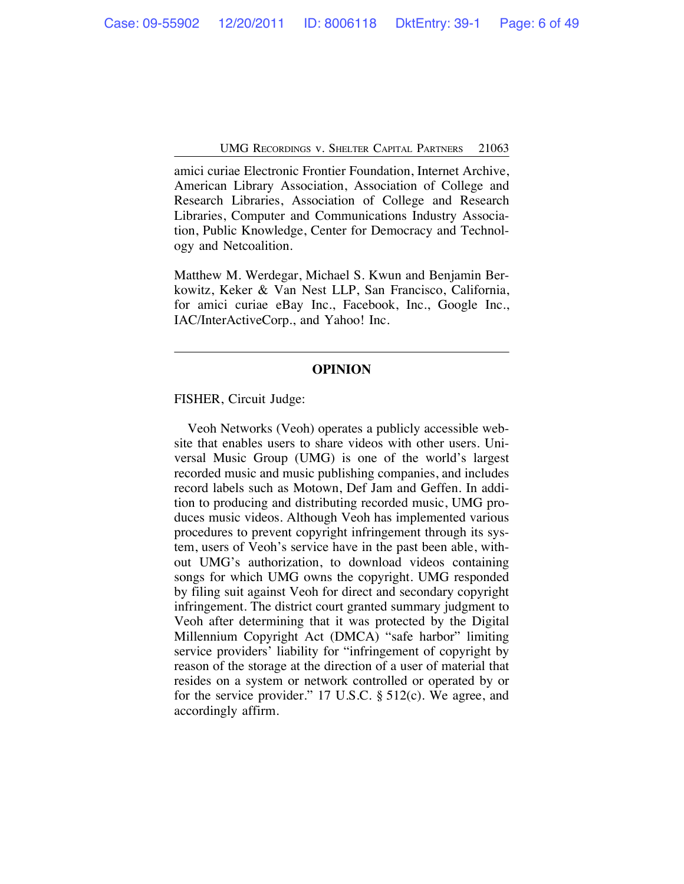amici curiae Electronic Frontier Foundation, Internet Archive, American Library Association, Association of College and Research Libraries, Association of College and Research Libraries, Computer and Communications Industry Association, Public Knowledge, Center for Democracy and Technology and Netcoalition.

Matthew M. Werdegar, Michael S. Kwun and Benjamin Berkowitz, Keker & Van Nest LLP, San Francisco, California, for amici curiae eBay Inc., Facebook, Inc., Google Inc., IAC/InterActiveCorp., and Yahoo! Inc.

---

## OPINION

FISHER, Circuit Judge:

Veoh Networks (Veoh) operates a publicly accessible website that enables users to share videos with other users. Universal Music Group (UMG) is one of the world's largest recorded music and music publishing companies, and includes record labels such as Motown, Def Jam and Geffen. In addition to producing and distributing recorded music, UMG produces music videos. Although Veoh has implemented various procedures to prevent copyright infringement through its system, users of Veoh's service have in the past been able, without UMG's authorization, to download videos containing songs for which UMG owns the copyright. UMG responded by filing suit against Veoh for direct and secondary copyright infringement. The district court granted summary judgment to Veoh after determining that it was protected by the Digital Millennium Copyright Act (DMCA) "safe harbor" limiting service providers' liability for "infringement of copyright by reason of the storage at the direction of a user of material that resides on a system or network controlled or operated by or for the service provider." 17 U.S.C. § 512(c). We agree, and accordingly affirm.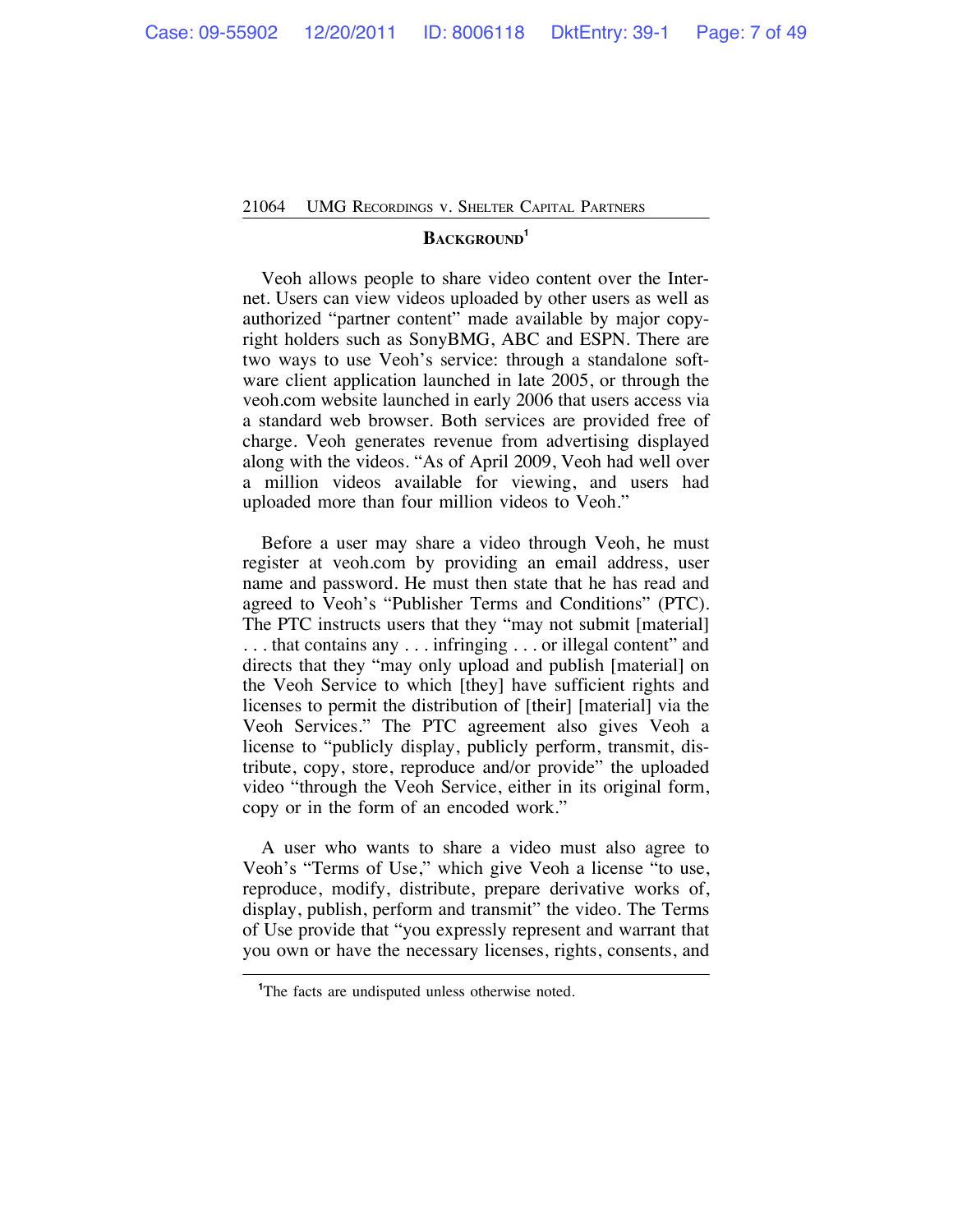## BACKGROUND[1]

Veoh allows people to share video content over the Internet. Users can view videos uploaded by other users as well as authorized "partner content" made available by major copyright holders such as SonyBMG, ABC and ESPN. There are two ways to use Veoh's service: through a standalone software client application launched in late 2005, or through the veoh.com website launched in early 2006 that users access via a standard web browser. Both services are provided free of charge. Veoh generates revenue from advertising displayed along with the videos. "As of April 2009, Veoh had well over a million videos available for viewing, and users had uploaded more than four million videos to Veoh."

Before a user may share a video through Veoh, he must register at veoh.com by providing an email address, user name and password. He must then state that he has read and agreed to Veoh's "Publisher Terms and Conditions" (PTC). The PTC instructs users that they "may not submit [material] . . . that contains any . . . infringing . . . or illegal content" and directs that they "may only upload and publish [material] on the Veoh Service to which [they] have sufficient rights and licenses to permit the distribution of [their] [material] via the Veoh Services." The PTC agreement also gives Veoh a license to "publicly display, publicly perform, transmit, distribute, copy, store, reproduce and/or provide" the uploaded video "through the Veoh Service, either in its original form, copy or in the form of an encoded work."

A user who wants to share a video must also agree to Veoh's "Terms of Use," which give Veoh a license "to use, reproduce, modify, distribute, prepare derivative works of, display, publish, perform and transmit" the video. The Terms of Use provide that "you expressly represent and warrant that you own or have the necessary licenses, rights, consents, and

---

[1]The facts are undisputed unless otherwise noted.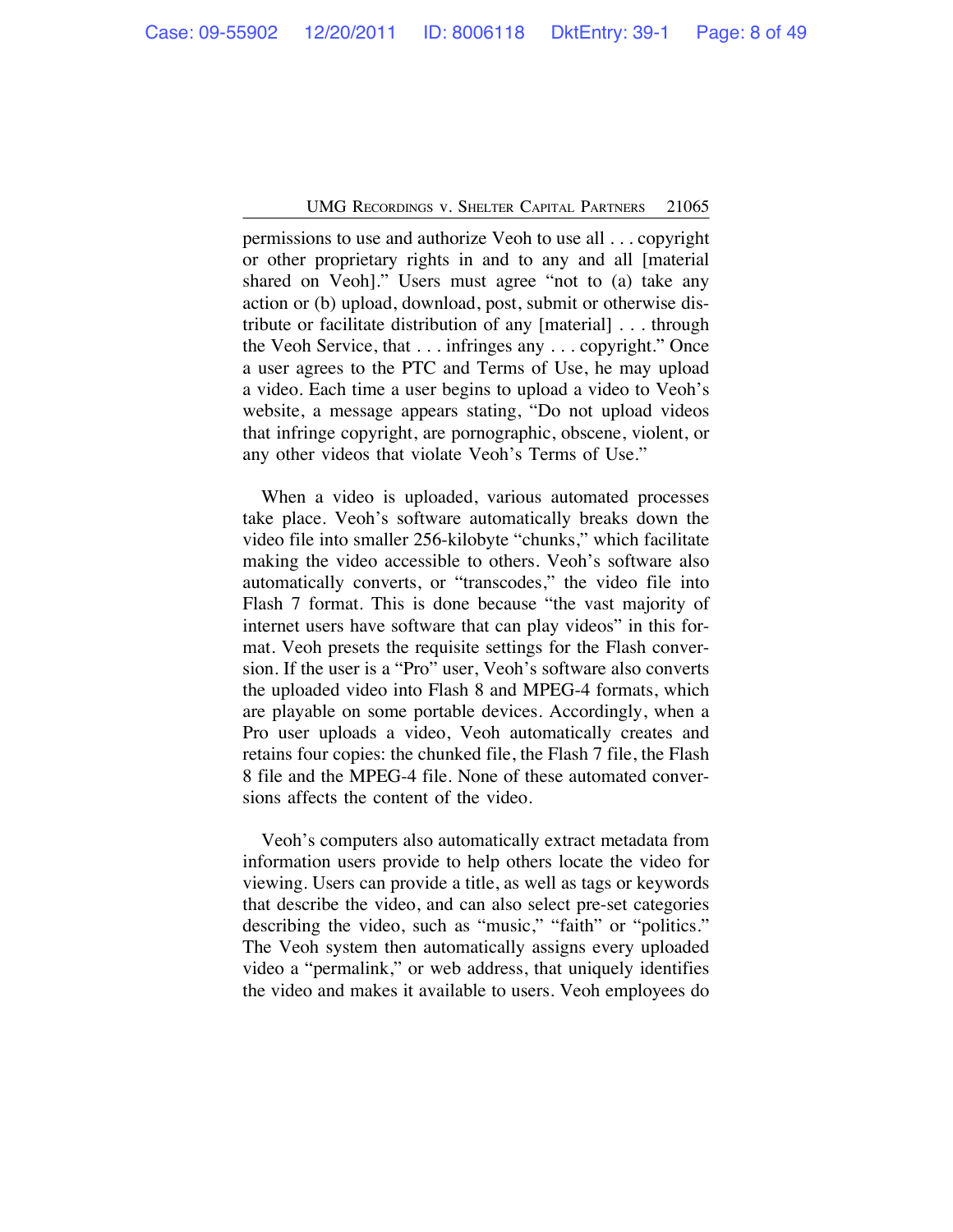permissions to use and authorize Veoh to use all . . . copyright or other proprietary rights in and to any and all [material shared on Veoh]." Users must agree "not to (a) take any action or (b) upload, download, post, submit or otherwise distribute or facilitate distribution of any [material] . . . through the Veoh Service, that . . . infringes any . . . copyright." Once a user agrees to the PTC and Terms of Use, he may upload a video. Each time a user begins to upload a video to Veoh's website, a message appears stating, "Do not upload videos that infringe copyright, are pornographic, obscene, violent, or any other videos that violate Veoh's Terms of Use."

When a video is uploaded, various automated processes take place. Veoh's software automatically breaks down the video file into smaller 256-kilobyte "chunks," which facilitate making the video accessible to others. Veoh's software also automatically converts, or "transcodes," the video file into Flash 7 format. This is done because "the vast majority of internet users have software that can play videos" in this format. Veoh presets the requisite settings for the Flash conversion. If the user is a "Pro" user, Veoh's software also converts the uploaded video into Flash 8 and MPEG-4 formats, which are playable on some portable devices. Accordingly, when a Pro user uploads a video, Veoh automatically creates and retains four copies: the chunked file, the Flash 7 file, the Flash 8 file and the MPEG-4 file. None of these automated conversions affects the content of the video.

Veoh's computers also automatically extract metadata from information users provide to help others locate the video for viewing. Users can provide a title, as well as tags or keywords that describe the video, and can also select pre-set categories describing the video, such as "music," "faith" or "politics." The Veoh system then automatically assigns every uploaded video a "permalink," or web address, that uniquely identifies the video and makes it available to users. Veoh employees do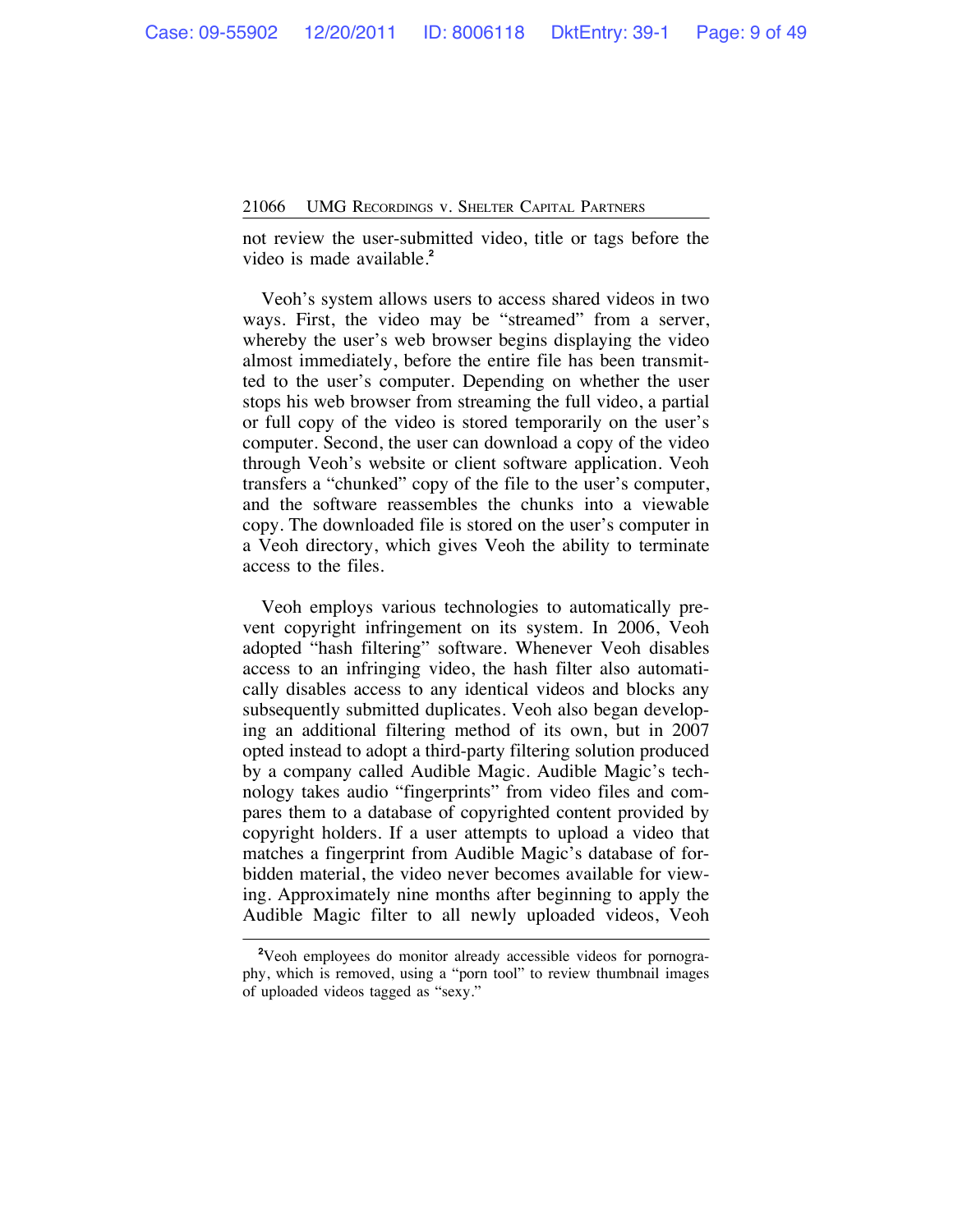not review the user-submitted video, title or tags before the video is made available.[2]

Veoh's system allows users to access shared videos in two ways. First, the video may be "streamed" from a server, whereby the user's web browser begins displaying the video almost immediately, before the entire file has been transmitted to the user's computer. Depending on whether the user stops his web browser from streaming the full video, a partial or full copy of the video is stored temporarily on the user's computer. Second, the user can download a copy of the video through Veoh's website or client software application. Veoh transfers a "chunked" copy of the file to the user's computer, and the software reassembles the chunks into a viewable copy. The downloaded file is stored on the user's computer in a Veoh directory, which gives Veoh the ability to terminate access to the files.

Veoh employs various technologies to automatically prevent copyright infringement on its system. In 2006, Veoh adopted "hash filtering" software. Whenever Veoh disables access to an infringing video, the hash filter also automatically disables access to any identical videos and blocks any subsequently submitted duplicates. Veoh also began developing an additional filtering method of its own, but in 2007 opted instead to adopt a third-party filtering solution produced by a company called Audible Magic. Audible Magic's technology takes audio "fingerprints" from video files and compares them to a database of copyrighted content provided by copyright holders. If a user attempts to upload a video that matches a fingerprint from Audible Magic's database of forbidden material, the video never becomes available for viewing. Approximately nine months after beginning to apply the Audible Magic filter to all newly uploaded videos, Veoh

---

[2]Veoh employees do monitor already accessible videos for pornography, which is removed, using a "porn tool" to review thumbnail images of uploaded videos tagged as "sexy."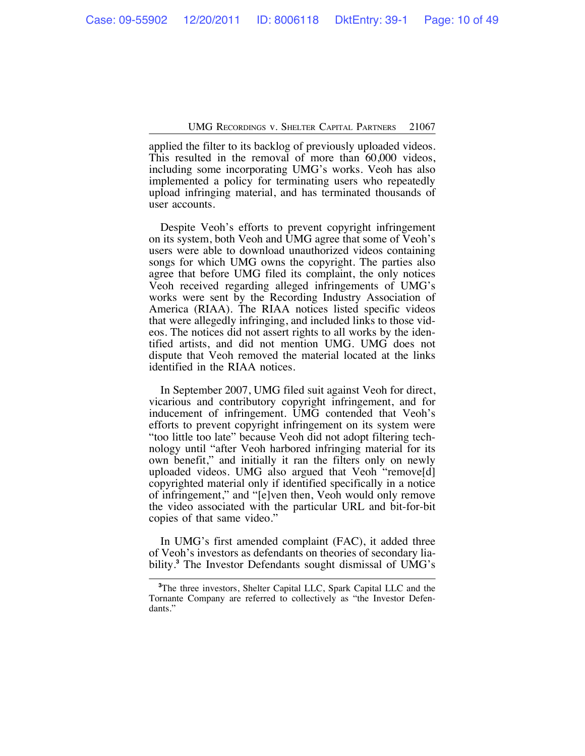applied the filter to its backlog of previously uploaded videos. This resulted in the removal of more than 60,000 videos, including some incorporating UMG's works. Veoh has also implemented a policy for terminating users who repeatedly upload infringing material, and has terminated thousands of user accounts.

Despite Veoh's efforts to prevent copyright infringement on its system, both Veoh and UMG agree that some of Veoh's users were able to download unauthorized videos containing songs for which UMG owns the copyright. The parties also agree that before UMG filed its complaint, the only notices Veoh received regarding alleged infringements of UMG's works were sent by the Recording Industry Association of America (RIAA). The RIAA notices listed specific videos that were allegedly infringing, and included links to those videos. The notices did not assert rights to all works by the identified artists, and did not mention UMG. UMG does not dispute that Veoh removed the material located at the links identified in the RIAA notices.

In September 2007, UMG filed suit against Veoh for direct, vicarious and contributory copyright infringement, and for inducement of infringement. UMG contended that Veoh's efforts to prevent copyright infringement on its system were "too little too late" because Veoh did not adopt filtering technology until "after Veoh harbored infringing material for its own benefit," and initially it ran the filters only on newly uploaded videos. UMG also argued that Veoh "remove[d] copyrighted material only if identified specifically in a notice of infringement," and "[e]ven then, Veoh would only remove the video associated with the particular URL and bit-for-bit copies of that same video."

In UMG's first amended complaint (FAC), it added three of Veoh's investors as defendants on theories of secondary liability.[3] The Investor Defendants sought dismissal of UMG's

[3]The three investors, Shelter Capital LLC, Spark Capital LLC and the Tornante Company are referred to collectively as "the Investor Defendants."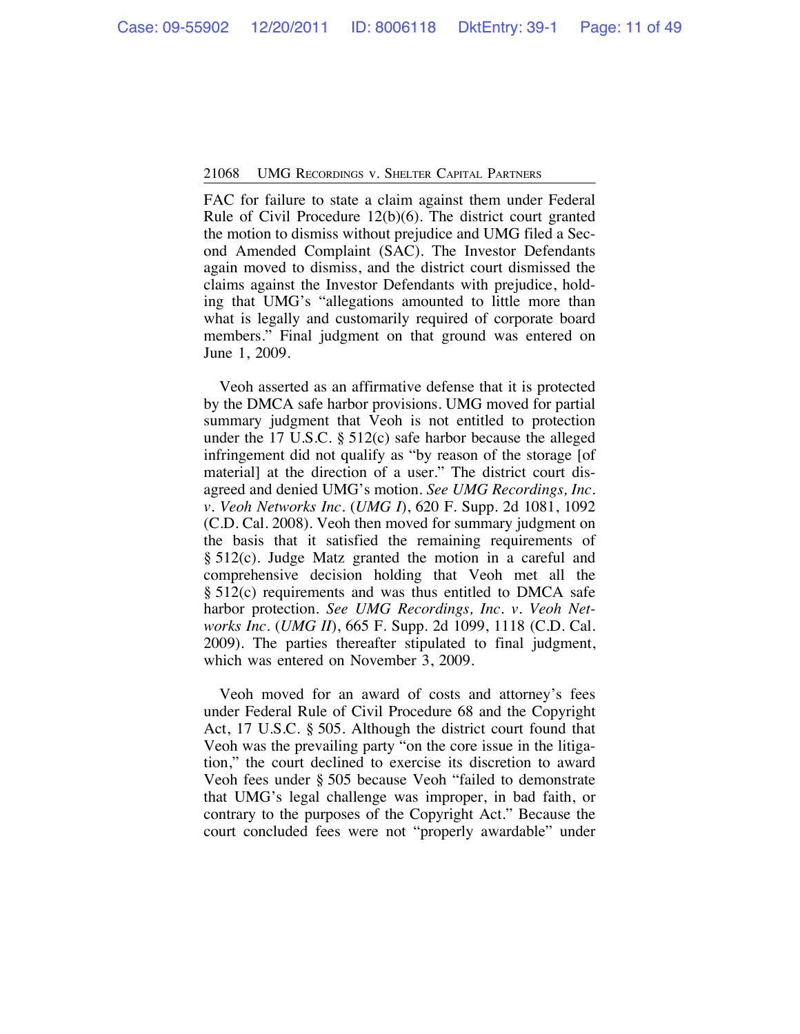FAC for failure to state a claim against them under Federal Rule of Civil Procedure 12(b)(6). The district court granted the motion to dismiss without prejudice and UMG filed a Second Amended Complaint (SAC). The Investor Defendants again moved to dismiss, and the district court dismissed the claims against the Investor Defendants with prejudice, holding that UMG's "allegations amounted to little more than what is legally and customarily required of corporate board members." Final judgment on that ground was entered on June 1, 2009.

Veoh asserted as an affirmative defense that it is protected by the DMCA safe harbor provisions. UMG moved for partial summary judgment that Veoh is not entitled to protection under the 17 U.S.C. § 512(c) safe harbor because the alleged infringement did not qualify as "by reason of the storage [of material] at the direction of a user." The district court disagreed and denied UMG's motion. *See UMG Recordings, Inc. v. Veoh Networks Inc.* (*UMG I*), 620 F. Supp. 2d 1081, 1092 (C.D. Cal. 2008). Veoh then moved for summary judgment on the basis that it satisfied the remaining requirements of § 512(c). Judge Matz granted the motion in a careful and comprehensive decision holding that Veoh met all the § 512(c) requirements and was thus entitled to DMCA safe harbor protection. *See UMG Recordings, Inc. v. Veoh Networks Inc.* (*UMG II*), 665 F. Supp. 2d 1099, 1118 (C.D. Cal. 2009). The parties thereafter stipulated to final judgment, which was entered on November 3, 2009.

Veoh moved for an award of costs and attorney's fees under Federal Rule of Civil Procedure 68 and the Copyright Act, 17 U.S.C. § 505. Although the district court found that Veoh was the prevailing party "on the core issue in the litigation," the court declined to exercise its discretion to award Veoh fees under § 505 because Veoh "failed to demonstrate that UMG's legal challenge was improper, in bad faith, or contrary to the purposes of the Copyright Act." Because the court concluded fees were not "properly awardable" under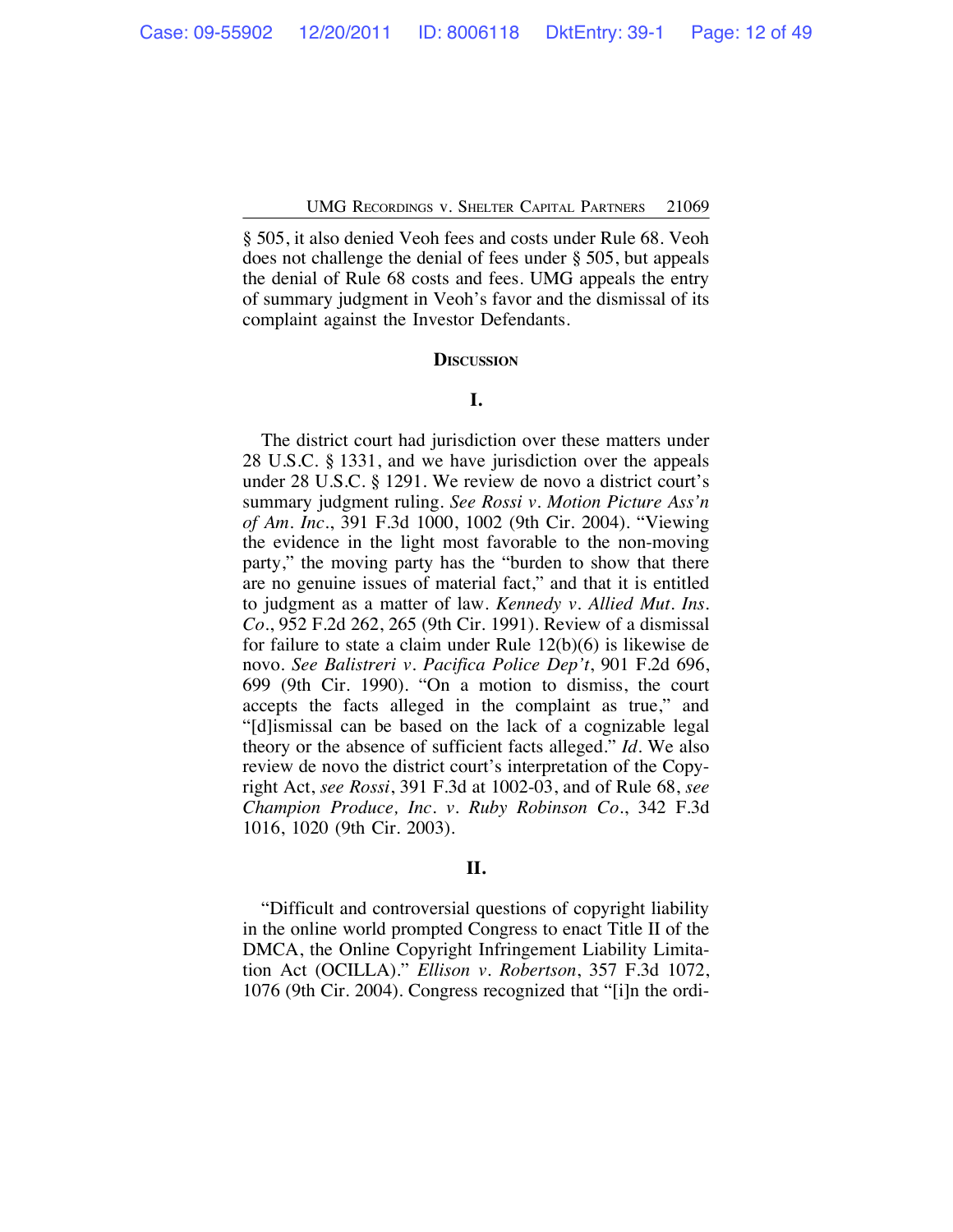§ 505, it also denied Veoh fees and costs under Rule 68. Veoh does not challenge the denial of fees under § 505, but appeals the denial of Rule 68 costs and fees. UMG appeals the entry of summary judgment in Veoh's favor and the dismissal of its complaint against the Investor Defendants.

## Discussion

### I.

The district court had jurisdiction over these matters under 28 U.S.C. § 1331, and we have jurisdiction over the appeals under 28 U.S.C. § 1291. We review de novo a district court's summary judgment ruling. *See Rossi v. Motion Picture Ass'n of Am. Inc.*, 391 F.3d 1000, 1002 (9th Cir. 2004). "Viewing the evidence in the light most favorable to the non-moving party," the moving party has the "burden to show that there are no genuine issues of material fact," and that it is entitled to judgment as a matter of law. *Kennedy v. Allied Mut. Ins. Co.*, 952 F.2d 262, 265 (9th Cir. 1991). Review of a dismissal for failure to state a claim under Rule 12(b)(6) is likewise de novo. *See Balistreri v. Pacifica Police Dep't*, 901 F.2d 696, 699 (9th Cir. 1990). "On a motion to dismiss, the court accepts the facts alleged in the complaint as true," and "[d]ismissal can be based on the lack of a cognizable legal theory or the absence of sufficient facts alleged." *Id.* We also review de novo the district court's interpretation of the Copyright Act, *see Rossi*, 391 F.3d at 1002-03, and of Rule 68, *see Champion Produce, Inc. v. Ruby Robinson Co.*, 342 F.3d 1016, 1020 (9th Cir. 2003).

### II.

"Difficult and controversial questions of copyright liability in the online world prompted Congress to enact Title II of the DMCA, the Online Copyright Infringement Liability Limitation Act (OCILLA)." *Ellison v. Robertson*, 357 F.3d 1072, 1076 (9th Cir. 2004). Congress recognized that "[i]n the ordi-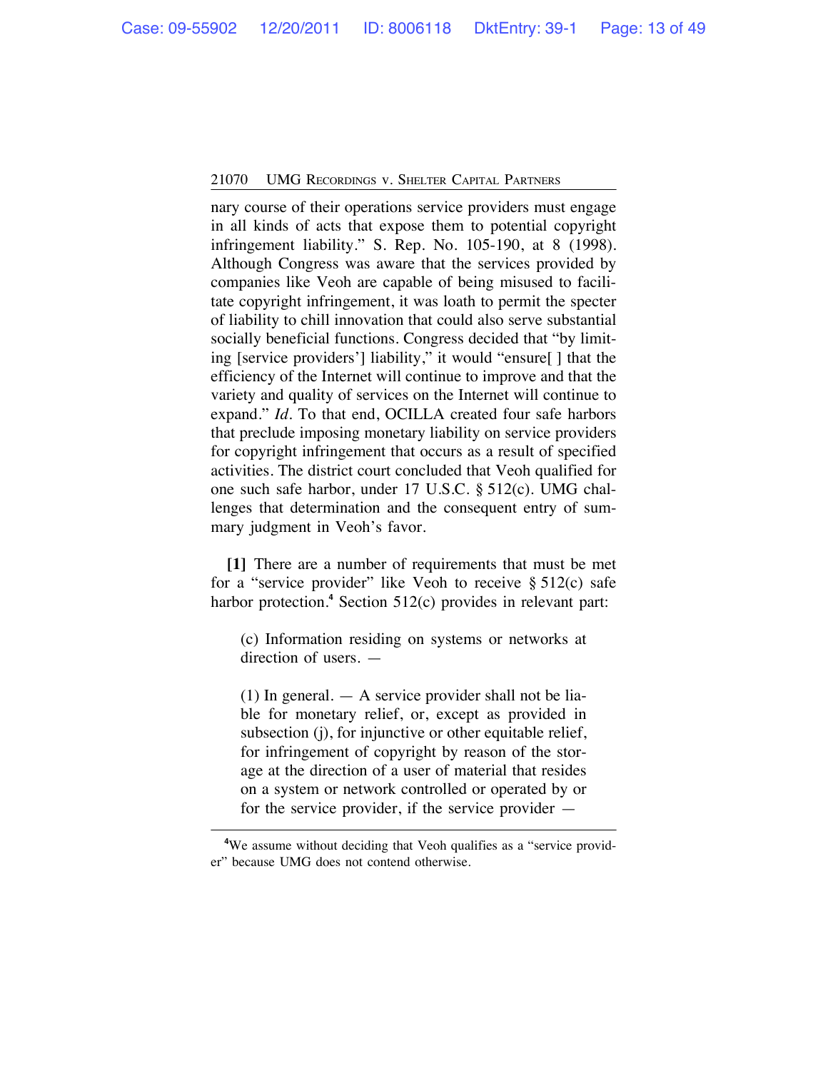nary course of their operations service providers must engage in all kinds of acts that expose them to potential copyright infringement liability." S. Rep. No. 105-190, at 8 (1998). Although Congress was aware that the services provided by companies like Veoh are capable of being misused to facilitate copyright infringement, it was loath to permit the specter of liability to chill innovation that could also serve substantial socially beneficial functions. Congress decided that "by limiting [service providers'] liability," it would "ensure[ ] that the efficiency of the Internet will continue to improve and that the variety and quality of services on the Internet will continue to expand." *Id*. To that end, OCILLA created four safe harbors that preclude imposing monetary liability on service providers for copyright infringement that occurs as a result of specified activities. The district court concluded that Veoh qualified for one such safe harbor, under 17 U.S.C. § 512(c). UMG challenges that determination and the consequent entry of summary judgment in Veoh's favor.

**[1]** There are a number of requirements that must be met for a "service provider" like Veoh to receive § 512(c) safe harbor protection.[4] Section 512(c) provides in relevant part:

> (c) Information residing on systems or networks at direction of users. —
>
> (1) In general. — A service provider shall not be liable for monetary relief, or, except as provided in subsection (j), for injunctive or other equitable relief, for infringement of copyright by reason of the storage at the direction of a user of material that resides on a system or network controlled or operated by or for the service provider, if the service provider —

---

[4]We assume without deciding that Veoh qualifies as a "service provider" because UMG does not contend otherwise.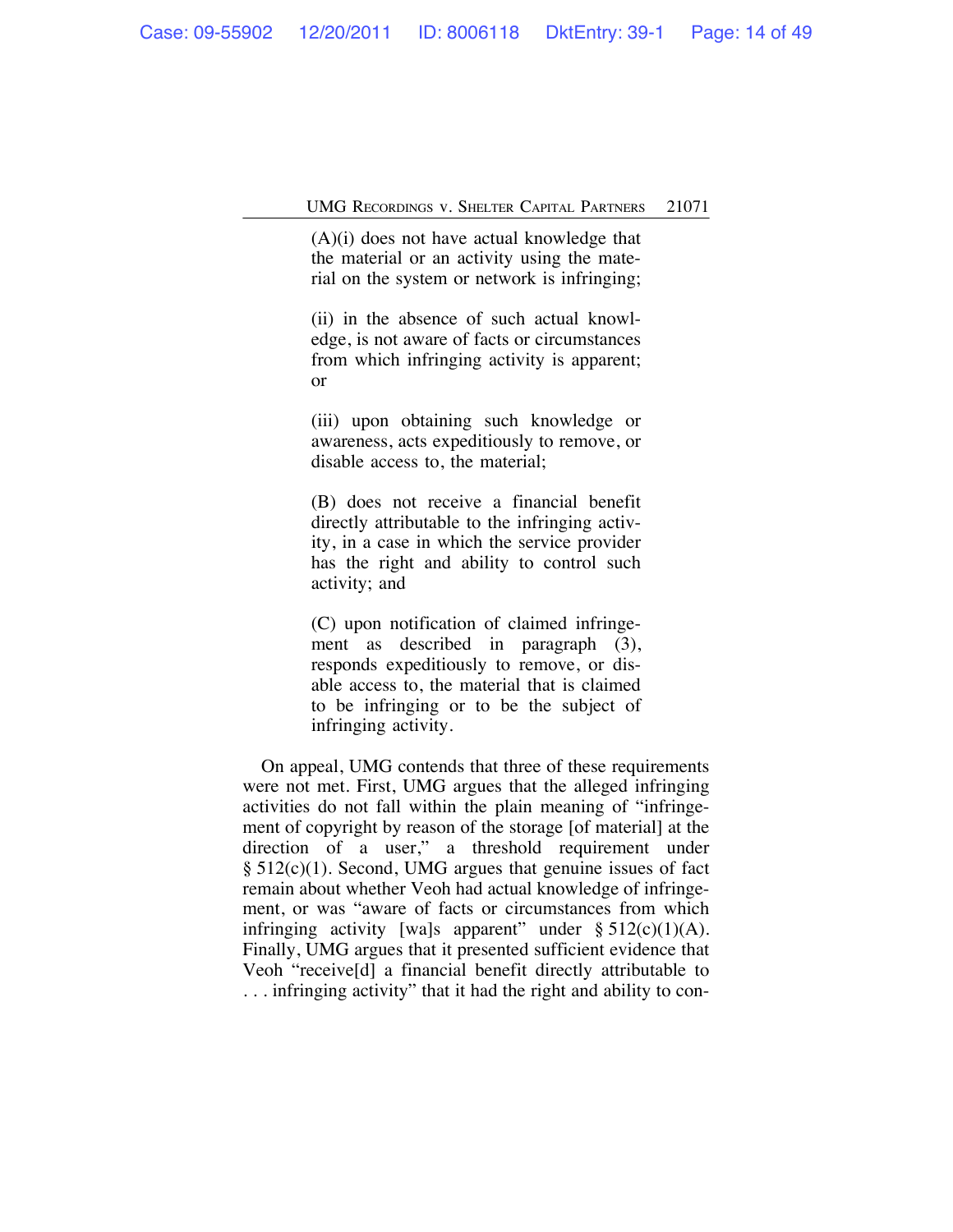> (A)(i) does not have actual knowledge that the material or an activity using the material on the system or network is infringing;
>
> (ii) in the absence of such actual knowledge, is not aware of facts or circumstances from which infringing activity is apparent; or
>
> (iii) upon obtaining such knowledge or awareness, acts expeditiously to remove, or disable access to, the material;
>
> (B) does not receive a financial benefit directly attributable to the infringing activity, in a case in which the service provider has the right and ability to control such activity; and
>
> (C) upon notification of claimed infringement as described in paragraph (3), responds expeditiously to remove, or disable access to, the material that is claimed to be infringing or to be the subject of infringing activity.

On appeal, UMG contends that three of these requirements were not met. First, UMG argues that the alleged infringing activities do not fall within the plain meaning of "infringement of copyright by reason of the storage [of material] at the direction of a user," a threshold requirement under § 512(c)(1). Second, UMG argues that genuine issues of fact remain about whether Veoh had actual knowledge of infringement, or was "aware of facts or circumstances from which infringing activity [wa]s apparent" under § 512(c)(1)(A). Finally, UMG argues that it presented sufficient evidence that Veoh "receive[d] a financial benefit directly attributable to . . . infringing activity" that it had the right and ability to con-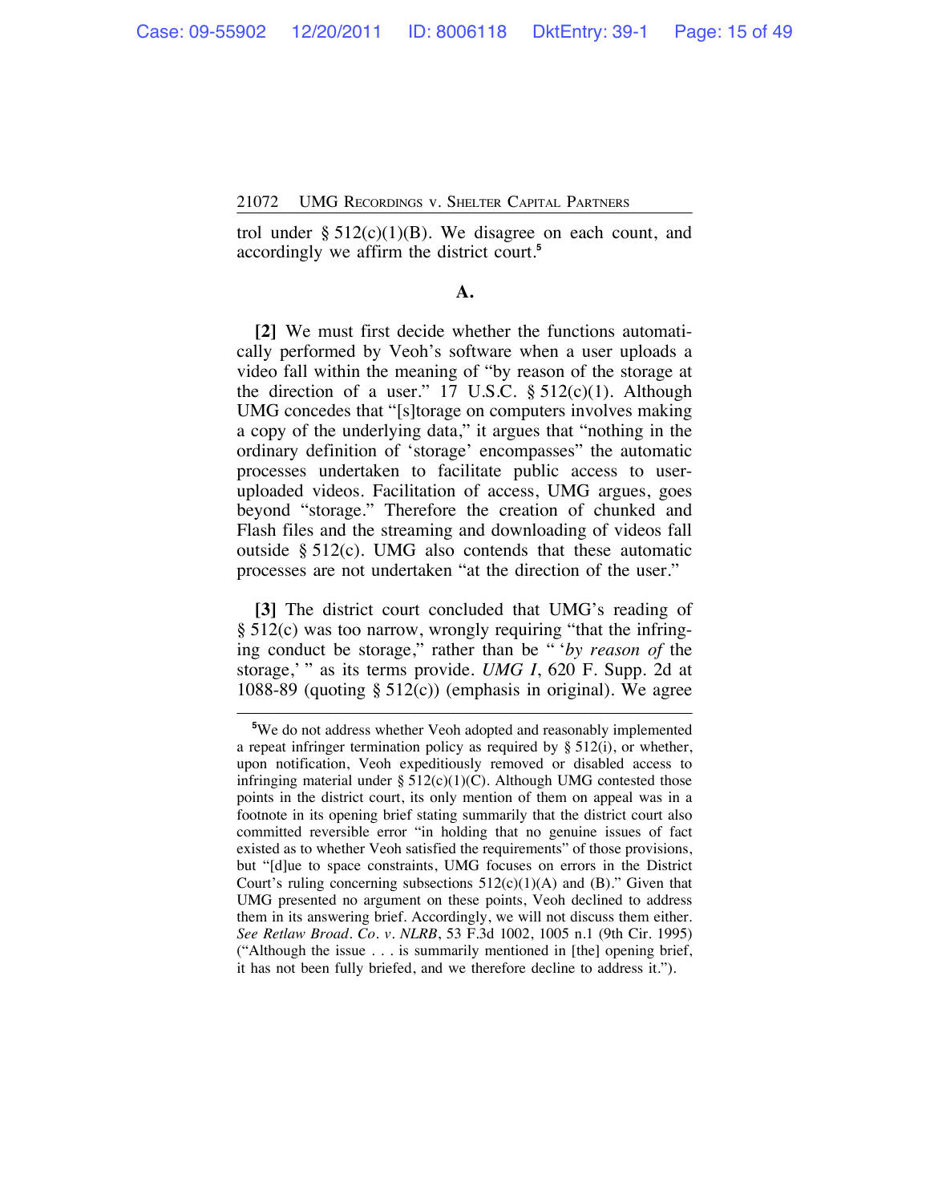trol under § 512(c)(1)(B). We disagree on each count, and accordingly we affirm the district court.[5]

**A.**

**[2]** We must first decide whether the functions automatically performed by Veoh's software when a user uploads a video fall within the meaning of "by reason of the storage at the direction of a user." 17 U.S.C. § 512(c)(1). Although UMG concedes that "[s]torage on computers involves making a copy of the underlying data," it argues that "nothing in the ordinary definition of 'storage' encompasses" the automatic processes undertaken to facilitate public access to user-uploaded videos. Facilitation of access, UMG argues, goes beyond "storage." Therefore the creation of chunked and Flash files and the streaming and downloading of videos fall outside § 512(c). UMG also contends that these automatic processes are not undertaken "at the direction of the user."

**[3]** The district court concluded that UMG's reading of § 512(c) was too narrow, wrongly requiring "that the infringing conduct be storage," rather than be " '*by reason of* the storage,' " as its terms provide. *UMG I*, 620 F. Supp. 2d at 1088-89 (quoting § 512(c)) (emphasis in original). We agree

---

[5]We do not address whether Veoh adopted and reasonably implemented a repeat infringer termination policy as required by § 512(i), or whether, upon notification, Veoh expeditiously removed or disabled access to infringing material under § 512(c)(1)(C). Although UMG contested those points in the district court, its only mention of them on appeal was in a footnote in its opening brief stating summarily that the district court also committed reversible error "in holding that no genuine issues of fact existed as to whether Veoh satisfied the requirements" of those provisions, but "[d]ue to space constraints, UMG focuses on errors in the District Court's ruling concerning subsections 512(c)(1)(A) and (B)." Given that UMG presented no argument on these points, Veoh declined to address them in its answering brief. Accordingly, we will not discuss them either. *See Retlaw Broad. Co. v. NLRB*, 53 F.3d 1002, 1005 n.1 (9th Cir. 1995) ("Although the issue . . . is summarily mentioned in [the] opening brief, it has not been fully briefed, and we therefore decline to address it.").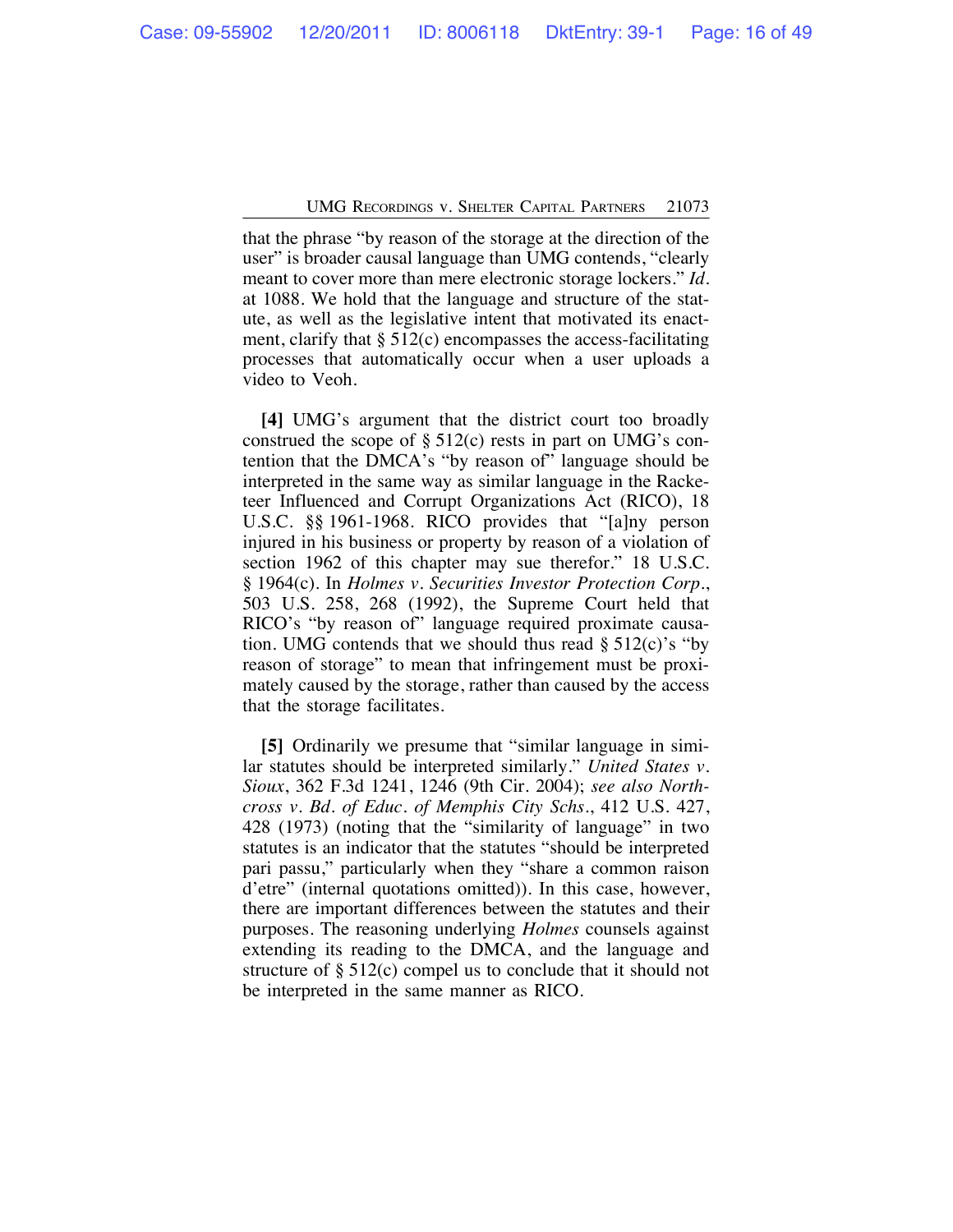that the phrase "by reason of the storage at the direction of the user" is broader causal language than UMG contends, "clearly meant to cover more than mere electronic storage lockers." *Id.* at 1088. We hold that the language and structure of the statute, as well as the legislative intent that motivated its enactment, clarify that § 512(c) encompasses the access-facilitating processes that automatically occur when a user uploads a video to Veoh.

**[4]** UMG's argument that the district court too broadly construed the scope of § 512(c) rests in part on UMG's contention that the DMCA's "by reason of" language should be interpreted in the same way as similar language in the Racketeer Influenced and Corrupt Organizations Act (RICO), 18 U.S.C. §§ 1961-1968. RICO provides that "[a]ny person injured in his business or property by reason of a violation of section 1962 of this chapter may sue therefor." 18 U.S.C. § 1964(c). In *Holmes v. Securities Investor Protection Corp.*, 503 U.S. 258, 268 (1992), the Supreme Court held that RICO's "by reason of" language required proximate causation. UMG contends that we should thus read § 512(c)'s "by reason of storage" to mean that infringement must be proximately caused by the storage, rather than caused by the access that the storage facilitates.

**[5]** Ordinarily we presume that "similar language in similar statutes should be interpreted similarly." *United States v. Sioux*, 362 F.3d 1241, 1246 (9th Cir. 2004); *see also Northcross v. Bd. of Educ. of Memphis City Schs.*, 412 U.S. 427, 428 (1973) (noting that the "similarity of language" in two statutes is an indicator that the statutes "should be interpreted pari passu," particularly when they "share a common raison d'etre" (internal quotations omitted)). In this case, however, there are important differences between the statutes and their purposes. The reasoning underlying *Holmes* counsels against extending its reading to the DMCA, and the language and structure of § 512(c) compel us to conclude that it should not be interpreted in the same manner as RICO.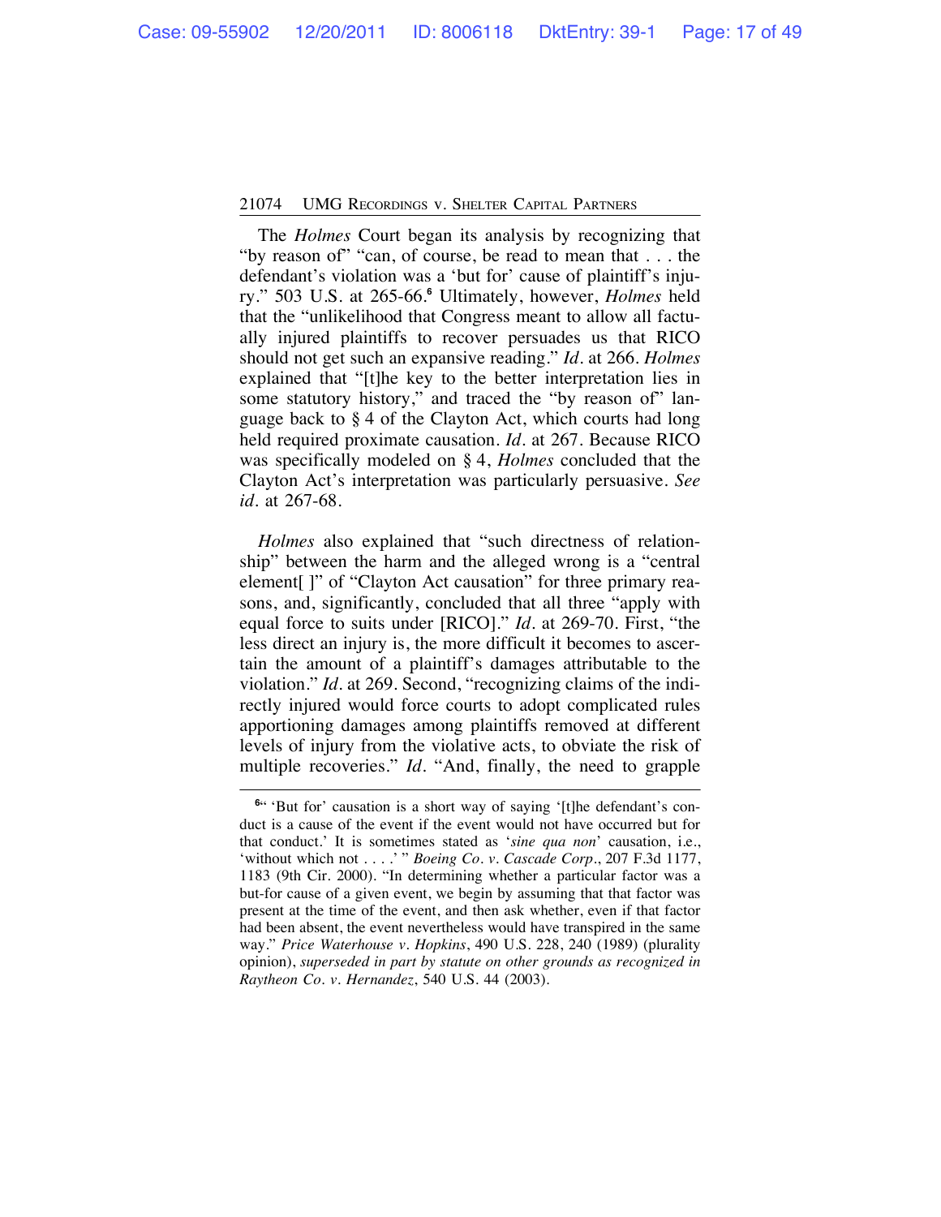The *Holmes* Court began its analysis by recognizing that "by reason of" "can, of course, be read to mean that . . . the defendant's violation was a 'but for' cause of plaintiff's injury." 503 U.S. at 265-66.[6] Ultimately, however, *Holmes* held that the "unlikelihood that Congress meant to allow all factually injured plaintiffs to recover persuades us that RICO should not get such an expansive reading." *Id.* at 266. *Holmes* explained that "[t]he key to the better interpretation lies in some statutory history," and traced the "by reason of" language back to § 4 of the Clayton Act, which courts had long held required proximate causation. *Id.* at 267. Because RICO was specifically modeled on § 4, *Holmes* concluded that the Clayton Act's interpretation was particularly persuasive. *See id.* at 267-68.

*Holmes* also explained that "such directness of relationship" between the harm and the alleged wrong is a "central element[ ]" of "Clayton Act causation" for three primary reasons, and, significantly, concluded that all three "apply with equal force to suits under [RICO]." *Id.* at 269-70. First, "the less direct an injury is, the more difficult it becomes to ascertain the amount of a plaintiff's damages attributable to the violation." *Id.* at 269. Second, "recognizing claims of the indirectly injured would force courts to adopt complicated rules apportioning damages among plaintiffs removed at different levels of injury from the violative acts, to obviate the risk of multiple recoveries." *Id.* "And, finally, the need to grapple

---

[6]" 'But for' causation is a short way of saying '[t]he defendant's conduct is a cause of the event if the event would not have occurred but for that conduct.' It is sometimes stated as '*sine qua non*' causation, i.e., 'without which not . . . .' " *Boeing Co. v. Cascade Corp.*, 207 F.3d 1177, 1183 (9th Cir. 2000). "In determining whether a particular factor was a but-for cause of a given event, we begin by assuming that that factor was present at the time of the event, and then ask whether, even if that factor had been absent, the event nevertheless would have transpired in the same way." *Price Waterhouse v. Hopkins*, 490 U.S. 228, 240 (1989) (plurality opinion), *superseded in part by statute on other grounds as recognized in Raytheon Co. v. Hernandez*, 540 U.S. 44 (2003).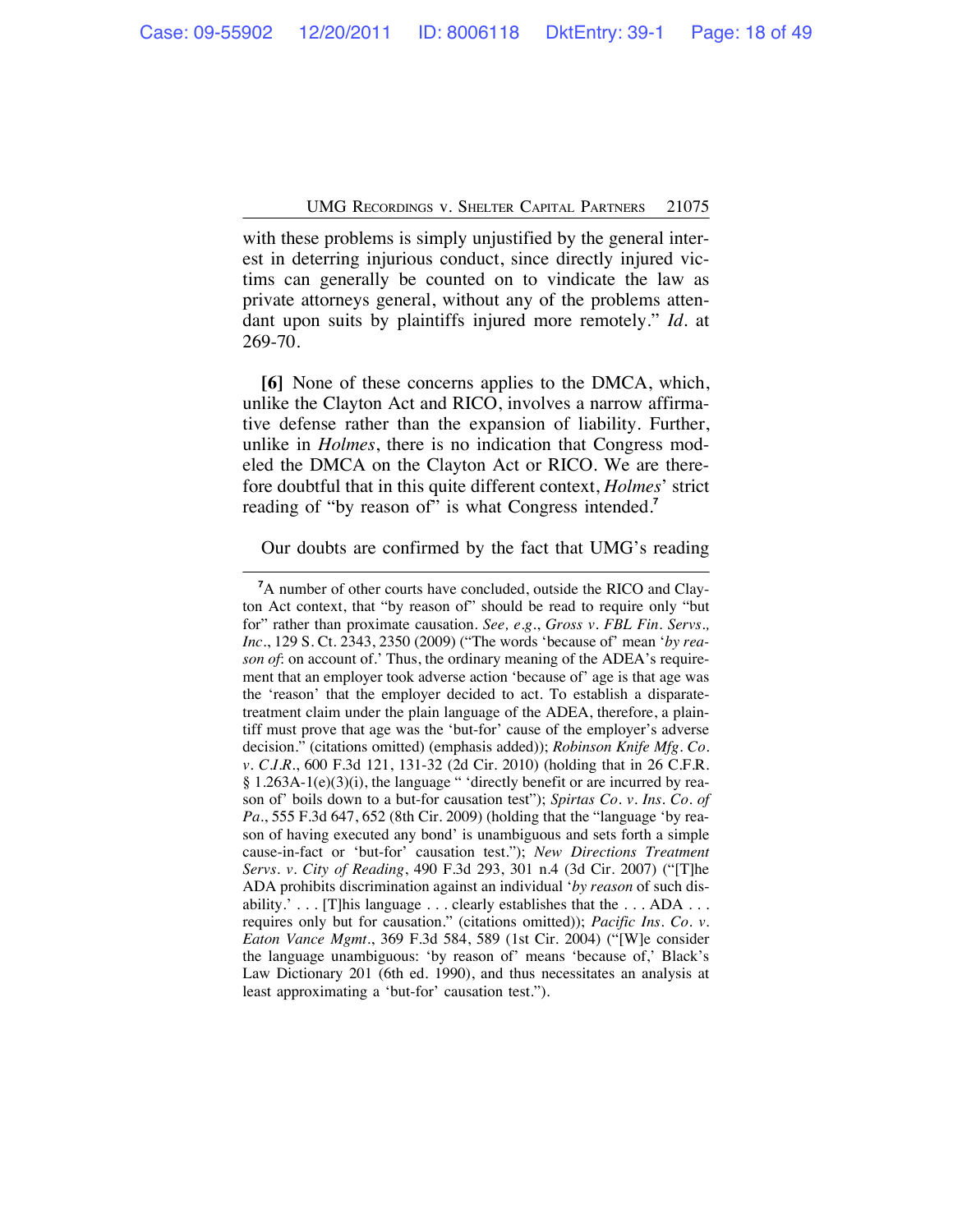with these problems is simply unjustified by the general interest in deterring injurious conduct, since directly injured victims can generally be counted on to vindicate the law as private attorneys general, without any of the problems attendant upon suits by plaintiffs injured more remotely." *Id.* at 269-70.

**[6]** None of these concerns applies to the DMCA, which, unlike the Clayton Act and RICO, involves a narrow affirmative defense rather than the expansion of liability. Further, unlike in *Holmes*, there is no indication that Congress modeled the DMCA on the Clayton Act or RICO. We are therefore doubtful that in this quite different context, *Holmes*' strict reading of "by reason of" is what Congress intended.[7]

Our doubts are confirmed by the fact that UMG's reading

---

[7]A number of other courts have concluded, outside the RICO and Clayton Act context, that "by reason of" should be read to require only "but for" rather than proximate causation. *See, e.g.*, *Gross v. FBL Fin. Servs., Inc.*, 129 S. Ct. 2343, 2350 (2009) ("The words 'because of' mean '*by reason of*: on account of.' Thus, the ordinary meaning of the ADEA's requirement that an employer took adverse action 'because of' age is that age was the 'reason' that the employer decided to act. To establish a disparate-treatment claim under the plain language of the ADEA, therefore, a plaintiff must prove that age was the 'but-for' cause of the employer's adverse decision." (citations omitted) (emphasis added)); *Robinson Knife Mfg. Co. v. C.I.R.*, 600 F.3d 121, 131-32 (2d Cir. 2010) (holding that in 26 C.F.R. § 1.263A-1(e)(3)(i), the language " 'directly benefit or are incurred by reason of' boils down to a but-for causation test"); *Spirtas Co. v. Ins. Co. of Pa.*, 555 F.3d 647, 652 (8th Cir. 2009) (holding that the "language 'by reason of having executed any bond' is unambiguous and sets forth a simple cause-in-fact or 'but-for' causation test."); *New Directions Treatment Servs. v. City of Reading*, 490 F.3d 293, 301 n.4 (3d Cir. 2007) ("[T]he ADA prohibits discrimination against an individual '*by reason* of such disability.' . . . [T]his language . . . clearly establishes that the . . . ADA . . . requires only but for causation." (citations omitted)); *Pacific Ins. Co. v. Eaton Vance Mgmt.*, 369 F.3d 584, 589 (1st Cir. 2004) ("[W]e consider the language unambiguous: 'by reason of' means 'because of,' Black's Law Dictionary 201 (6th ed. 1990), and thus necessitates an analysis at least approximating a 'but-for' causation test.").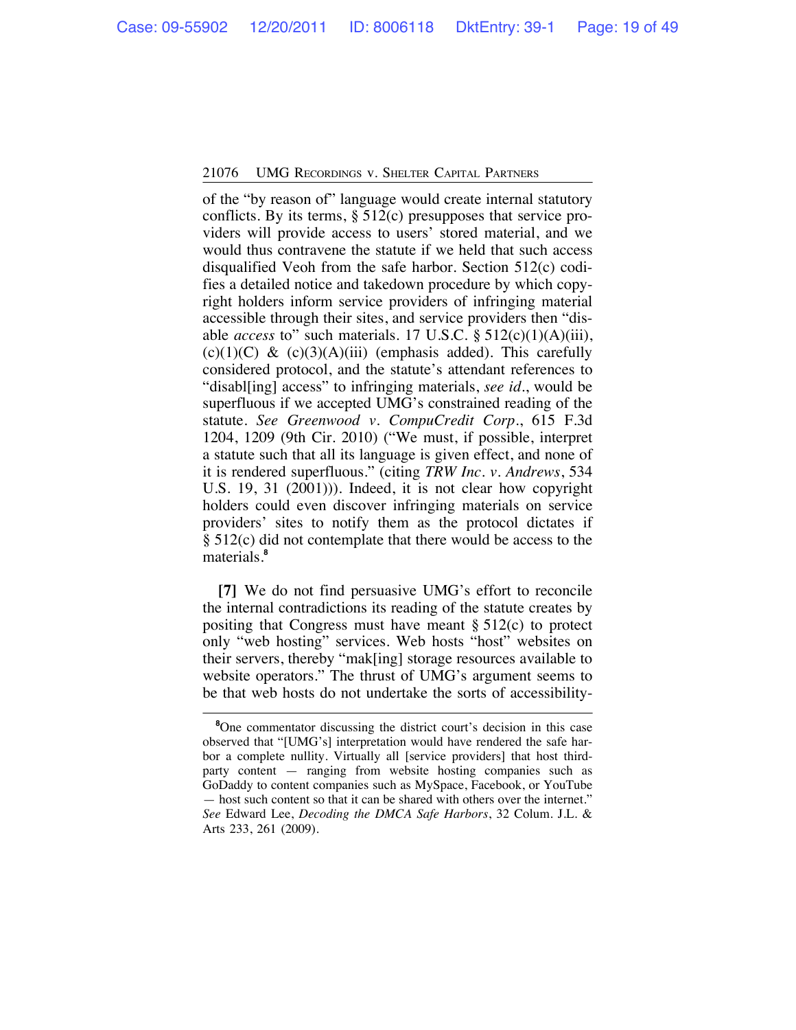of the "by reason of" language would create internal statutory conflicts. By its terms, § 512(c) presupposes that service providers will provide access to users' stored material, and we would thus contravene the statute if we held that such access disqualified Veoh from the safe harbor. Section 512(c) codifies a detailed notice and takedown procedure by which copyright holders inform service providers of infringing material accessible through their sites, and service providers then "disable *access* to" such materials. 17 U.S.C. § 512(c)(1)(A)(iii), (c)(1)(C) & (c)(3)(A)(iii) (emphasis added). This carefully considered protocol, and the statute's attendant references to "disabl[ing] access" to infringing materials, *see id.*, would be superfluous if we accepted UMG's constrained reading of the statute. *See Greenwood v. CompuCredit Corp.*, 615 F.3d 1204, 1209 (9th Cir. 2010) ("We must, if possible, interpret a statute such that all its language is given effect, and none of it is rendered superfluous." (citing *TRW Inc. v. Andrews*, 534 U.S. 19, 31 (2001))). Indeed, it is not clear how copyright holders could even discover infringing materials on service providers' sites to notify them as the protocol dictates if § 512(c) did not contemplate that there would be access to the materials.[8]

**[7]** We do not find persuasive UMG's effort to reconcile the internal contradictions its reading of the statute creates by positing that Congress must have meant § 512(c) to protect only "web hosting" services. Web hosts "host" websites on their servers, thereby "mak[ing] storage resources available to website operators." The thrust of UMG's argument seems to be that web hosts do not undertake the sorts of accessibility-

---

[8]One commentator discussing the district court's decision in this case observed that "[UMG's] interpretation would have rendered the safe harbor a complete nullity. Virtually all [service providers] that host third-party content — ranging from website hosting companies such as GoDaddy to content companies such as MySpace, Facebook, or YouTube — host such content so that it can be shared with others over the internet." *See* Edward Lee, *Decoding the DMCA Safe Harbors*, 32 Colum. J.L. & Arts 233, 261 (2009).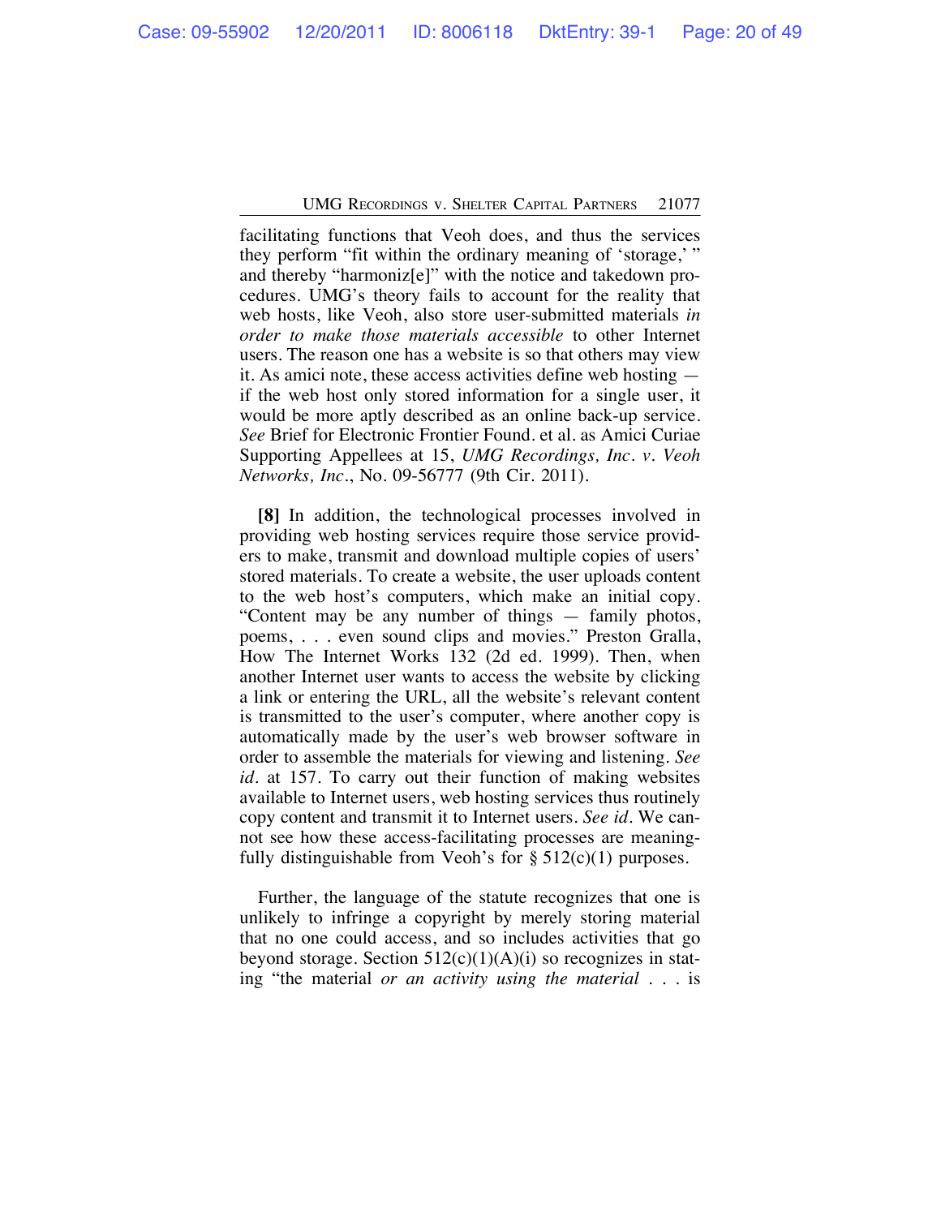facilitating functions that Veoh does, and thus the services they perform "fit within the ordinary meaning of 'storage,' " and thereby "harmoniz[e]" with the notice and takedown procedures. UMG's theory fails to account for the reality that web hosts, like Veoh, also store user-submitted materials *in order to make those materials accessible* to other Internet users. The reason one has a website is so that others may view it. As amici note, these access activities define web hosting — if the web host only stored information for a single user, it would be more aptly described as an online back-up service. *See* Brief for Electronic Frontier Found. et al. as Amici Curiae Supporting Appellees at 15, *UMG Recordings, Inc. v. Veoh Networks, Inc.*, No. 09-56777 (9th Cir. 2011).

**[8]** In addition, the technological processes involved in providing web hosting services require those service providers to make, transmit and download multiple copies of users' stored materials. To create a website, the user uploads content to the web host's computers, which make an initial copy. "Content may be any number of things — family photos, poems, . . . even sound clips and movies." Preston Gralla, How The Internet Works 132 (2d ed. 1999). Then, when another Internet user wants to access the website by clicking a link or entering the URL, all the website's relevant content is transmitted to the user's computer, where another copy is automatically made by the user's web browser software in order to assemble the materials for viewing and listening. *See id.* at 157. To carry out their function of making websites available to Internet users, web hosting services thus routinely copy content and transmit it to Internet users. *See id.* We cannot see how these access-facilitating processes are meaningfully distinguishable from Veoh's for § 512(c)(1) purposes.

Further, the language of the statute recognizes that one is unlikely to infringe a copyright by merely storing material that no one could access, and so includes activities that go beyond storage. Section 512(c)(1)(A)(i) so recognizes in stating "the material *or an activity using the material* . . . is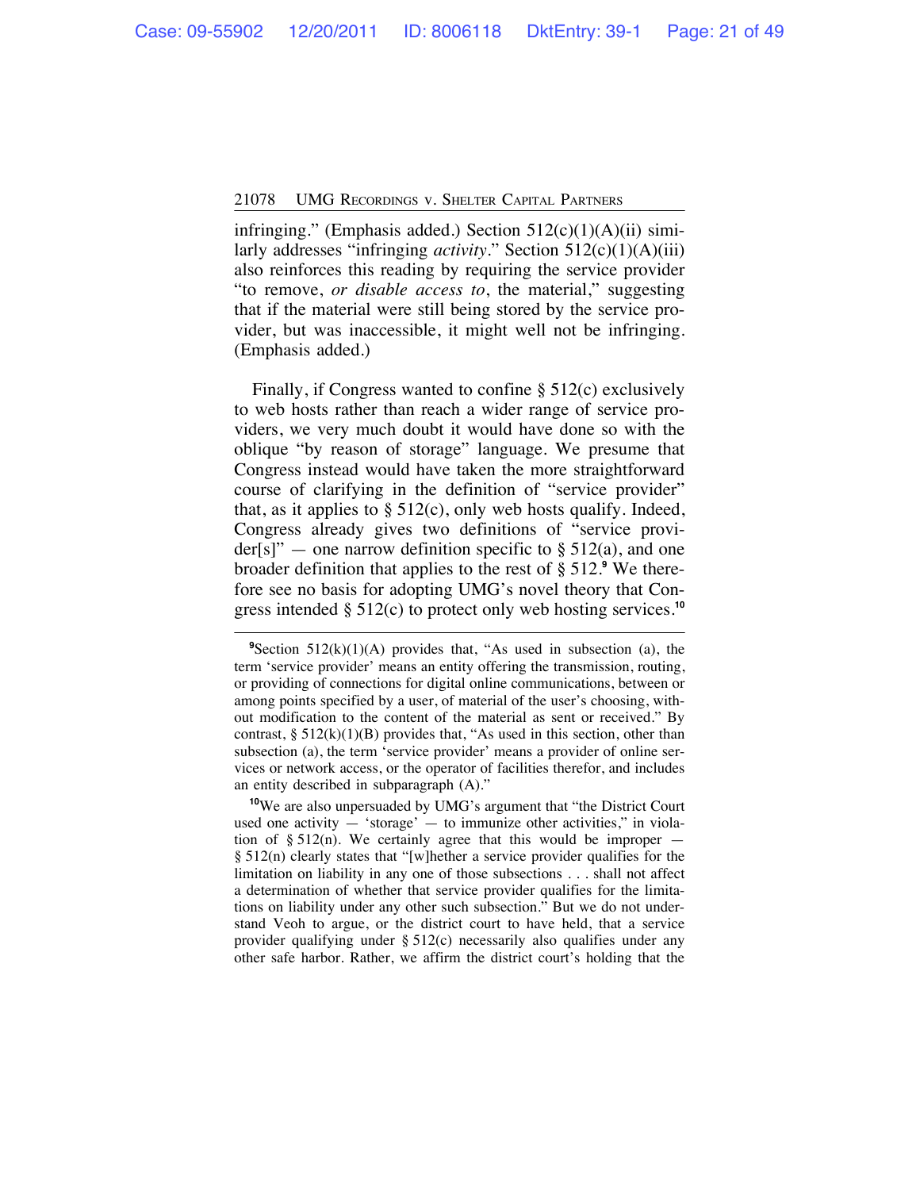infringing." (Emphasis added.) Section 512(c)(1)(A)(ii) similarly addresses "infringing *activity*." Section 512(c)(1)(A)(iii) also reinforces this reading by requiring the service provider "to remove, *or disable access to*, the material," suggesting that if the material were still being stored by the service provider, but was inaccessible, it might well not be infringing. (Emphasis added.)

Finally, if Congress wanted to confine § 512(c) exclusively to web hosts rather than reach a wider range of service providers, we very much doubt it would have done so with the oblique "by reason of storage" language. We presume that Congress instead would have taken the more straightforward course of clarifying in the definition of "service provider" that, as it applies to § 512(c), only web hosts qualify. Indeed, Congress already gives two definitions of "service provider[s]" — one narrow definition specific to § 512(a), and one broader definition that applies to the rest of § 512.[9] We therefore see no basis for adopting UMG's novel theory that Congress intended § 512(c) to protect only web hosting services.[10]

---

[9]Section 512(k)(1)(A) provides that, "As used in subsection (a), the term 'service provider' means an entity offering the transmission, routing, or providing of connections for digital online communications, between or among points specified by a user, of material of the user's choosing, without modification to the content of the material as sent or received." By contrast, § 512(k)(1)(B) provides that, "As used in this section, other than subsection (a), the term 'service provider' means a provider of online services or network access, or the operator of facilities therefor, and includes an entity described in subparagraph (A)."

[10]We are also unpersuaded by UMG's argument that "the District Court used one activity — 'storage' — to immunize other activities," in violation of § 512(n). We certainly agree that this would be improper — § 512(n) clearly states that "[w]hether a service provider qualifies for the limitation on liability in any one of those subsections . . . shall not affect a determination of whether that service provider qualifies for the limitations on liability under any other such subsection." But we do not understand Veoh to argue, or the district court to have held, that a service provider qualifying under § 512(c) necessarily also qualifies under any other safe harbor. Rather, we affirm the district court's holding that the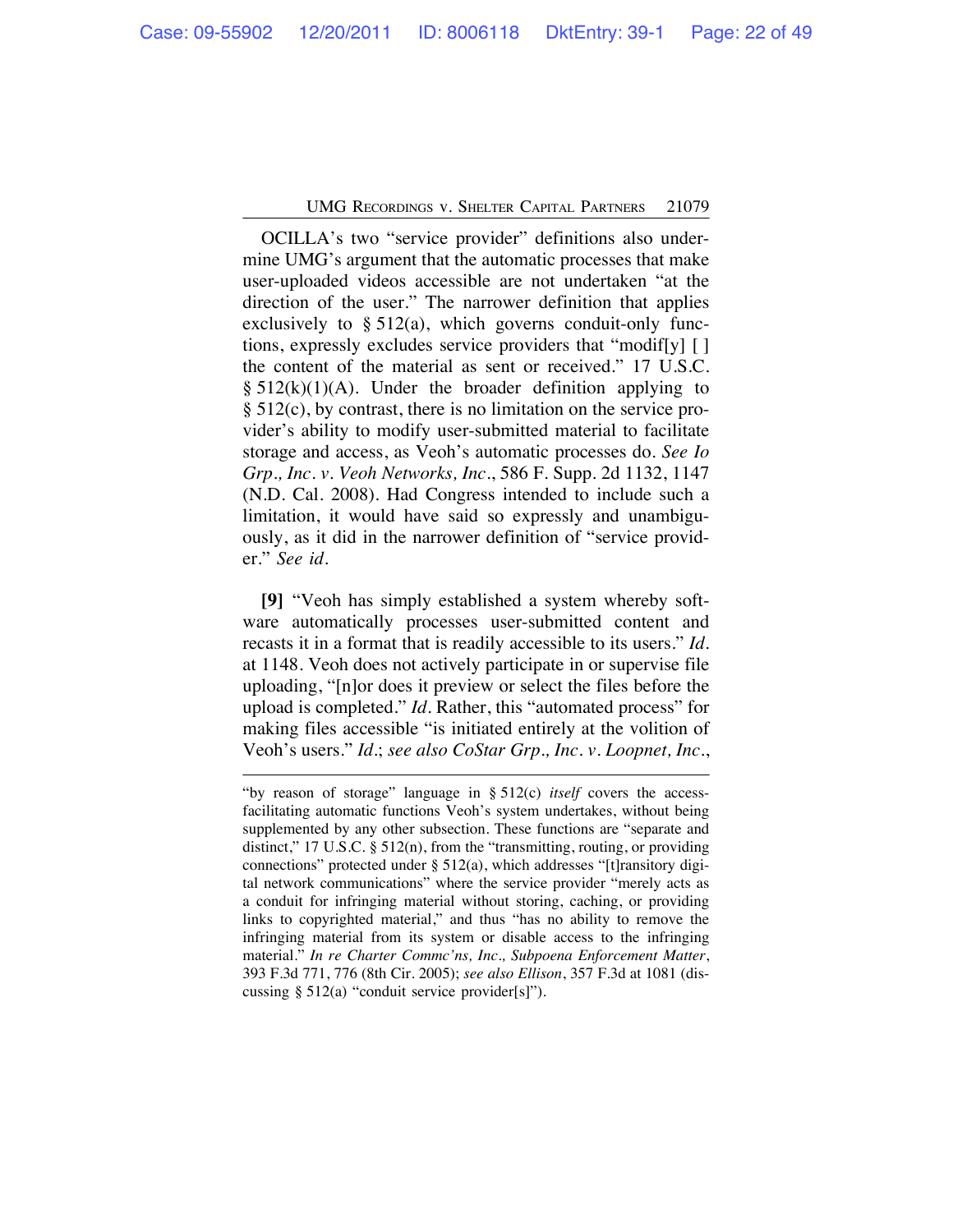OCILLA's two "service provider" definitions also undermine UMG's argument that the automatic processes that make user-uploaded videos accessible are not undertaken "at the direction of the user." The narrower definition that applies exclusively to § 512(a), which governs conduit-only functions, expressly excludes service providers that "modif[y] [ ] the content of the material as sent or received." 17 U.S.C. § 512(k)(1)(A). Under the broader definition applying to § 512(c), by contrast, there is no limitation on the service provider's ability to modify user-submitted material to facilitate storage and access, as Veoh's automatic processes do. *See Io Grp., Inc. v. Veoh Networks, Inc.*, 586 F. Supp. 2d 1132, 1147 (N.D. Cal. 2008). Had Congress intended to include such a limitation, it would have said so expressly and unambiguously, as it did in the narrower definition of "service provider." *See id.*

**[9]** "Veoh has simply established a system whereby software automatically processes user-submitted content and recasts it in a format that is readily accessible to its users." *Id.* at 1148. Veoh does not actively participate in or supervise file uploading, "[n]or does it preview or select the files before the upload is completed." *Id.* Rather, this "automated process" for making files accessible "is initiated entirely at the volition of Veoh's users." *Id.*; *see also CoStar Grp., Inc. v. Loopnet, Inc.*,

---

"by reason of storage" language in § 512(c) *itself* covers the access-facilitating automatic functions Veoh's system undertakes, without being supplemented by any other subsection. These functions are "separate and distinct," 17 U.S.C. § 512(n), from the "transmitting, routing, or providing connections" protected under § 512(a), which addresses "[t]ransitory digital network communications" where the service provider "merely acts as a conduit for infringing material without storing, caching, or providing links to copyrighted material," and thus "has no ability to remove the infringing material from its system or disable access to the infringing material." *In re Charter Commc'ns, Inc., Subpoena Enforcement Matter*, 393 F.3d 771, 776 (8th Cir. 2005); *see also Ellison*, 357 F.3d at 1081 (discussing § 512(a) "conduit service provider[s]").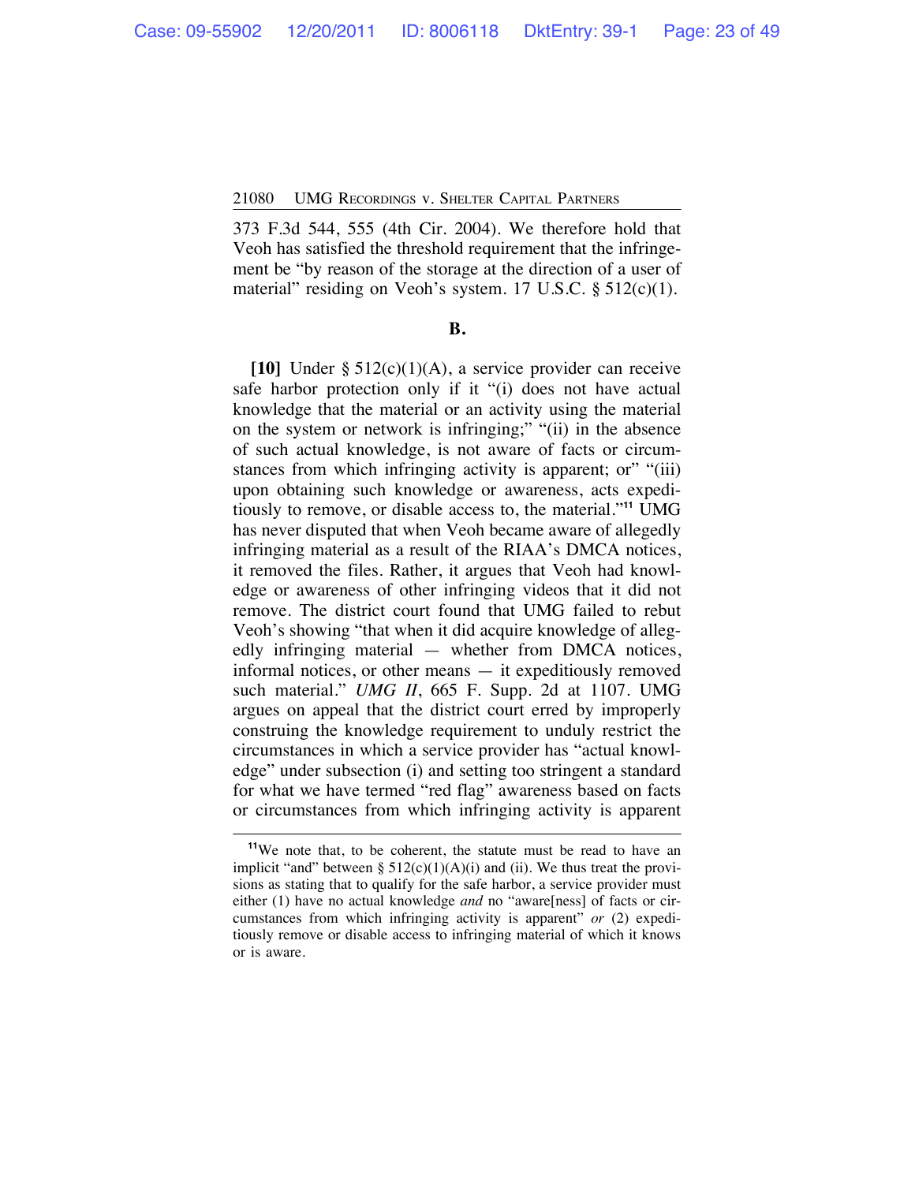373 F.3d 544, 555 (4th Cir. 2004). We therefore hold that Veoh has satisfied the threshold requirement that the infringement be "by reason of the storage at the direction of a user of material" residing on Veoh's system. 17 U.S.C. § 512(c)(1).

**B.**

**[10]** Under § 512(c)(1)(A), a service provider can receive safe harbor protection only if it "(i) does not have actual knowledge that the material or an activity using the material on the system or network is infringing;" "(ii) in the absence of such actual knowledge, is not aware of facts or circumstances from which infringing activity is apparent; or" "(iii) upon obtaining such knowledge or awareness, acts expeditiously to remove, or disable access to, the material."[11] UMG has never disputed that when Veoh became aware of allegedly infringing material as a result of the RIAA's DMCA notices, it removed the files. Rather, it argues that Veoh had knowledge or awareness of other infringing videos that it did not remove. The district court found that UMG failed to rebut Veoh's showing "that when it did acquire knowledge of allegedly infringing material — whether from DMCA notices, informal notices, or other means — it expeditiously removed such material." *UMG II*, 665 F. Supp. 2d at 1107. UMG argues on appeal that the district court erred by improperly construing the knowledge requirement to unduly restrict the circumstances in which a service provider has "actual knowledge" under subsection (i) and setting too stringent a standard for what we have termed "red flag" awareness based on facts or circumstances from which infringing activity is apparent

[11]We note that, to be coherent, the statute must be read to have an implicit "and" between § 512(c)(1)(A)(i) and (ii). We thus treat the provisions as stating that to qualify for the safe harbor, a service provider must either (1) have no actual knowledge *and* no "aware[ness] of facts or circumstances from which infringing activity is apparent" *or* (2) expeditiously remove or disable access to infringing material of which it knows or is aware.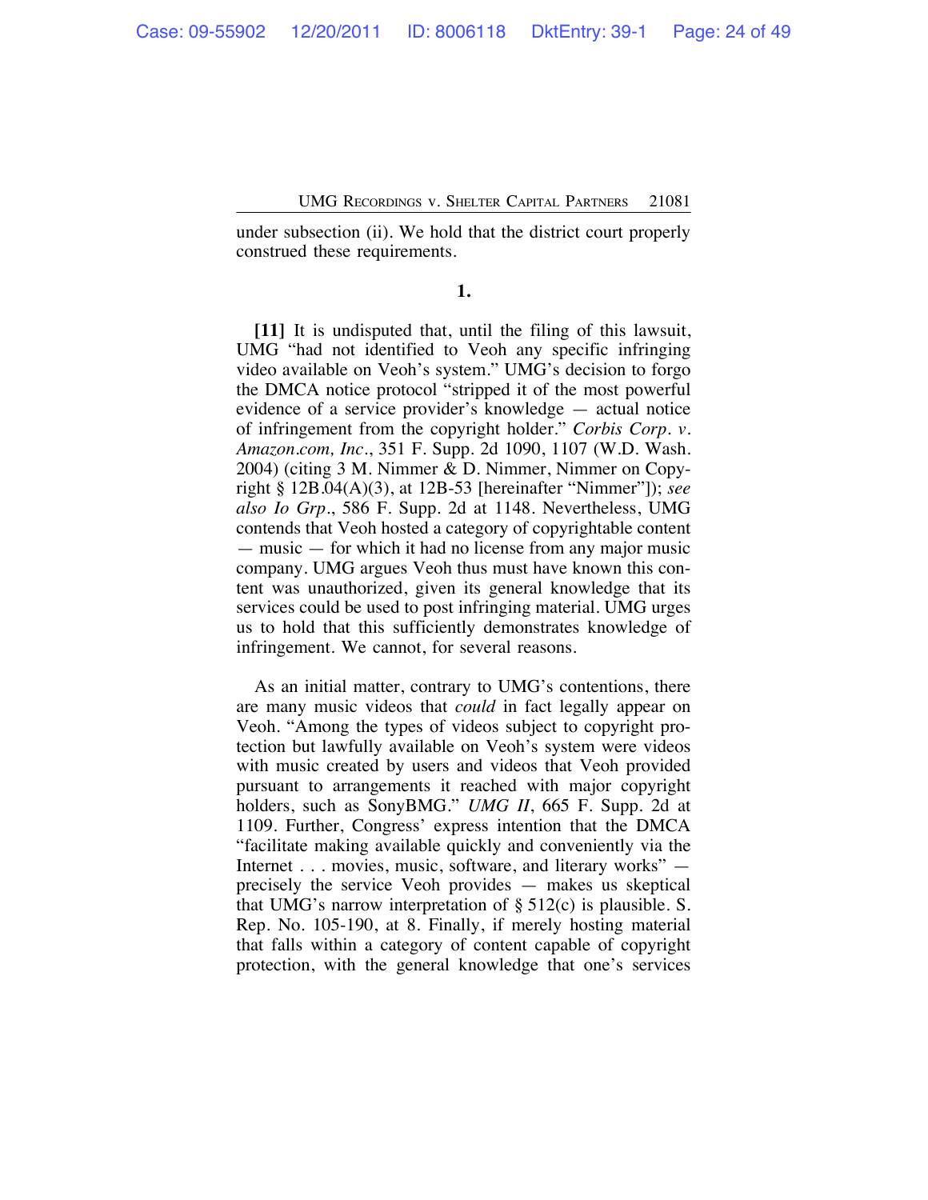under subsection (ii). We hold that the district court properly construed these requirements.

**1.**

**[11]** It is undisputed that, until the filing of this lawsuit, UMG "had not identified to Veoh any specific infringing video available on Veoh's system." UMG's decision to forgo the DMCA notice protocol "stripped it of the most powerful evidence of a service provider's knowledge — actual notice of infringement from the copyright holder." *Corbis Corp. v. Amazon.com, Inc.*, 351 F. Supp. 2d 1090, 1107 (W.D. Wash. 2004) (citing 3 M. Nimmer & D. Nimmer, Nimmer on Copyright § 12B.04(A)(3), at 12B-53 [hereinafter "Nimmer"]); *see also Io Grp.*, 586 F. Supp. 2d at 1148. Nevertheless, UMG contends that Veoh hosted a category of copyrightable content — music — for which it had no license from any major music company. UMG argues Veoh thus must have known this content was unauthorized, given its general knowledge that its services could be used to post infringing material. UMG urges us to hold that this sufficiently demonstrates knowledge of infringement. We cannot, for several reasons.

As an initial matter, contrary to UMG's contentions, there are many music videos that *could* in fact legally appear on Veoh. "Among the types of videos subject to copyright protection but lawfully available on Veoh's system were videos with music created by users and videos that Veoh provided pursuant to arrangements it reached with major copyright holders, such as SonyBMG." *UMG II*, 665 F. Supp. 2d at 1109. Further, Congress' express intention that the DMCA "facilitate making available quickly and conveniently via the Internet . . . movies, music, software, and literary works" — precisely the service Veoh provides — makes us skeptical that UMG's narrow interpretation of § 512(c) is plausible. S. Rep. No. 105-190, at 8. Finally, if merely hosting material that falls within a category of content capable of copyright protection, with the general knowledge that one's services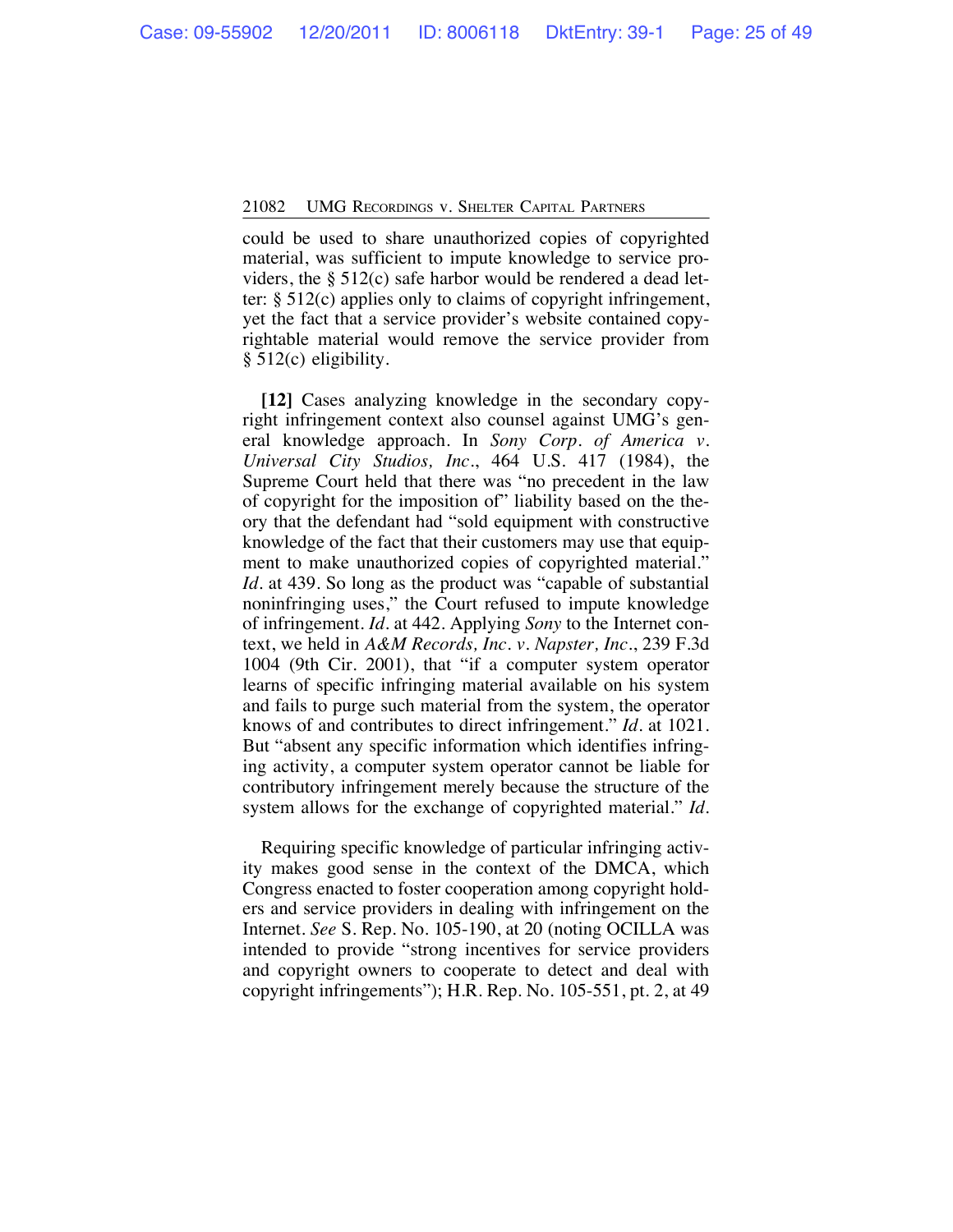could be used to share unauthorized copies of copyrighted material, was sufficient to impute knowledge to service providers, the § 512(c) safe harbor would be rendered a dead letter: § 512(c) applies only to claims of copyright infringement, yet the fact that a service provider's website contained copyrightable material would remove the service provider from § 512(c) eligibility.

**[12]** Cases analyzing knowledge in the secondary copyright infringement context also counsel against UMG's general knowledge approach. In *Sony Corp. of America v. Universal City Studios, Inc.*, 464 U.S. 417 (1984), the Supreme Court held that there was "no precedent in the law of copyright for the imposition of" liability based on the theory that the defendant had "sold equipment with constructive knowledge of the fact that their customers may use that equipment to make unauthorized copies of copyrighted material." *Id.* at 439. So long as the product was "capable of substantial noninfringing uses," the Court refused to impute knowledge of infringement. *Id.* at 442. Applying *Sony* to the Internet context, we held in *A&M Records, Inc. v. Napster, Inc.*, 239 F.3d 1004 (9th Cir. 2001), that "if a computer system operator learns of specific infringing material available on his system and fails to purge such material from the system, the operator knows of and contributes to direct infringement." *Id.* at 1021. But "absent any specific information which identifies infringing activity, a computer system operator cannot be liable for contributory infringement merely because the structure of the system allows for the exchange of copyrighted material." *Id.*

Requiring specific knowledge of particular infringing activity makes good sense in the context of the DMCA, which Congress enacted to foster cooperation among copyright holders and service providers in dealing with infringement on the Internet. *See* S. Rep. No. 105-190, at 20 (noting OCILLA was intended to provide "strong incentives for service providers and copyright owners to cooperate to detect and deal with copyright infringements"); H.R. Rep. No. 105-551, pt. 2, at 49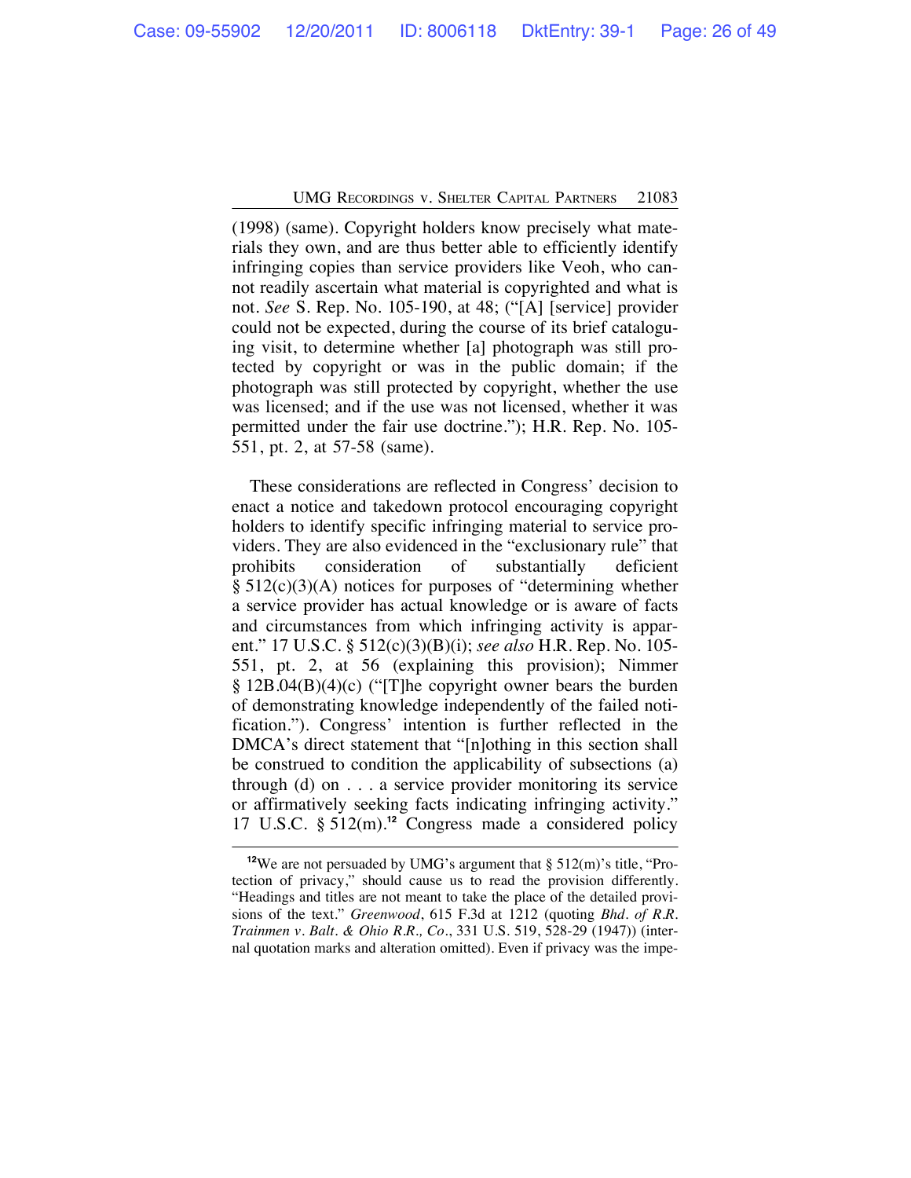(1998) (same). Copyright holders know precisely what materials they own, and are thus better able to efficiently identify infringing copies than service providers like Veoh, who cannot readily ascertain what material is copyrighted and what is not. *See* S. Rep. No. 105-190, at 48; ("[A] [service] provider could not be expected, during the course of its brief cataloguing visit, to determine whether [a] photograph was still protected by copyright or was in the public domain; if the photograph was still protected by copyright, whether the use was licensed; and if the use was not licensed, whether it was permitted under the fair use doctrine."); H.R. Rep. No. 105-551, pt. 2, at 57-58 (same).

These considerations are reflected in Congress' decision to enact a notice and takedown protocol encouraging copyright holders to identify specific infringing material to service providers. They are also evidenced in the "exclusionary rule" that prohibits consideration of substantially deficient § 512(c)(3)(A) notices for purposes of "determining whether a service provider has actual knowledge or is aware of facts and circumstances from which infringing activity is apparent." 17 U.S.C. § 512(c)(3)(B)(i); *see also* H.R. Rep. No. 105-551, pt. 2, at 56 (explaining this provision); Nimmer § 12B.04(B)(4)(c) ("[T]he copyright owner bears the burden of demonstrating knowledge independently of the failed notification."). Congress' intention is further reflected in the DMCA's direct statement that "[n]othing in this section shall be construed to condition the applicability of subsections (a) through (d) on . . . a service provider monitoring its service or affirmatively seeking facts indicating infringing activity." 17 U.S.C. § 512(m).[12] Congress made a considered policy

---

[12] We are not persuaded by UMG's argument that § 512(m)'s title, "Protection of privacy," should cause us to read the provision differently. "Headings and titles are not meant to take the place of the detailed provisions of the text." *Greenwood*, 615 F.3d at 1212 (quoting *Bhd. of R.R. Trainmen v. Balt. & Ohio R.R., Co.*, 331 U.S. 519, 528-29 (1947)) (internal quotation marks and alteration omitted). Even if privacy was the impe-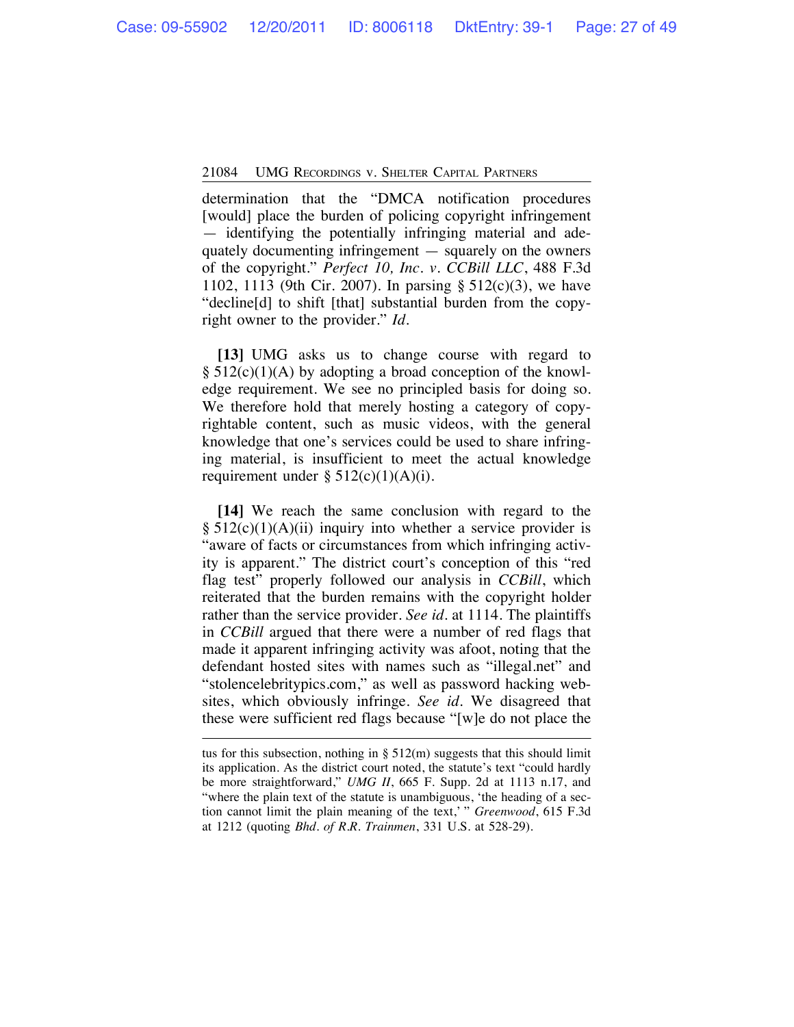determination that the "DMCA notification procedures [would] place the burden of policing copyright infringement — identifying the potentially infringing material and adequately documenting infringement — squarely on the owners of the copyright." *Perfect 10, Inc. v. CCBill LLC*, 488 F.3d 1102, 1113 (9th Cir. 2007). In parsing § 512(c)(3), we have "decline[d] to shift [that] substantial burden from the copyright owner to the provider." *Id.*

**[13]** UMG asks us to change course with regard to § 512(c)(1)(A) by adopting a broad conception of the knowledge requirement. We see no principled basis for doing so. We therefore hold that merely hosting a category of copyrightable content, such as music videos, with the general knowledge that one's services could be used to share infringing material, is insufficient to meet the actual knowledge requirement under § 512(c)(1)(A)(i).

**[14]** We reach the same conclusion with regard to the § 512(c)(1)(A)(ii) inquiry into whether a service provider is "aware of facts or circumstances from which infringing activity is apparent." The district court's conception of this "red flag test" properly followed our analysis in *CCBill*, which reiterated that the burden remains with the copyright holder rather than the service provider. *See id.* at 1114. The plaintiffs in *CCBill* argued that there were a number of red flags that made it apparent infringing activity was afoot, noting that the defendant hosted sites with names such as "illegal.net" and "stolencelebritypics.com," as well as password hacking websites, which obviously infringe. *See id.* We disagreed that these were sufficient red flags because "[w]e do not place the

---

tus for this subsection, nothing in § 512(m) suggests that this should limit its application. As the district court noted, the statute's text "could hardly be more straightforward," *UMG II*, 665 F. Supp. 2d at 1113 n.17, and "where the plain text of the statute is unambiguous, 'the heading of a section cannot limit the plain meaning of the text,' " *Greenwood*, 615 F.3d at 1212 (quoting *Bhd. of R.R. Trainmen*, 331 U.S. at 528-29).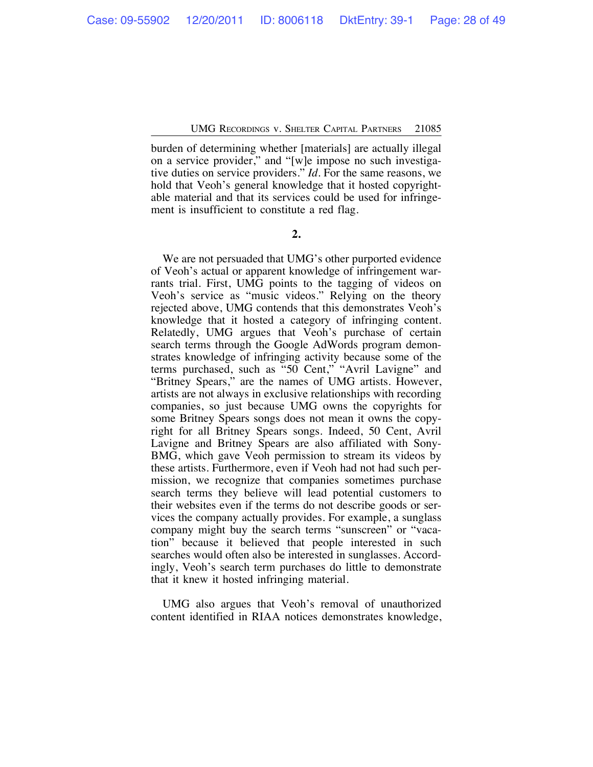burden of determining whether [materials] are actually illegal on a service provider," and "[w]e impose no such investigative duties on service providers." *Id*. For the same reasons, we hold that Veoh's general knowledge that it hosted copyrightable material and that its services could be used for infringement is insufficient to constitute a red flag.

**2.**

We are not persuaded that UMG's other purported evidence of Veoh's actual or apparent knowledge of infringement warrants trial. First, UMG points to the tagging of videos on Veoh's service as "music videos." Relying on the theory rejected above, UMG contends that this demonstrates Veoh's knowledge that it hosted a category of infringing content. Relatedly, UMG argues that Veoh's purchase of certain search terms through the Google AdWords program demonstrates knowledge of infringing activity because some of the terms purchased, such as "50 Cent," "Avril Lavigne" and "Britney Spears," are the names of UMG artists. However, artists are not always in exclusive relationships with recording companies, so just because UMG owns the copyrights for some Britney Spears songs does not mean it owns the copyright for all Britney Spears songs. Indeed, 50 Cent, Avril Lavigne and Britney Spears are also affiliated with Sony-BMG, which gave Veoh permission to stream its videos by these artists. Furthermore, even if Veoh had not had such permission, we recognize that companies sometimes purchase search terms they believe will lead potential customers to their websites even if the terms do not describe goods or services the company actually provides. For example, a sunglass company might buy the search terms "sunscreen" or "vacation" because it believed that people interested in such searches would often also be interested in sunglasses. Accordingly, Veoh's search term purchases do little to demonstrate that it knew it hosted infringing material.

UMG also argues that Veoh's removal of unauthorized content identified in RIAA notices demonstrates knowledge,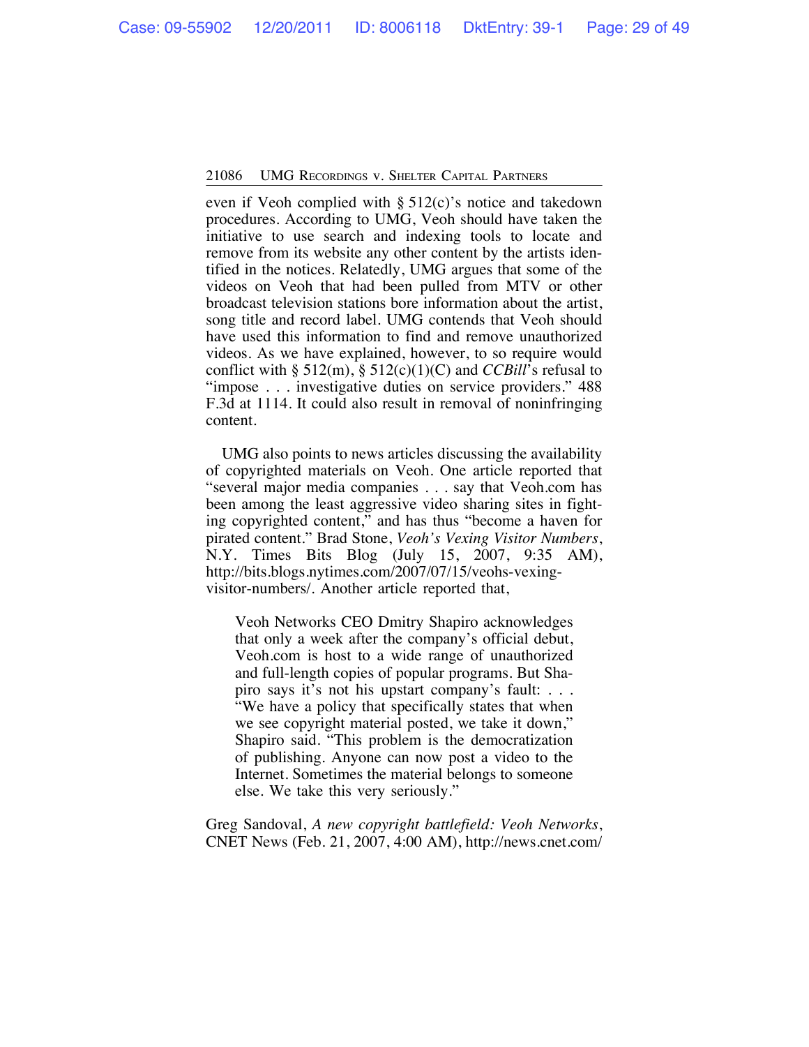even if Veoh complied with § 512(c)'s notice and takedown procedures. According to UMG, Veoh should have taken the initiative to use search and indexing tools to locate and remove from its website any other content by the artists identified in the notices. Relatedly, UMG argues that some of the videos on Veoh that had been pulled from MTV or other broadcast television stations bore information about the artist, song title and record label. UMG contends that Veoh should have used this information to find and remove unauthorized videos. As we have explained, however, to so require would conflict with § 512(m), § 512(c)(1)(C) and *CCBill*'s refusal to "impose . . . investigative duties on service providers." 488 F.3d at 1114. It could also result in removal of noninfringing content.

UMG also points to news articles discussing the availability of copyrighted materials on Veoh. One article reported that "several major media companies . . . say that Veoh.com has been among the least aggressive video sharing sites in fighting copyrighted content," and has thus "become a haven for pirated content." Brad Stone, *Veoh's Vexing Visitor Numbers*, N.Y. Times Bits Blog (July 15, 2007, 9:35 AM), http://bits.blogs.nytimes.com/2007/07/15/veohs-vexing-visitor-numbers/. Another article reported that,

> Veoh Networks CEO Dmitry Shapiro acknowledges that only a week after the company's official debut, Veoh.com is host to a wide range of unauthorized and full-length copies of popular programs. But Shapiro says it's not his upstart company's fault: . . . "We have a policy that specifically states that when we see copyright material posted, we take it down," Shapiro said. "This problem is the democratization of publishing. Anyone can now post a video to the Internet. Sometimes the material belongs to someone else. We take this very seriously."

Greg Sandoval, *A new copyright battlefield: Veoh Networks*, CNET News (Feb. 21, 2007, 4:00 AM), http://news.cnet.com/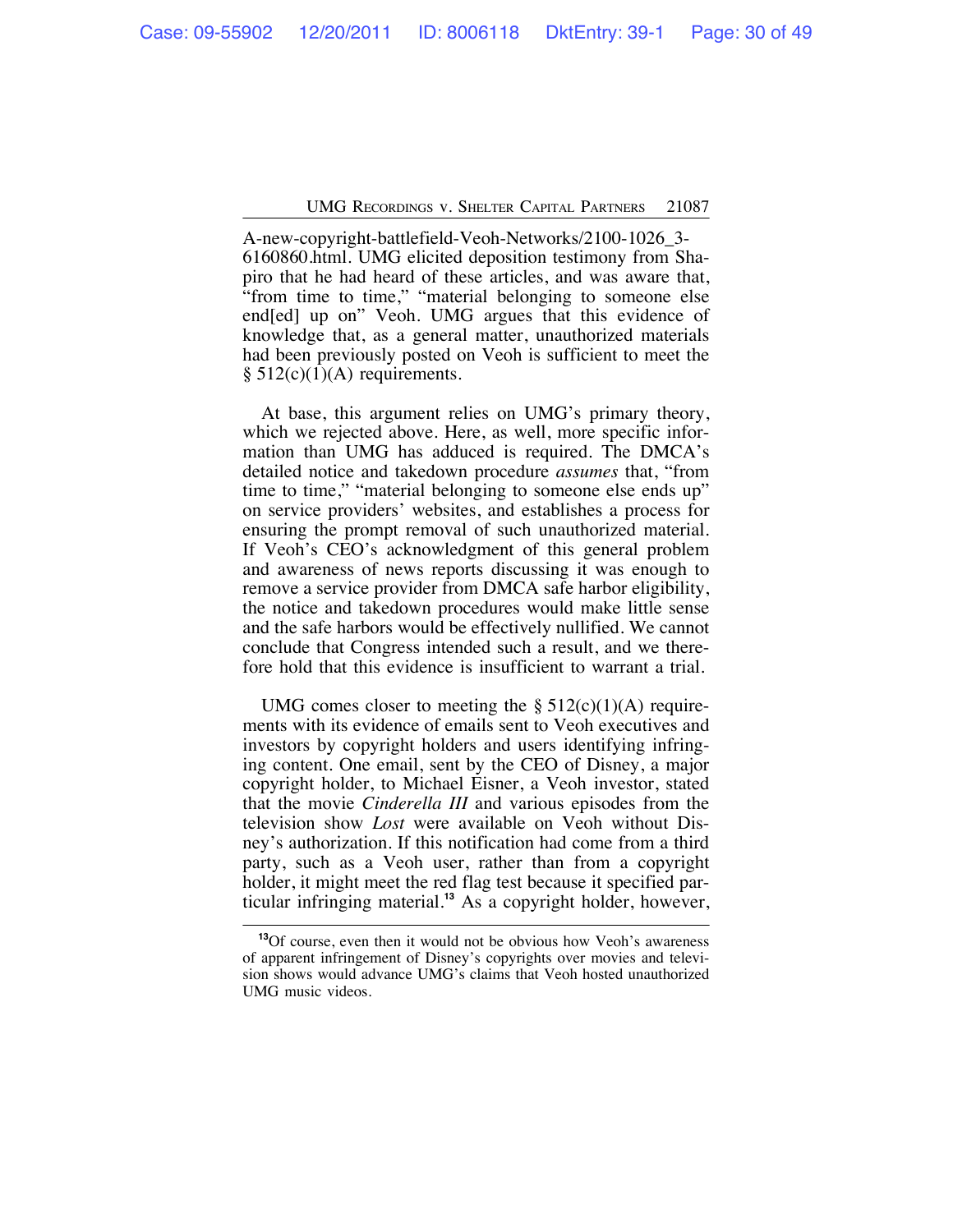A-new-copyright-battlefield-Veoh-Networks/2100-1026_3-6160860.html. UMG elicited deposition testimony from Shapiro that he had heard of these articles, and was aware that, "from time to time," "material belonging to someone else end[ed] up on" Veoh. UMG argues that this evidence of knowledge that, as a general matter, unauthorized materials had been previously posted on Veoh is sufficient to meet the § 512(c)(1)(A) requirements.

At base, this argument relies on UMG's primary theory, which we rejected above. Here, as well, more specific information than UMG has adduced is required. The DMCA's detailed notice and takedown procedure *assumes* that, "from time to time," "material belonging to someone else ends up" on service providers' websites, and establishes a process for ensuring the prompt removal of such unauthorized material. If Veoh's CEO's acknowledgment of this general problem and awareness of news reports discussing it was enough to remove a service provider from DMCA safe harbor eligibility, the notice and takedown procedures would make little sense and the safe harbors would be effectively nullified. We cannot conclude that Congress intended such a result, and we therefore hold that this evidence is insufficient to warrant a trial.

UMG comes closer to meeting the § 512(c)(1)(A) requirements with its evidence of emails sent to Veoh executives and investors by copyright holders and users identifying infringing content. One email, sent by the CEO of Disney, a major copyright holder, to Michael Eisner, a Veoh investor, stated that the movie *Cinderella III* and various episodes from the television show *Lost* were available on Veoh without Disney's authorization. If this notification had come from a third party, such as a Veoh user, rather than from a copyright holder, it might meet the red flag test because it specified particular infringing material.[13] As a copyright holder, however,

[13] Of course, even then it would not be obvious how Veoh's awareness of apparent infringement of Disney's copyrights over movies and television shows would advance UMG's claims that Veoh hosted unauthorized UMG music videos.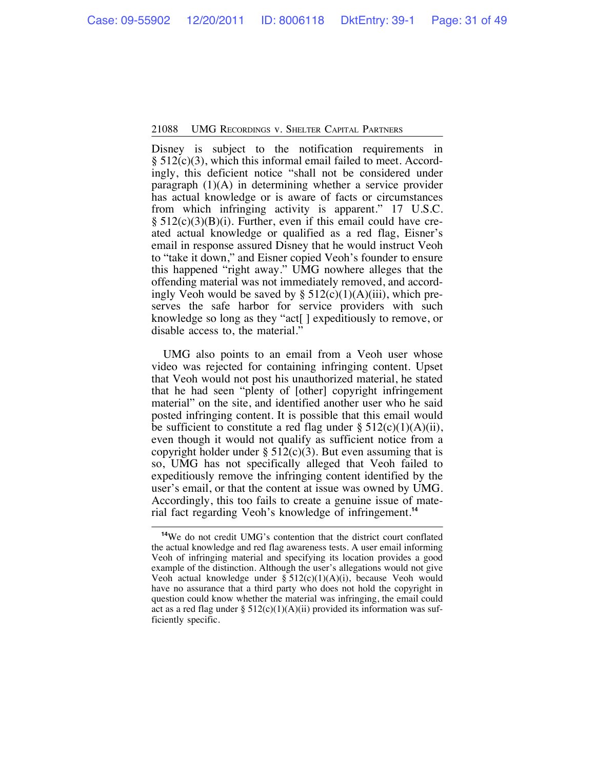Disney is subject to the notification requirements in § 512(c)(3), which this informal email failed to meet. Accordingly, this deficient notice "shall not be considered under paragraph (1)(A) in determining whether a service provider has actual knowledge or is aware of facts or circumstances from which infringing activity is apparent." 17 U.S.C. § 512(c)(3)(B)(i). Further, even if this email could have created actual knowledge or qualified as a red flag, Eisner's email in response assured Disney that he would instruct Veoh to "take it down," and Eisner copied Veoh's founder to ensure this happened "right away." UMG nowhere alleges that the offending material was not immediately removed, and accordingly Veoh would be saved by § 512(c)(1)(A)(iii), which preserves the safe harbor for service providers with such knowledge so long as they "act[ ] expeditiously to remove, or disable access to, the material."

UMG also points to an email from a Veoh user whose video was rejected for containing infringing content. Upset that Veoh would not post his unauthorized material, he stated that he had seen "plenty of [other] copyright infringement material" on the site, and identified another user who he said posted infringing content. It is possible that this email would be sufficient to constitute a red flag under § 512(c)(1)(A)(ii), even though it would not qualify as sufficient notice from a copyright holder under § 512(c)(3). But even assuming that is so, UMG has not specifically alleged that Veoh failed to expeditiously remove the infringing content identified by the user's email, or that the content at issue was owned by UMG. Accordingly, this too fails to create a genuine issue of material fact regarding Veoh's knowledge of infringement.[14]

---

[14]We do not credit UMG's contention that the district court conflated the actual knowledge and red flag awareness tests. A user email informing Veoh of infringing material and specifying its location provides a good example of the distinction. Although the user's allegations would not give Veoh actual knowledge under § 512(c)(1)(A)(i), because Veoh would have no assurance that a third party who does not hold the copyright in question could know whether the material was infringing, the email could act as a red flag under § 512(c)(1)(A)(ii) provided its information was sufficiently specific.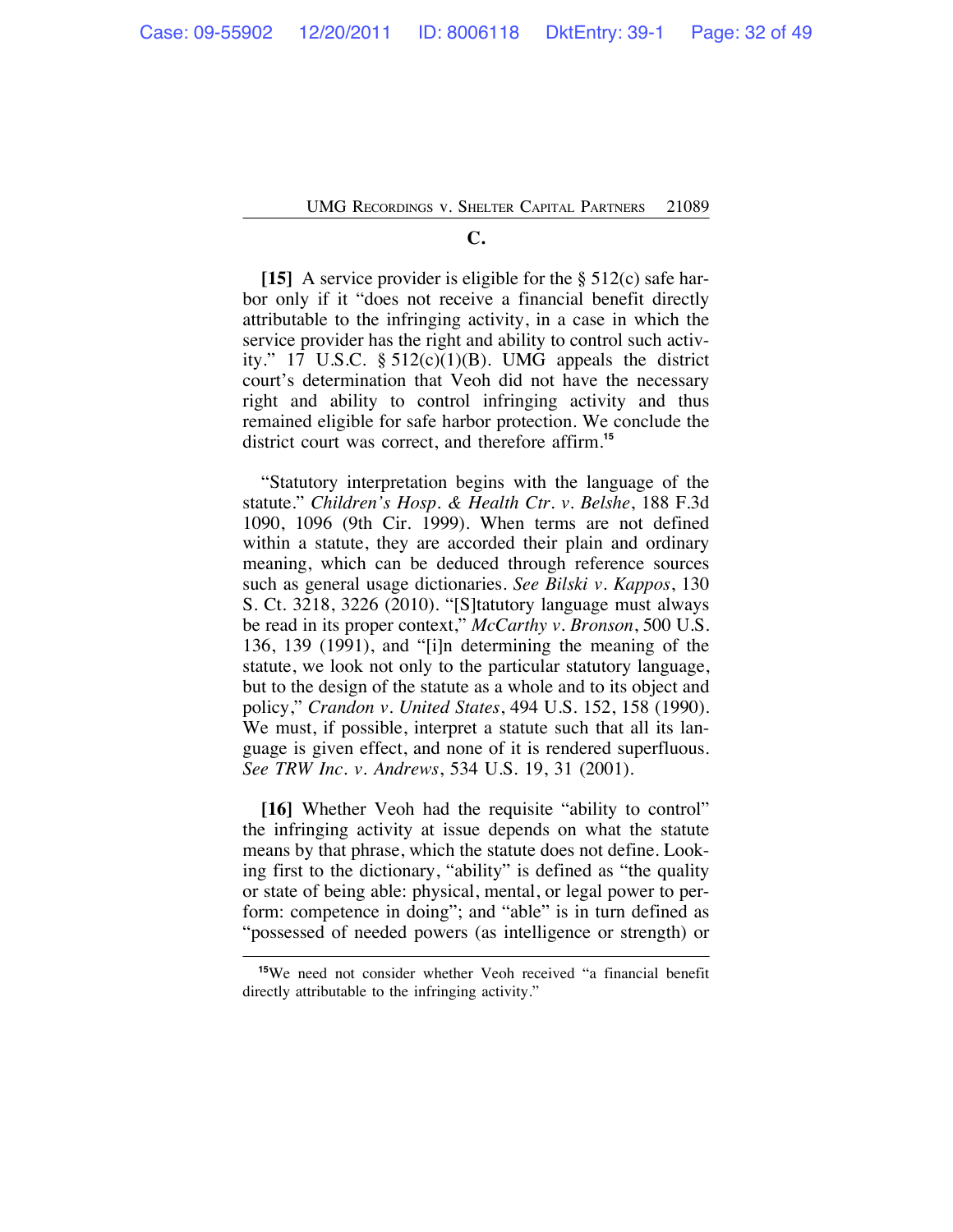### C.

**[15]** A service provider is eligible for the § 512(c) safe harbor only if it "does not receive a financial benefit directly attributable to the infringing activity, in a case in which the service provider has the right and ability to control such activity." 17 U.S.C. § 512(c)(1)(B). UMG appeals the district court's determination that Veoh did not have the necessary right and ability to control infringing activity and thus remained eligible for safe harbor protection. We conclude the district court was correct, and therefore affirm.[15]

"Statutory interpretation begins with the language of the statute." *Children's Hosp. & Health Ctr. v. Belshe*, 188 F.3d 1090, 1096 (9th Cir. 1999). When terms are not defined within a statute, they are accorded their plain and ordinary meaning, which can be deduced through reference sources such as general usage dictionaries. *See Bilski v. Kappos*, 130 S. Ct. 3218, 3226 (2010). "[S]tatutory language must always be read in its proper context," *McCarthy v. Bronson*, 500 U.S. 136, 139 (1991), and "[i]n determining the meaning of the statute, we look not only to the particular statutory language, but to the design of the statute as a whole and to its object and policy," *Crandon v. United States*, 494 U.S. 152, 158 (1990). We must, if possible, interpret a statute such that all its language is given effect, and none of it is rendered superfluous. *See TRW Inc. v. Andrews*, 534 U.S. 19, 31 (2001).

**[16]** Whether Veoh had the requisite "ability to control" the infringing activity at issue depends on what the statute means by that phrase, which the statute does not define. Looking first to the dictionary, "ability" is defined as "the quality or state of being able: physical, mental, or legal power to perform: competence in doing"; and "able" is in turn defined as "possessed of needed powers (as intelligence or strength) or

---

[15]We need not consider whether Veoh received "a financial benefit directly attributable to the infringing activity."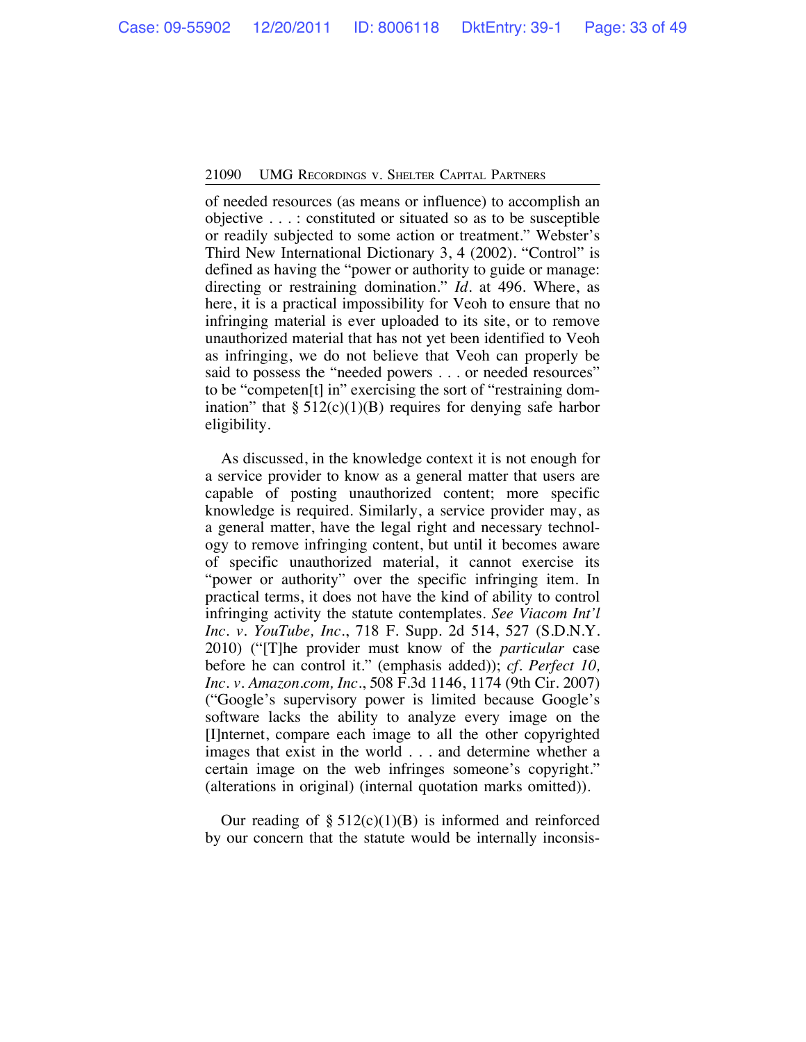of needed resources (as means or influence) to accomplish an objective . . . : constituted or situated so as to be susceptible or readily subjected to some action or treatment." Webster's Third New International Dictionary 3, 4 (2002). "Control" is defined as having the "power or authority to guide or manage: directing or restraining domination." *Id.* at 496. Where, as here, it is a practical impossibility for Veoh to ensure that no infringing material is ever uploaded to its site, or to remove unauthorized material that has not yet been identified to Veoh as infringing, we do not believe that Veoh can properly be said to possess the "needed powers . . . or needed resources" to be "competen[t] in" exercising the sort of "restraining domination" that § 512(c)(1)(B) requires for denying safe harbor eligibility.

As discussed, in the knowledge context it is not enough for a service provider to know as a general matter that users are capable of posting unauthorized content; more specific knowledge is required. Similarly, a service provider may, as a general matter, have the legal right and necessary technology to remove infringing content, but until it becomes aware of specific unauthorized material, it cannot exercise its "power or authority" over the specific infringing item. In practical terms, it does not have the kind of ability to control infringing activity the statute contemplates. *See Viacom Int'l Inc. v. YouTube, Inc.*, 718 F. Supp. 2d 514, 527 (S.D.N.Y. 2010) ("[T]he provider must know of the *particular* case before he can control it." (emphasis added)); *cf. Perfect 10, Inc. v. Amazon.com, Inc.*, 508 F.3d 1146, 1174 (9th Cir. 2007) ("Google's supervisory power is limited because Google's software lacks the ability to analyze every image on the [I]nternet, compare each image to all the other copyrighted images that exist in the world . . . and determine whether a certain image on the web infringes someone's copyright." (alterations in original) (internal quotation marks omitted)).

Our reading of § 512(c)(1)(B) is informed and reinforced by our concern that the statute would be internally inconsis-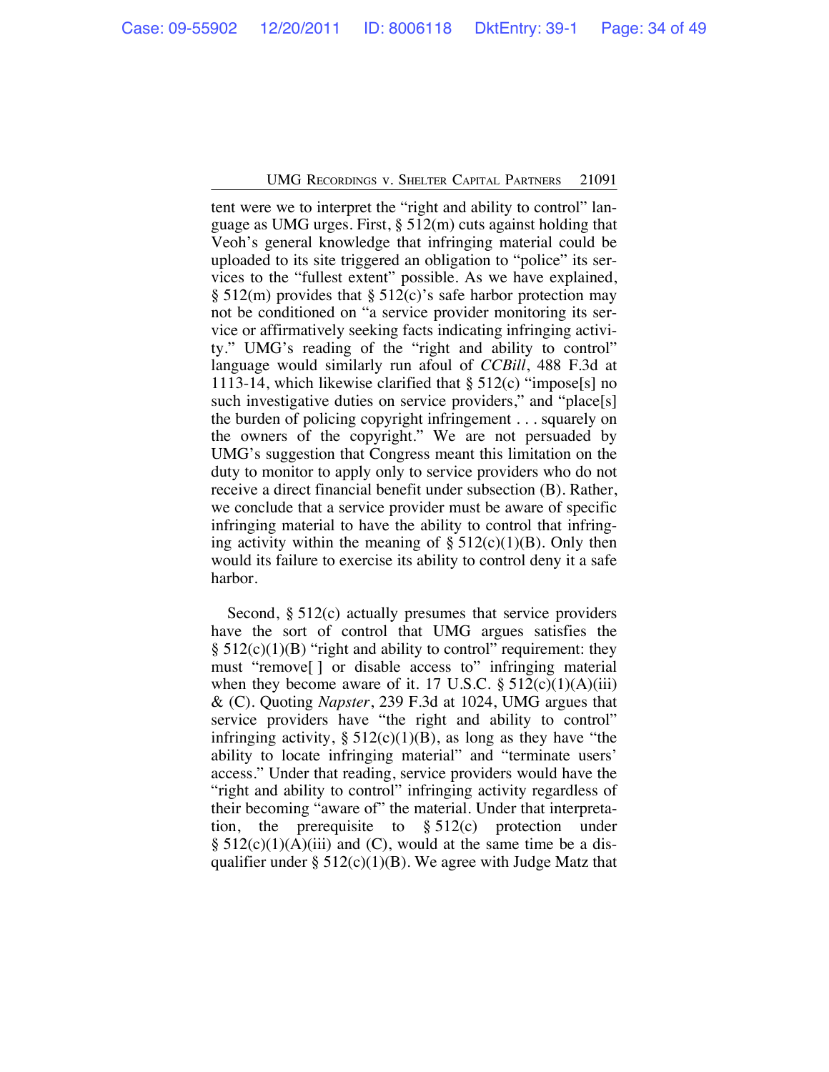tent were we to interpret the "right and ability to control" language as UMG urges. First, § 512(m) cuts against holding that Veoh's general knowledge that infringing material could be uploaded to its site triggered an obligation to "police" its services to the "fullest extent" possible. As we have explained, § 512(m) provides that § 512(c)'s safe harbor protection may not be conditioned on "a service provider monitoring its service or affirmatively seeking facts indicating infringing activity." UMG's reading of the "right and ability to control" language would similarly run afoul of *CCBill*, 488 F.3d at 1113-14, which likewise clarified that § 512(c) "impose[s] no such investigative duties on service providers," and "place[s] the burden of policing copyright infringement . . . squarely on the owners of the copyright." We are not persuaded by UMG's suggestion that Congress meant this limitation on the duty to monitor to apply only to service providers who do not receive a direct financial benefit under subsection (B). Rather, we conclude that a service provider must be aware of specific infringing material to have the ability to control that infringing activity within the meaning of § 512(c)(1)(B). Only then would its failure to exercise its ability to control deny it a safe harbor.

Second, § 512(c) actually presumes that service providers have the sort of control that UMG argues satisfies the § 512(c)(1)(B) "right and ability to control" requirement: they must "remove[ ] or disable access to" infringing material when they become aware of it. 17 U.S.C. § 512(c)(1)(A)(iii) & (C). Quoting *Napster*, 239 F.3d at 1024, UMG argues that service providers have "the right and ability to control" infringing activity, § 512(c)(1)(B), as long as they have "the ability to locate infringing material" and "terminate users' access." Under that reading, service providers would have the "right and ability to control" infringing activity regardless of their becoming "aware of" the material. Under that interpretation, the prerequisite to § 512(c) protection under § 512(c)(1)(A)(iii) and (C), would at the same time be a disqualifier under § 512(c)(1)(B). We agree with Judge Matz that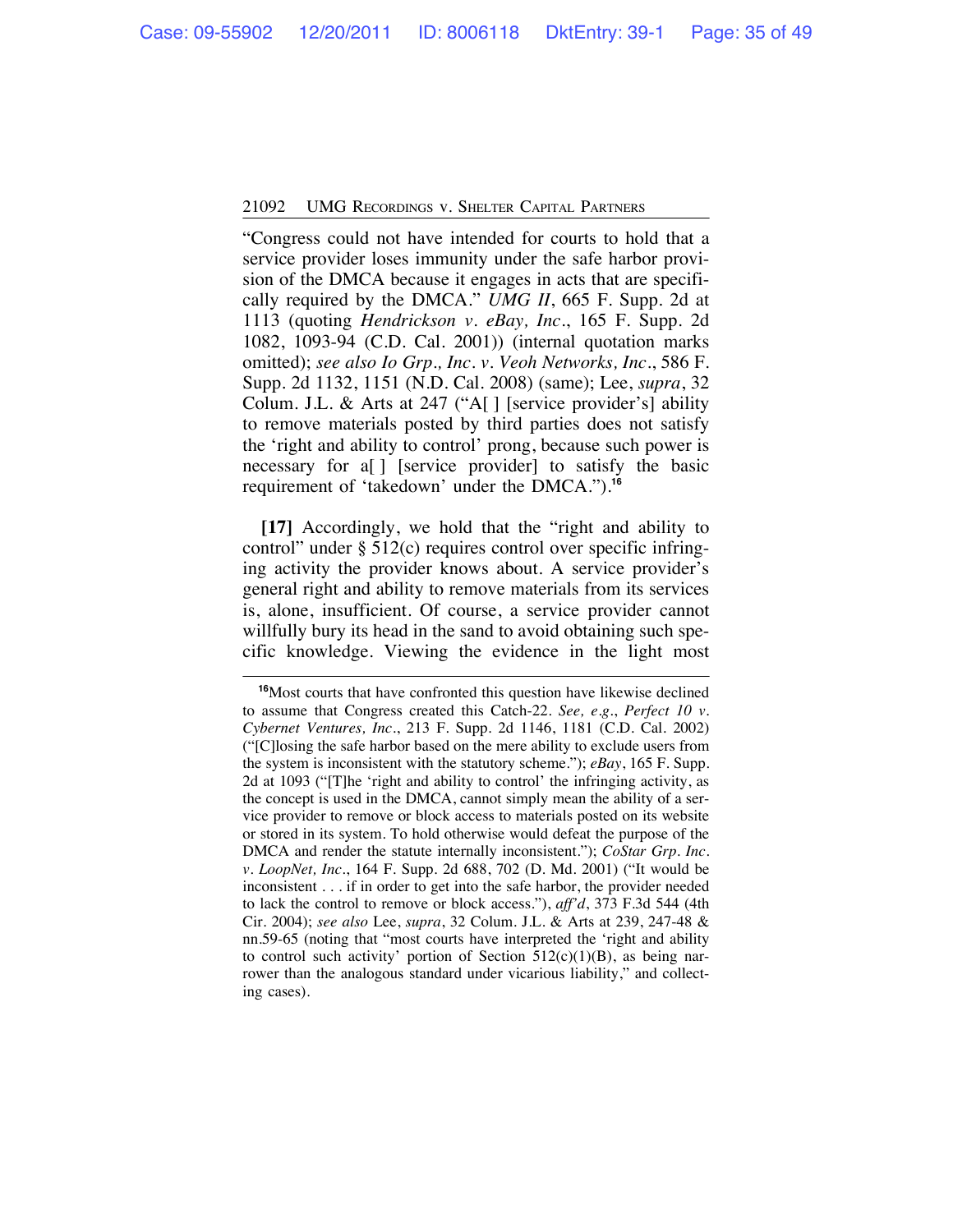"Congress could not have intended for courts to hold that a service provider loses immunity under the safe harbor provision of the DMCA because it engages in acts that are specifically required by the DMCA." *UMG II*, 665 F. Supp. 2d at 1113 (quoting *Hendrickson v. eBay, Inc.*, 165 F. Supp. 2d 1082, 1093-94 (C.D. Cal. 2001)) (internal quotation marks omitted); *see also Io Grp., Inc. v. Veoh Networks, Inc.*, 586 F. Supp. 2d 1132, 1151 (N.D. Cal. 2008) (same); Lee, *supra*, 32 Colum. J.L. & Arts at 247 ("A[ ] [service provider's] ability to remove materials posted by third parties does not satisfy the 'right and ability to control' prong, because such power is necessary for a[ ] [service provider] to satisfy the basic requirement of 'takedown' under the DMCA.").[16]

**[17]** Accordingly, we hold that the "right and ability to control" under § 512(c) requires control over specific infringing activity the provider knows about. A service provider's general right and ability to remove materials from its services is, alone, insufficient. Of course, a service provider cannot willfully bury its head in the sand to avoid obtaining such specific knowledge. Viewing the evidence in the light most

---

[16]Most courts that have confronted this question have likewise declined to assume that Congress created this Catch-22. *See, e.g.*, *Perfect 10 v. Cybernet Ventures, Inc.*, 213 F. Supp. 2d 1146, 1181 (C.D. Cal. 2002) ("[C]losing the safe harbor based on the mere ability to exclude users from the system is inconsistent with the statutory scheme."); *eBay*, 165 F. Supp. 2d at 1093 ("[T]he 'right and ability to control' the infringing activity, as the concept is used in the DMCA, cannot simply mean the ability of a service provider to remove or block access to materials posted on its website or stored in its system. To hold otherwise would defeat the purpose of the DMCA and render the statute internally inconsistent."); *CoStar Grp. Inc. v. LoopNet, Inc.*, 164 F. Supp. 2d 688, 702 (D. Md. 2001) ("It would be inconsistent . . . if in order to get into the safe harbor, the provider needed to lack the control to remove or block access."), *aff'd*, 373 F.3d 544 (4th Cir. 2004); *see also* Lee, *supra*, 32 Colum. J.L. & Arts at 239, 247-48 & nn.59-65 (noting that "most courts have interpreted the 'right and ability to control such activity' portion of Section 512(c)(1)(B), as being narrower than the analogous standard under vicarious liability," and collecting cases).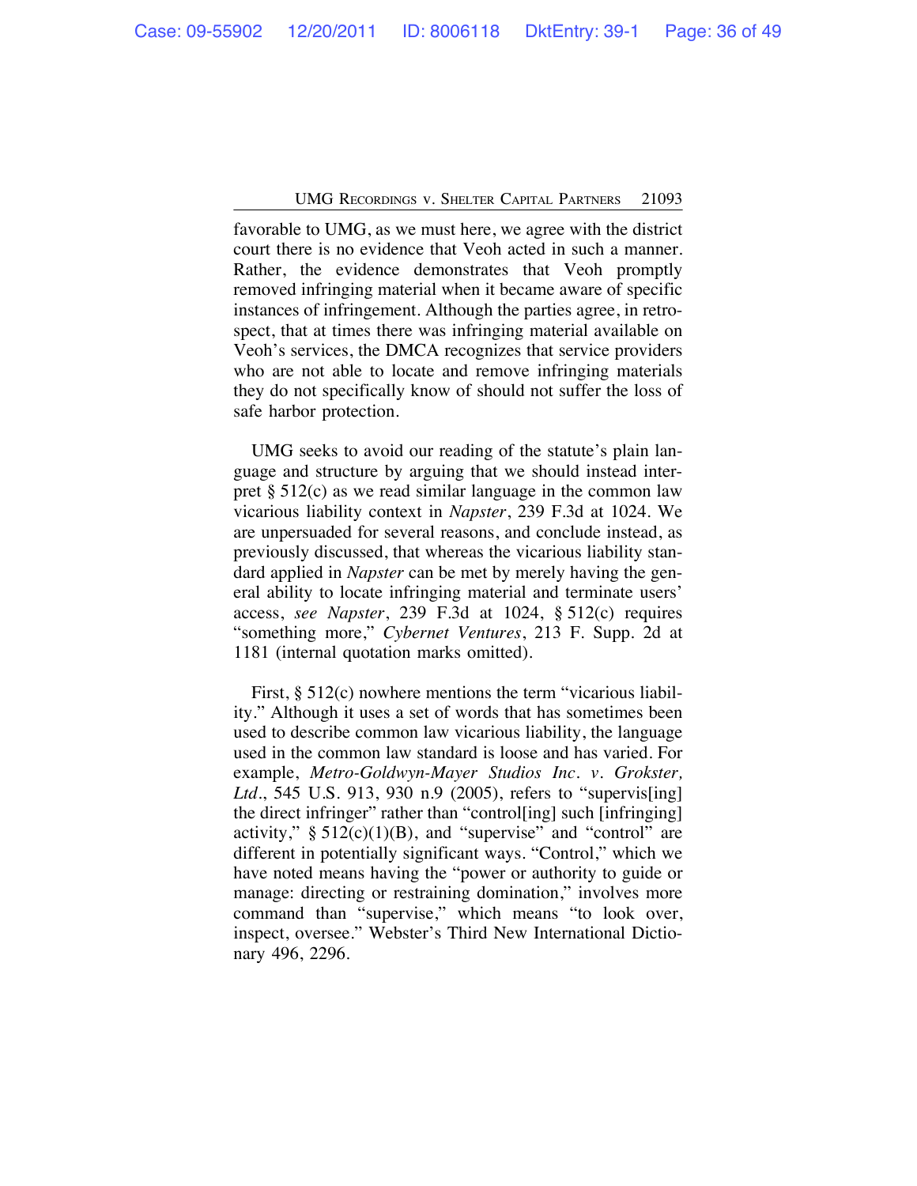favorable to UMG, as we must here, we agree with the district court there is no evidence that Veoh acted in such a manner. Rather, the evidence demonstrates that Veoh promptly removed infringing material when it became aware of specific instances of infringement. Although the parties agree, in retrospect, that at times there was infringing material available on Veoh's services, the DMCA recognizes that service providers who are not able to locate and remove infringing materials they do not specifically know of should not suffer the loss of safe harbor protection.

UMG seeks to avoid our reading of the statute's plain language and structure by arguing that we should instead interpret § 512(c) as we read similar language in the common law vicarious liability context in *Napster*, 239 F.3d at 1024. We are unpersuaded for several reasons, and conclude instead, as previously discussed, that whereas the vicarious liability standard applied in *Napster* can be met by merely having the general ability to locate infringing material and terminate users' access, *see Napster*, 239 F.3d at 1024, § 512(c) requires "something more," *Cybernet Ventures*, 213 F. Supp. 2d at 1181 (internal quotation marks omitted).

First, § 512(c) nowhere mentions the term "vicarious liability." Although it uses a set of words that has sometimes been used to describe common law vicarious liability, the language used in the common law standard is loose and has varied. For example, *Metro-Goldwyn-Mayer Studios Inc. v. Grokster, Ltd.*, 545 U.S. 913, 930 n.9 (2005), refers to "supervis[ing] the direct infringer" rather than "control[ing] such [infringing] activity," § 512(c)(1)(B), and "supervise" and "control" are different in potentially significant ways. "Control," which we have noted means having the "power or authority to guide or manage: directing or restraining domination," involves more command than "supervise," which means "to look over, inspect, oversee." Webster's Third New International Dictionary 496, 2296.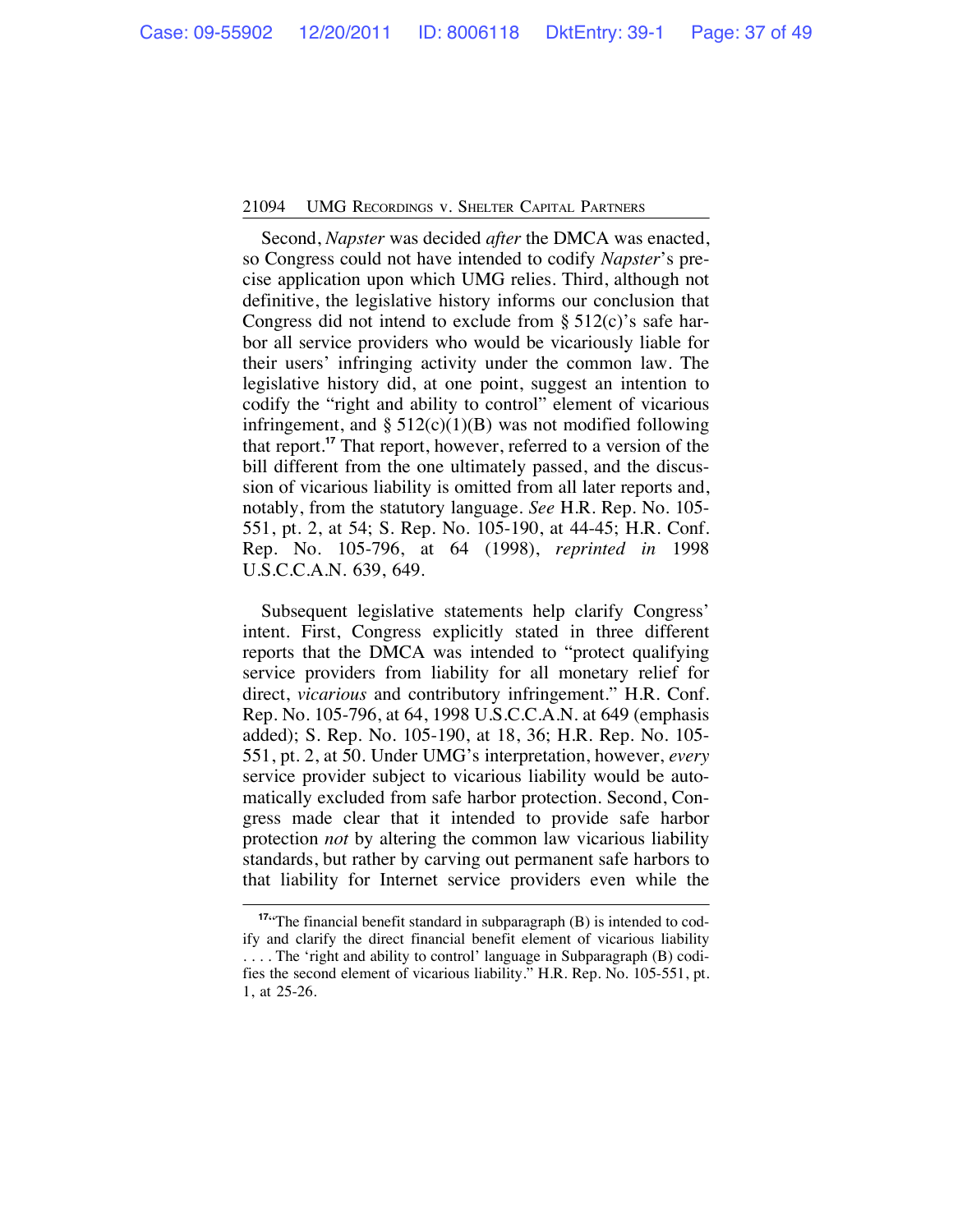Second, *Napster* was decided *after* the DMCA was enacted, so Congress could not have intended to codify *Napster*'s precise application upon which UMG relies. Third, although not definitive, the legislative history informs our conclusion that Congress did not intend to exclude from § 512(c)'s safe harbor all service providers who would be vicariously liable for their users' infringing activity under the common law. The legislative history did, at one point, suggest an intention to codify the "right and ability to control" element of vicarious infringement, and § 512(c)(1)(B) was not modified following that report.[17] That report, however, referred to a version of the bill different from the one ultimately passed, and the discussion of vicarious liability is omitted from all later reports and, notably, from the statutory language. *See* H.R. Rep. No. 105-551, pt. 2, at 54; S. Rep. No. 105-190, at 44-45; H.R. Conf. Rep. No. 105-796, at 64 (1998), *reprinted in* 1998 U.S.C.C.A.N. 639, 649.

Subsequent legislative statements help clarify Congress' intent. First, Congress explicitly stated in three different reports that the DMCA was intended to "protect qualifying service providers from liability for all monetary relief for direct, *vicarious* and contributory infringement." H.R. Conf. Rep. No. 105-796, at 64, 1998 U.S.C.C.A.N. at 649 (emphasis added); S. Rep. No. 105-190, at 18, 36; H.R. Rep. No. 105-551, pt. 2, at 50. Under UMG's interpretation, however, *every* service provider subject to vicarious liability would be automatically excluded from safe harbor protection. Second, Congress made clear that it intended to provide safe harbor protection *not* by altering the common law vicarious liability standards, but rather by carving out permanent safe harbors to that liability for Internet service providers even while the

---

[17]"The financial benefit standard in subparagraph (B) is intended to codify and clarify the direct financial benefit element of vicarious liability . . . . The 'right and ability to control' language in Subparagraph (B) codifies the second element of vicarious liability." H.R. Rep. No. 105-551, pt. 1, at 25-26.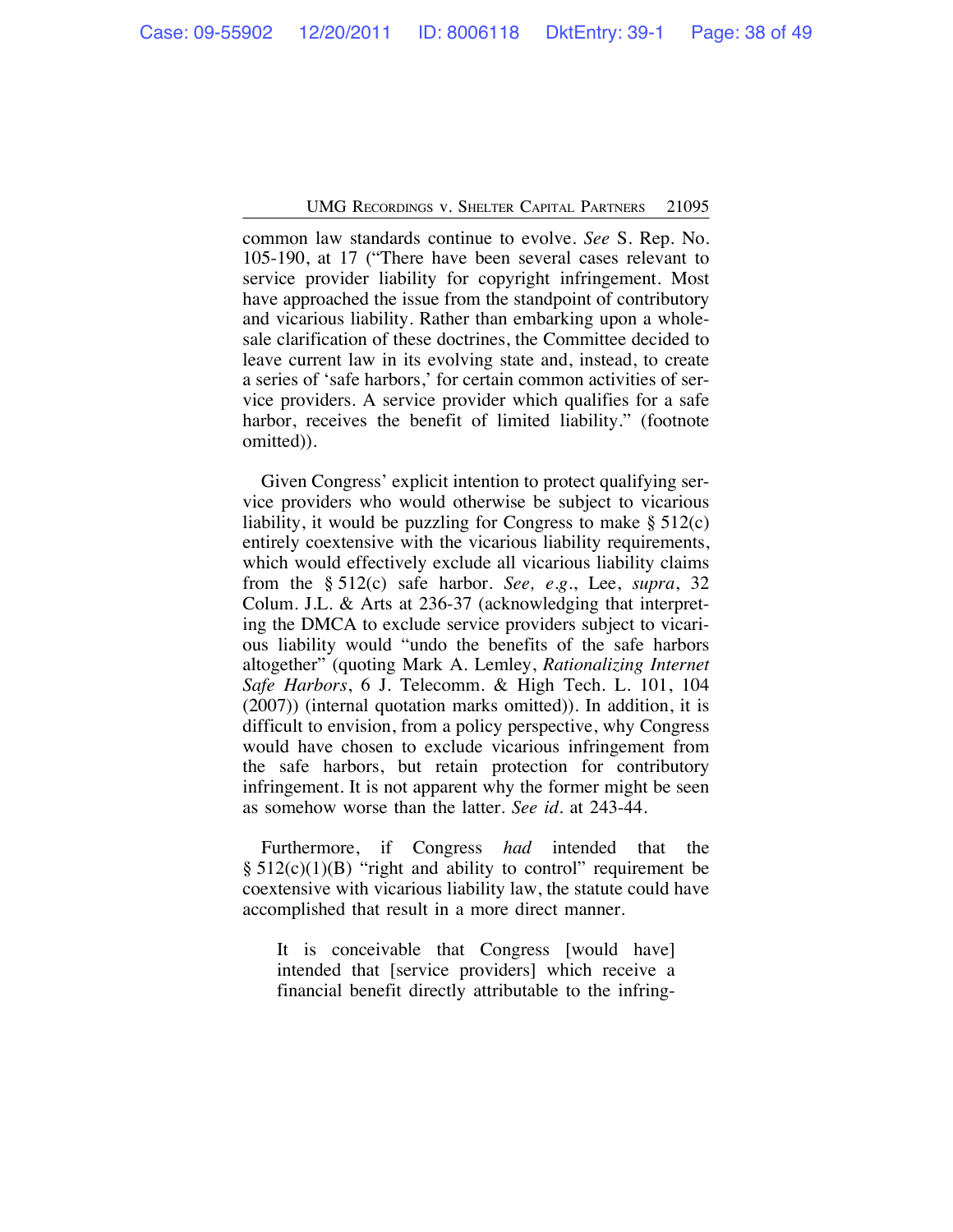common law standards continue to evolve. *See* S. Rep. No. 105-190, at 17 ("There have been several cases relevant to service provider liability for copyright infringement. Most have approached the issue from the standpoint of contributory and vicarious liability. Rather than embarking upon a wholesale clarification of these doctrines, the Committee decided to leave current law in its evolving state and, instead, to create a series of 'safe harbors,' for certain common activities of service providers. A service provider which qualifies for a safe harbor, receives the benefit of limited liability." (footnote omitted)).

Given Congress' explicit intention to protect qualifying service providers who would otherwise be subject to vicarious liability, it would be puzzling for Congress to make § 512(c) entirely coextensive with the vicarious liability requirements, which would effectively exclude all vicarious liability claims from the § 512(c) safe harbor. *See, e.g.*, Lee, *supra*, 32 Colum. J.L. & Arts at 236-37 (acknowledging that interpreting the DMCA to exclude service providers subject to vicarious liability would "undo the benefits of the safe harbors altogether" (quoting Mark A. Lemley, *Rationalizing Internet Safe Harbors*, 6 J. Telecomm. & High Tech. L. 101, 104 (2007)) (internal quotation marks omitted)). In addition, it is difficult to envision, from a policy perspective, why Congress would have chosen to exclude vicarious infringement from the safe harbors, but retain protection for contributory infringement. It is not apparent why the former might be seen as somehow worse than the latter. *See id.* at 243-44.

Furthermore, if Congress *had* intended that the § 512(c)(1)(B) "right and ability to control" requirement be coextensive with vicarious liability law, the statute could have accomplished that result in a more direct manner.

> It is conceivable that Congress [would have] intended that [service providers] which receive a financial benefit directly attributable to the infring-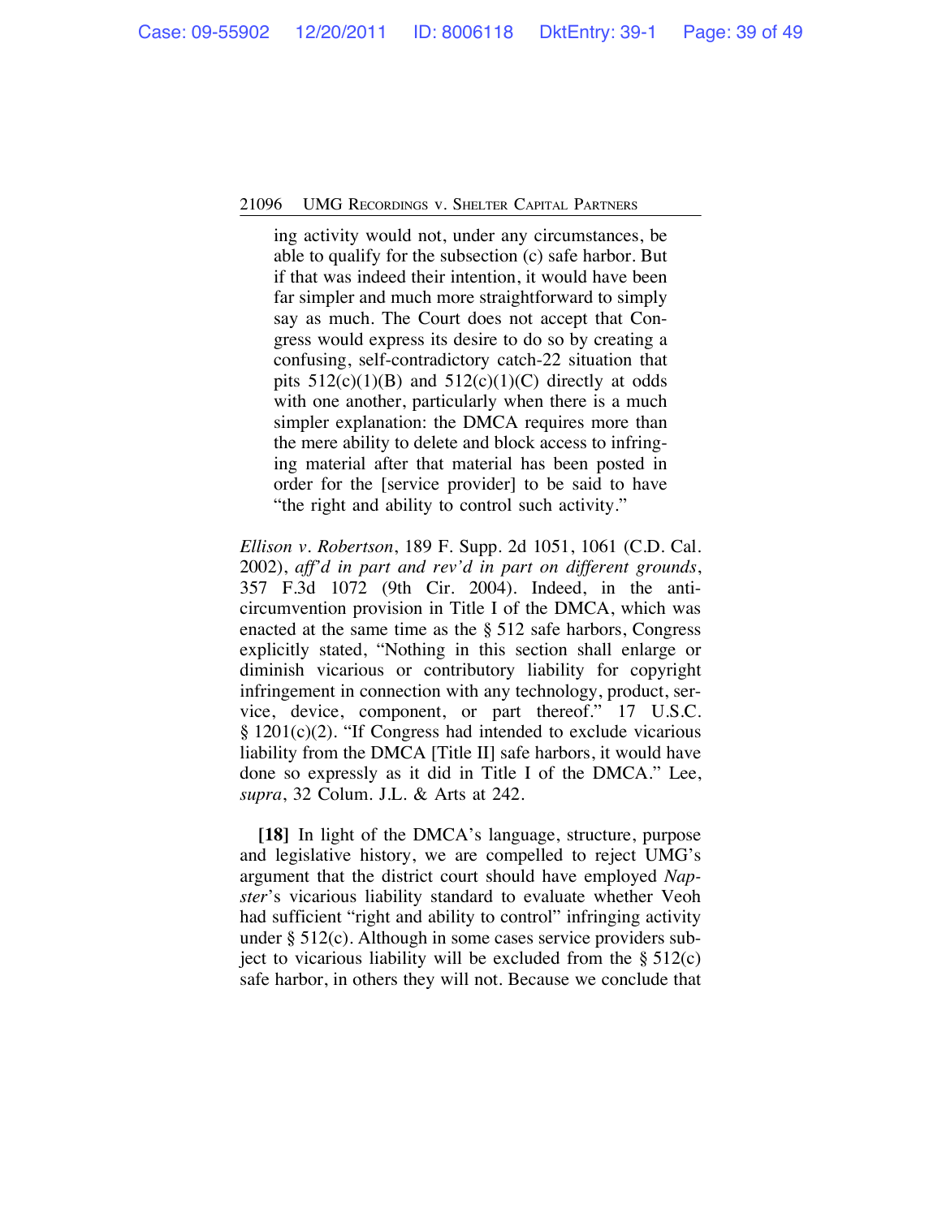> ing activity would not, under any circumstances, be able to qualify for the subsection (c) safe harbor. But if that was indeed their intention, it would have been far simpler and much more straightforward to simply say as much. The Court does not accept that Congress would express its desire to do so by creating a confusing, self-contradictory catch-22 situation that pits 512(c)(1)(B) and 512(c)(1)(C) directly at odds with one another, particularly when there is a much simpler explanation: the DMCA requires more than the mere ability to delete and block access to infringing material after that material has been posted in order for the [service provider] to be said to have "the right and ability to control such activity."

*Ellison v. Robertson*, 189 F. Supp. 2d 1051, 1061 (C.D. Cal. 2002), *aff'd in part and rev'd in part on different grounds*, 357 F.3d 1072 (9th Cir. 2004). Indeed, in the anti-circumvention provision in Title I of the DMCA, which was enacted at the same time as the § 512 safe harbors, Congress explicitly stated, "Nothing in this section shall enlarge or diminish vicarious or contributory liability for copyright infringement in connection with any technology, product, service, device, component, or part thereof." 17 U.S.C. § 1201(c)(2). "If Congress had intended to exclude vicarious liability from the DMCA [Title II] safe harbors, it would have done so expressly as it did in Title I of the DMCA." Lee, *supra*, 32 Colum. J.L. & Arts at 242.

**[18]** In light of the DMCA's language, structure, purpose and legislative history, we are compelled to reject UMG's argument that the district court should have employed *Napster*'s vicarious liability standard to evaluate whether Veoh had sufficient "right and ability to control" infringing activity under § 512(c). Although in some cases service providers subject to vicarious liability will be excluded from the § 512(c) safe harbor, in others they will not. Because we conclude that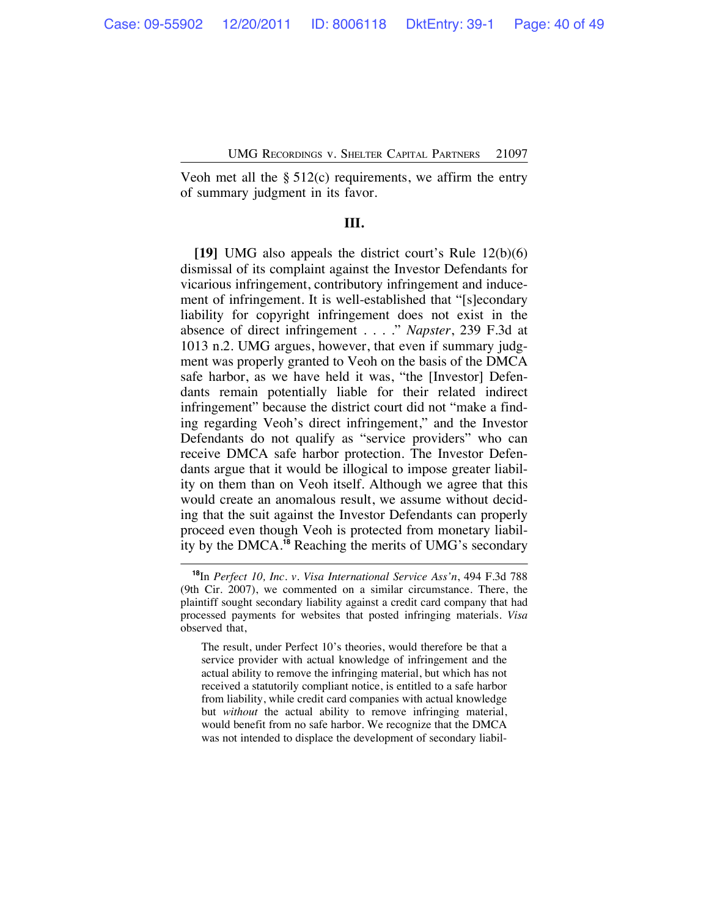Veoh met all the § 512(c) requirements, we affirm the entry of summary judgment in its favor.

### III.

**[19]** UMG also appeals the district court's Rule 12(b)(6) dismissal of its complaint against the Investor Defendants for vicarious infringement, contributory infringement and inducement of infringement. It is well-established that "[s]econdary liability for copyright infringement does not exist in the absence of direct infringement . . . ." *Napster*, 239 F.3d at 1013 n.2. UMG argues, however, that even if summary judgment was properly granted to Veoh on the basis of the DMCA safe harbor, as we have held it was, "the [Investor] Defendants remain potentially liable for their related indirect infringement" because the district court did not "make a finding regarding Veoh's direct infringement," and the Investor Defendants do not qualify as "service providers" who can receive DMCA safe harbor protection. The Investor Defendants argue that it would be illogical to impose greater liability on them than on Veoh itself. Although we agree that this would create an anomalous result, we assume without deciding that the suit against the Investor Defendants can properly proceed even though Veoh is protected from monetary liability by the DMCA.[18] Reaching the merits of UMG's secondary

---

[18] In *Perfect 10, Inc. v. Visa International Service Ass'n*, 494 F.3d 788 (9th Cir. 2007), we commented on a similar circumstance. There, the plaintiff sought secondary liability against a credit card company that had processed payments for websites that posted infringing materials. *Visa* observed that,

> The result, under Perfect 10's theories, would therefore be that a service provider with actual knowledge of infringement and the actual ability to remove the infringing material, but which has not received a statutorily compliant notice, is entitled to a safe harbor from liability, while credit card companies with actual knowledge but *without* the actual ability to remove infringing material, would benefit from no safe harbor. We recognize that the DMCA was not intended to displace the development of secondary liabil-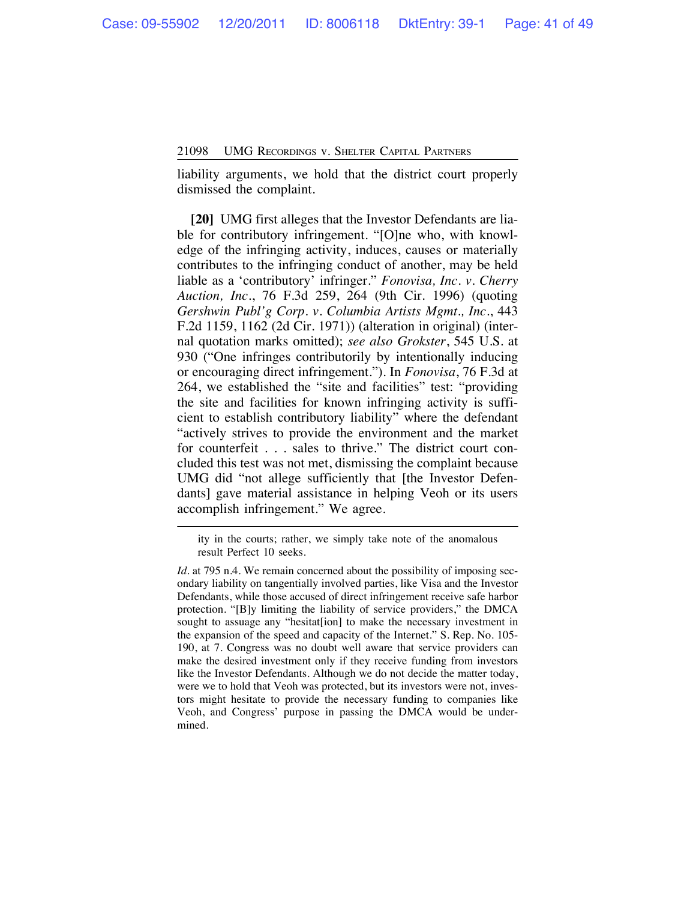liability arguments, we hold that the district court properly dismissed the complaint.

**[20]** UMG first alleges that the Investor Defendants are liable for contributory infringement. "[O]ne who, with knowledge of the infringing activity, induces, causes or materially contributes to the infringing conduct of another, may be held liable as a 'contributory' infringer." *Fonovisa, Inc. v. Cherry Auction, Inc.*, 76 F.3d 259, 264 (9th Cir. 1996) (quoting *Gershwin Publ'g Corp. v. Columbia Artists Mgmt., Inc.*, 443 F.2d 1159, 1162 (2d Cir. 1971)) (alteration in original) (internal quotation marks omitted); *see also Grokster*, 545 U.S. at 930 ("One infringes contributorily by intentionally inducing or encouraging direct infringement."). In *Fonovisa*, 76 F.3d at 264, we established the "site and facilities" test: "providing the site and facilities for known infringing activity is sufficient to establish contributory liability" where the defendant "actively strives to provide the environment and the market for counterfeit . . . sales to thrive." The district court concluded this test was not met, dismissing the complaint because UMG did "not allege sufficiently that [the Investor Defendants] gave material assistance in helping Veoh or its users accomplish infringement." We agree.

---

ity in the courts; rather, we simply take note of the anomalous result Perfect 10 seeks.

*Id.* at 795 n.4. We remain concerned about the possibility of imposing secondary liability on tangentially involved parties, like Visa and the Investor Defendants, while those accused of direct infringement receive safe harbor protection. "[B]y limiting the liability of service providers," the DMCA sought to assuage any "hesitat[ion] to make the necessary investment in the expansion of the speed and capacity of the Internet." S. Rep. No. 105-190, at 7. Congress was no doubt well aware that service providers can make the desired investment only if they receive funding from investors like the Investor Defendants. Although we do not decide the matter today, were we to hold that Veoh was protected, but its investors were not, investors might hesitate to provide the necessary funding to companies like Veoh, and Congress' purpose in passing the DMCA would be undermined.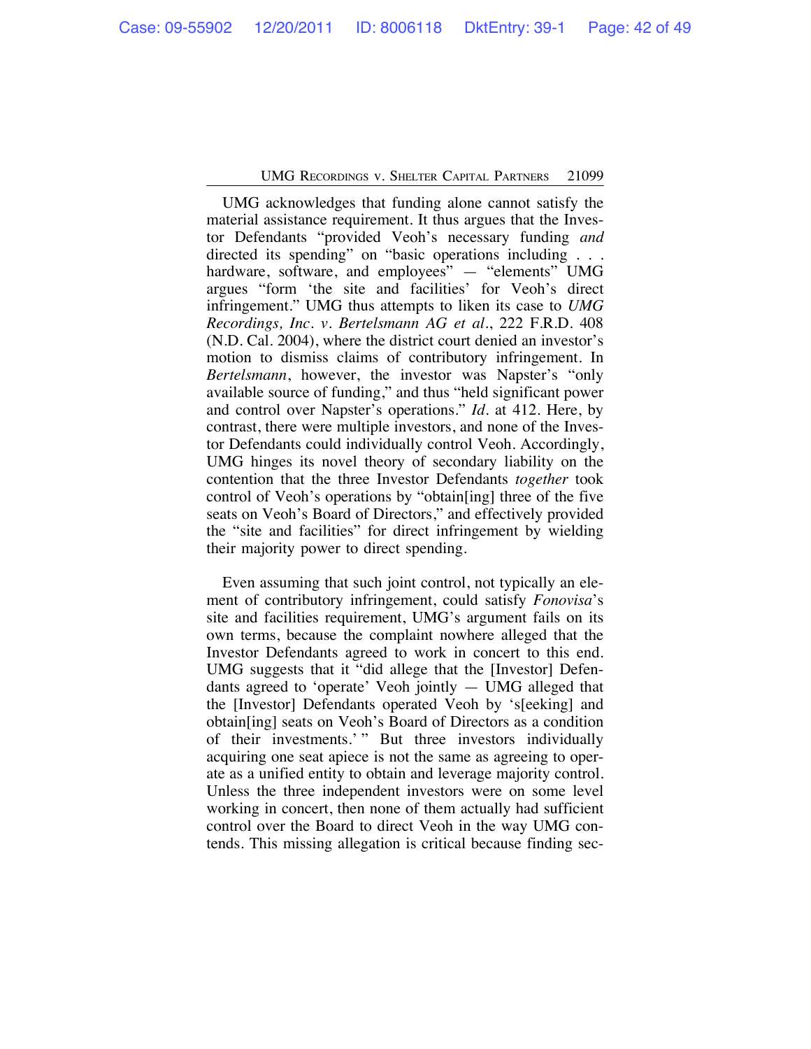UMG acknowledges that funding alone cannot satisfy the material assistance requirement. It thus argues that the Investor Defendants "provided Veoh's necessary funding *and* directed its spending" on "basic operations including . . . hardware, software, and employees" — "elements" UMG argues "form 'the site and facilities' for Veoh's direct infringement." UMG thus attempts to liken its case to *UMG Recordings, Inc. v. Bertelsmann AG et al.*, 222 F.R.D. 408 (N.D. Cal. 2004), where the district court denied an investor's motion to dismiss claims of contributory infringement. In *Bertelsmann*, however, the investor was Napster's "only available source of funding," and thus "held significant power and control over Napster's operations." *Id.* at 412. Here, by contrast, there were multiple investors, and none of the Investor Defendants could individually control Veoh. Accordingly, UMG hinges its novel theory of secondary liability on the contention that the three Investor Defendants *together* took control of Veoh's operations by "obtain[ing] three of the five seats on Veoh's Board of Directors," and effectively provided the "site and facilities" for direct infringement by wielding their majority power to direct spending.

Even assuming that such joint control, not typically an element of contributory infringement, could satisfy *Fonovisa*'s site and facilities requirement, UMG's argument fails on its own terms, because the complaint nowhere alleged that the Investor Defendants agreed to work in concert to this end. UMG suggests that it "did allege that the [Investor] Defendants agreed to 'operate' Veoh jointly — UMG alleged that the [Investor] Defendants operated Veoh by 's[eeking] and obtain[ing] seats on Veoh's Board of Directors as a condition of their investments.' " But three investors individually acquiring one seat apiece is not the same as agreeing to operate as a unified entity to obtain and leverage majority control. Unless the three independent investors were on some level working in concert, then none of them actually had sufficient control over the Board to direct Veoh in the way UMG contends. This missing allegation is critical because finding sec-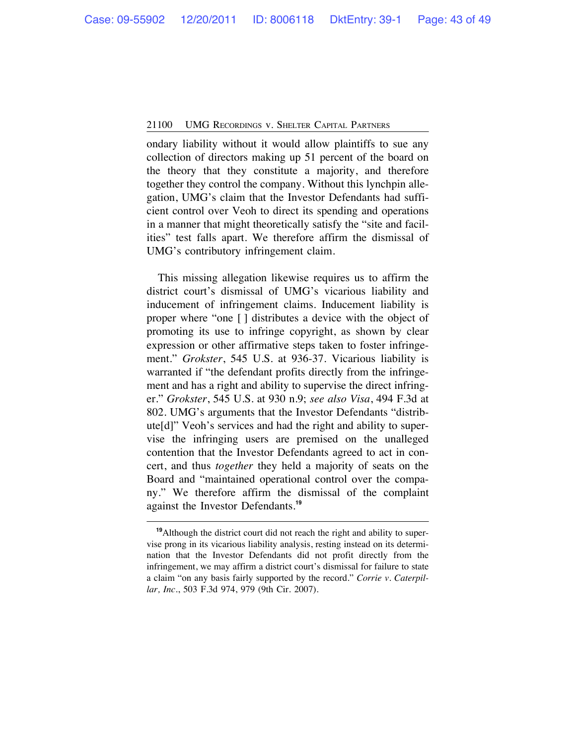ondary liability without it would allow plaintiffs to sue any collection of directors making up 51 percent of the board on the theory that they constitute a majority, and therefore together they control the company. Without this lynchpin allegation, UMG's claim that the Investor Defendants had sufficient control over Veoh to direct its spending and operations in a manner that might theoretically satisfy the "site and facilities" test falls apart. We therefore affirm the dismissal of UMG's contributory infringement claim.

This missing allegation likewise requires us to affirm the district court's dismissal of UMG's vicarious liability and inducement of infringement claims. Inducement liability is proper where "one [ ] distributes a device with the object of promoting its use to infringe copyright, as shown by clear expression or other affirmative steps taken to foster infringement." *Grokster*, 545 U.S. at 936-37. Vicarious liability is warranted if "the defendant profits directly from the infringement and has a right and ability to supervise the direct infringer." *Grokster*, 545 U.S. at 930 n.9; *see also Visa*, 494 F.3d at 802. UMG's arguments that the Investor Defendants "distribute[d]" Veoh's services and had the right and ability to supervise the infringing users are premised on the unalleged contention that the Investor Defendants agreed to act in concert, and thus *together* they held a majority of seats on the Board and "maintained operational control over the company." We therefore affirm the dismissal of the complaint against the Investor Defendants.[19]

---

[19]Although the district court did not reach the right and ability to supervise prong in its vicarious liability analysis, resting instead on its determination that the Investor Defendants did not profit directly from the infringement, we may affirm a district court's dismissal for failure to state a claim "on any basis fairly supported by the record." *Corrie v. Caterpillar, Inc.*, 503 F.3d 974, 979 (9th Cir. 2007).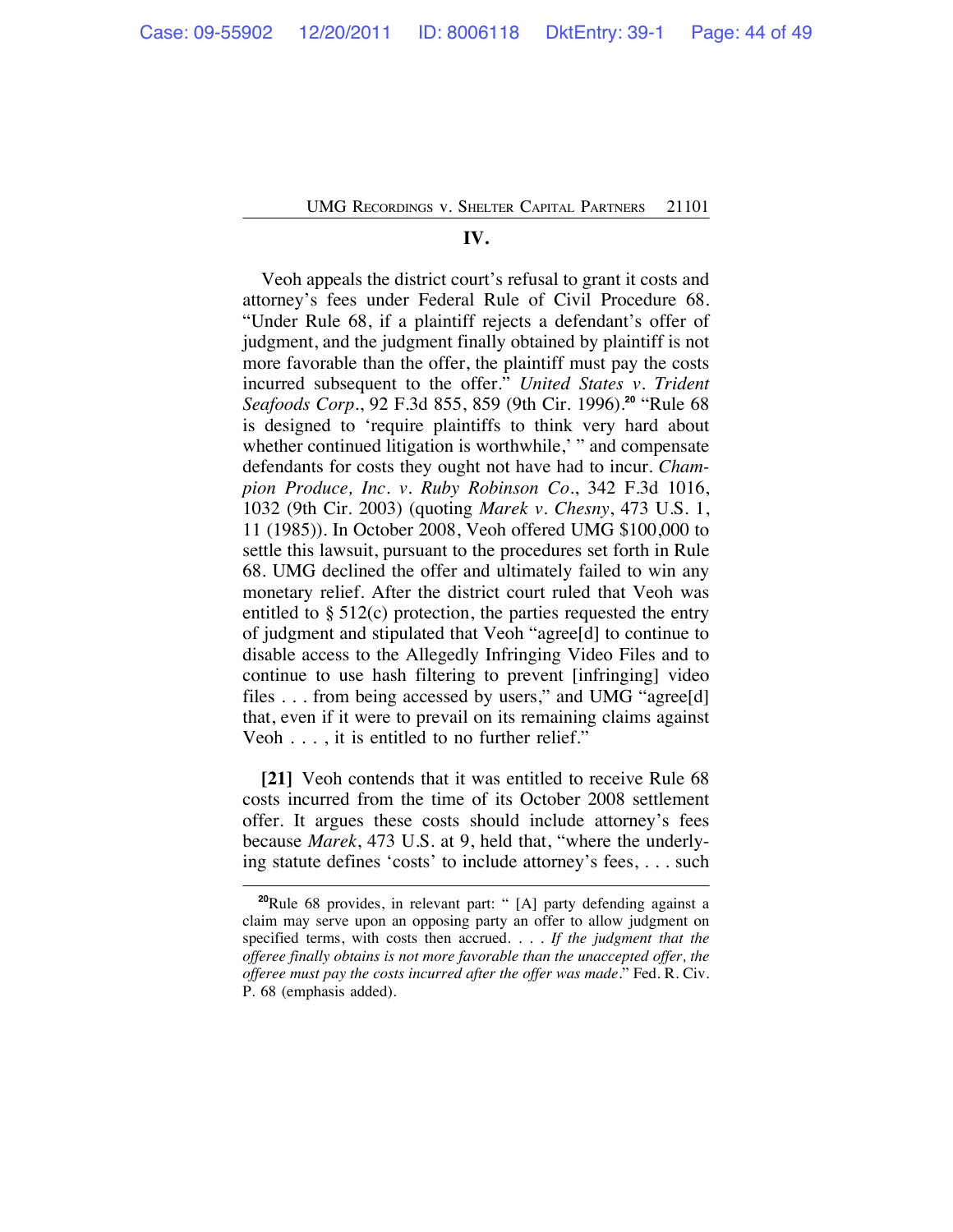## IV.

Veoh appeals the district court's refusal to grant it costs and attorney's fees under Federal Rule of Civil Procedure 68. "Under Rule 68, if a plaintiff rejects a defendant's offer of judgment, and the judgment finally obtained by plaintiff is not more favorable than the offer, the plaintiff must pay the costs incurred subsequent to the offer." *United States v. Trident Seafoods Corp.*, 92 F.3d 855, 859 (9th Cir. 1996).[20] "Rule 68 is designed to 'require plaintiffs to think very hard about whether continued litigation is worthwhile,' " and compensate defendants for costs they ought not have had to incur. *Champion Produce, Inc. v. Ruby Robinson Co.*, 342 F.3d 1016, 1032 (9th Cir. 2003) (quoting *Marek v. Chesny*, 473 U.S. 1, 11 (1985)). In October 2008, Veoh offered UMG $100,000 to settle this lawsuit, pursuant to the procedures set forth in Rule 68. UMG declined the offer and ultimately failed to win any monetary relief. After the district court ruled that Veoh was entitled to § 512(c) protection, the parties requested the entry of judgment and stipulated that Veoh "agree[d] to continue to disable access to the Allegedly Infringing Video Files and to continue to use hash filtering to prevent [infringing] video files . . . from being accessed by users," and UMG "agree[d] that, even if it were to prevail on its remaining claims against Veoh . . . , it is entitled to no further relief."

**[21]** Veoh contends that it was entitled to receive Rule 68 costs incurred from the time of its October 2008 settlement offer. It argues these costs should include attorney's fees because *Marek*, 473 U.S. at 9, held that, "where the underlying statute defines 'costs' to include attorney's fees, . . . such

---

[20] Rule 68 provides, in relevant part: " [A] party defending against a claim may serve upon an opposing party an offer to allow judgment on specified terms, with costs then accrued. . . . *If the judgment that the offeree finally obtains is not more favorable than the unaccepted offer, the offeree must pay the costs incurred after the offer was made*." Fed. R. Civ. P. 68 (emphasis added).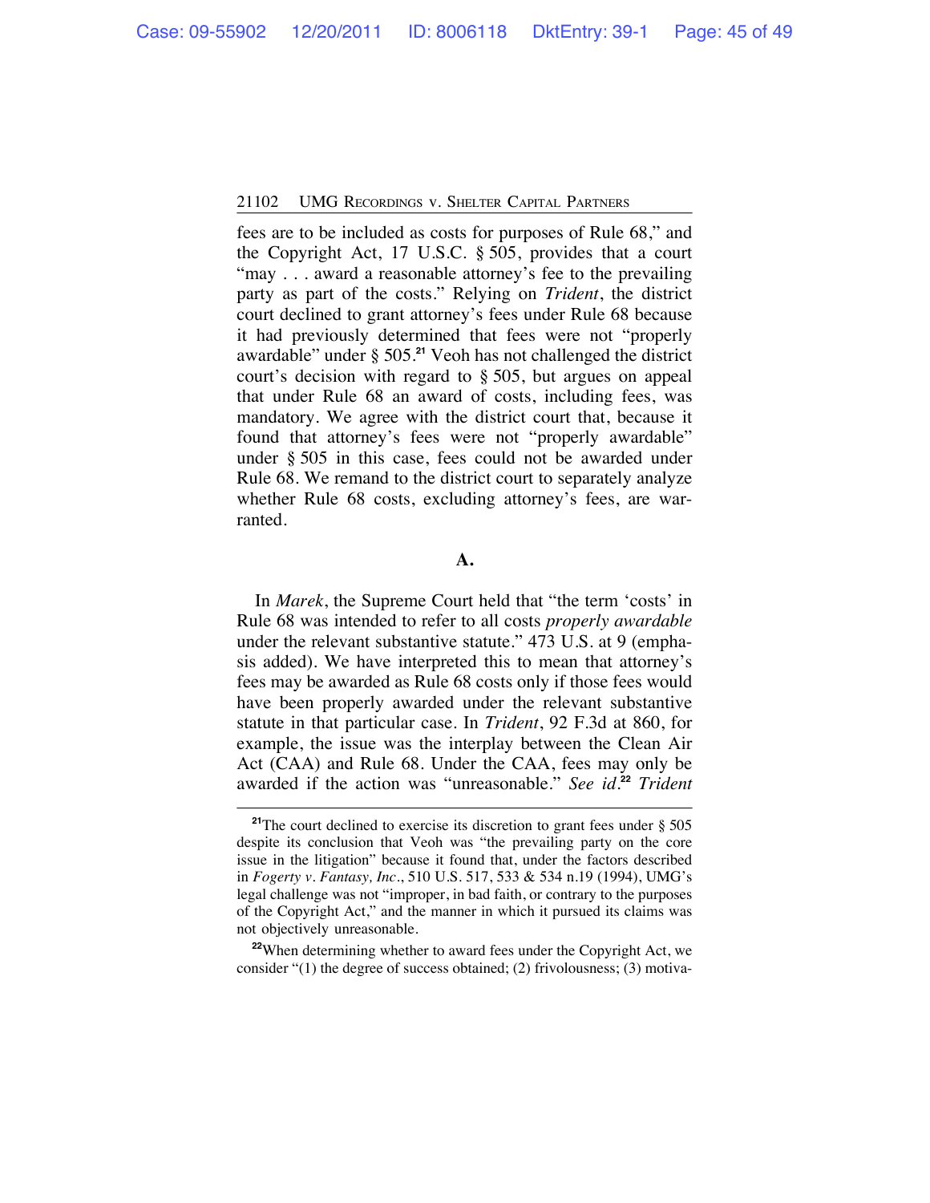fees are to be included as costs for purposes of Rule 68," and the Copyright Act, 17 U.S.C. § 505, provides that a court "may . . . award a reasonable attorney's fee to the prevailing party as part of the costs." Relying on *Trident*, the district court declined to grant attorney's fees under Rule 68 because it had previously determined that fees were not "properly awardable" under § 505.[21] Veoh has not challenged the district court's decision with regard to § 505, but argues on appeal that under Rule 68 an award of costs, including fees, was mandatory. We agree with the district court that, because it found that attorney's fees were not "properly awardable" under § 505 in this case, fees could not be awarded under Rule 68. We remand to the district court to separately analyze whether Rule 68 costs, excluding attorney's fees, are warranted.

### A.

In *Marek*, the Supreme Court held that "the term 'costs' in Rule 68 was intended to refer to all costs *properly awardable* under the relevant substantive statute." 473 U.S. at 9 (emphasis added). We have interpreted this to mean that attorney's fees may be awarded as Rule 68 costs only if those fees would have been properly awarded under the relevant substantive statute in that particular case. In *Trident*, 92 F.3d at 860, for example, the issue was the interplay between the Clean Air Act (CAA) and Rule 68. Under the CAA, fees may only be awarded if the action was "unreasonable." *See id.*[22] *Trident*

---

[21] The court declined to exercise its discretion to grant fees under § 505 despite its conclusion that Veoh was "the prevailing party on the core issue in the litigation" because it found that, under the factors described in *Fogerty v. Fantasy, Inc.*, 510 U.S. 517, 533 & 534 n.19 (1994), UMG's legal challenge was not "improper, in bad faith, or contrary to the purposes of the Copyright Act," and the manner in which it pursued its claims was not objectively unreasonable.

[22] When determining whether to award fees under the Copyright Act, we consider "(1) the degree of success obtained; (2) frivolousness; (3) motiva-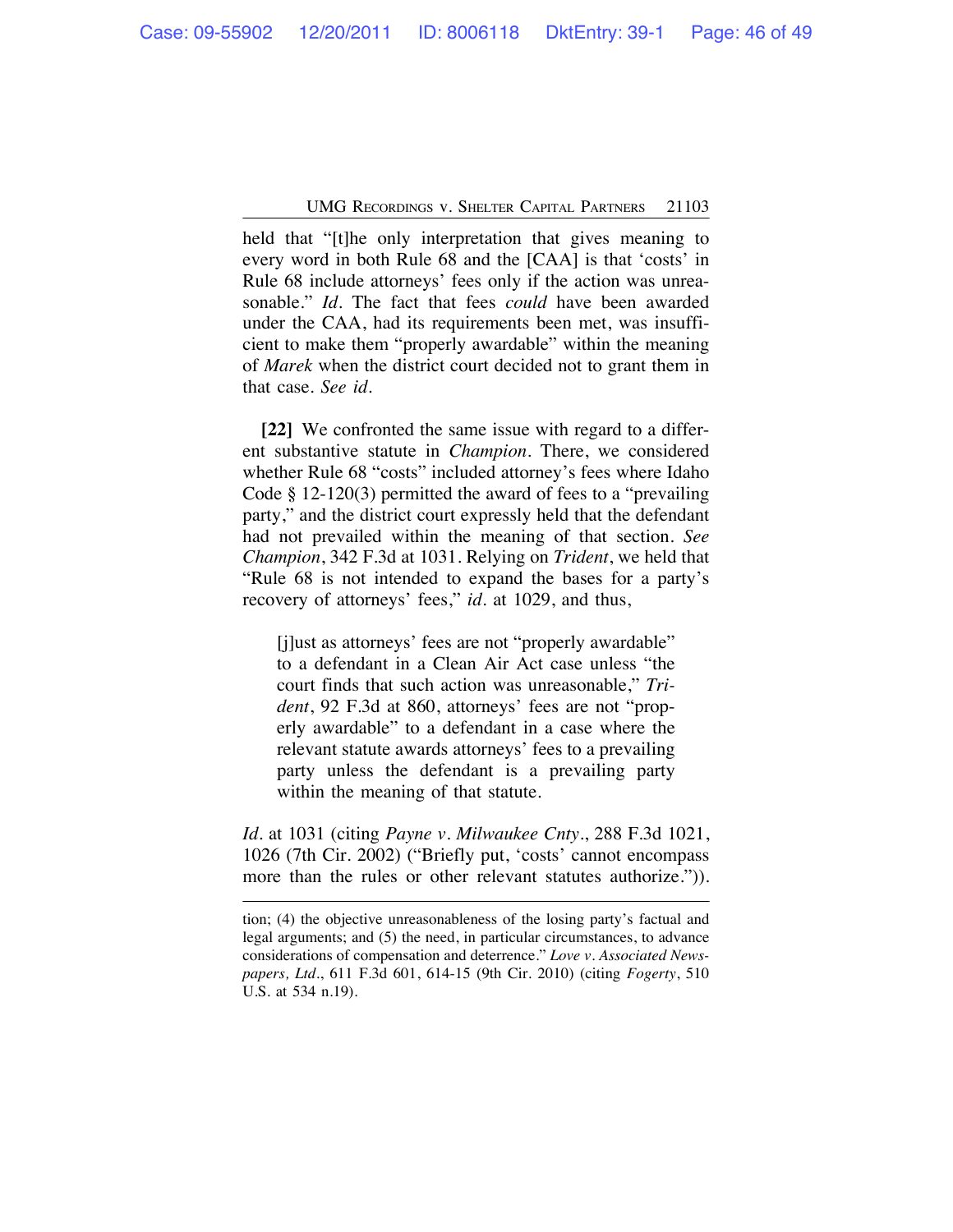held that "[t]he only interpretation that gives meaning to every word in both Rule 68 and the [CAA] is that 'costs' in Rule 68 include attorneys' fees only if the action was unreasonable." *Id*. The fact that fees *could* have been awarded under the CAA, had its requirements been met, was insufficient to make them "properly awardable" within the meaning of *Marek* when the district court decided not to grant them in that case. *See id*.

**[22]** We confronted the same issue with regard to a different substantive statute in *Champion*. There, we considered whether Rule 68 "costs" included attorney's fees where Idaho Code § 12-120(3) permitted the award of fees to a "prevailing party," and the district court expressly held that the defendant had not prevailed within the meaning of that section. *See Champion*, 342 F.3d at 1031. Relying on *Trident*, we held that "Rule 68 is not intended to expand the bases for a party's recovery of attorneys' fees," *id*. at 1029, and thus,

> [j]ust as attorneys' fees are not "properly awardable" to a defendant in a Clean Air Act case unless "the court finds that such action was unreasonable," *Trident*, 92 F.3d at 860, attorneys' fees are not "properly awardable" to a defendant in a case where the relevant statute awards attorneys' fees to a prevailing party unless the defendant is a prevailing party within the meaning of that statute.

*Id*. at 1031 (citing *Payne v. Milwaukee Cnty*., 288 F.3d 1021, 1026 (7th Cir. 2002) ("Briefly put, 'costs' cannot encompass more than the rules or other relevant statutes authorize.")).

---

tion; (4) the objective unreasonableness of the losing party's factual and legal arguments; and (5) the need, in particular circumstances, to advance considerations of compensation and deterrence." *Love v. Associated Newspapers, Ltd*., 611 F.3d 601, 614-15 (9th Cir. 2010) (citing *Fogerty*, 510 U.S. at 534 n.19).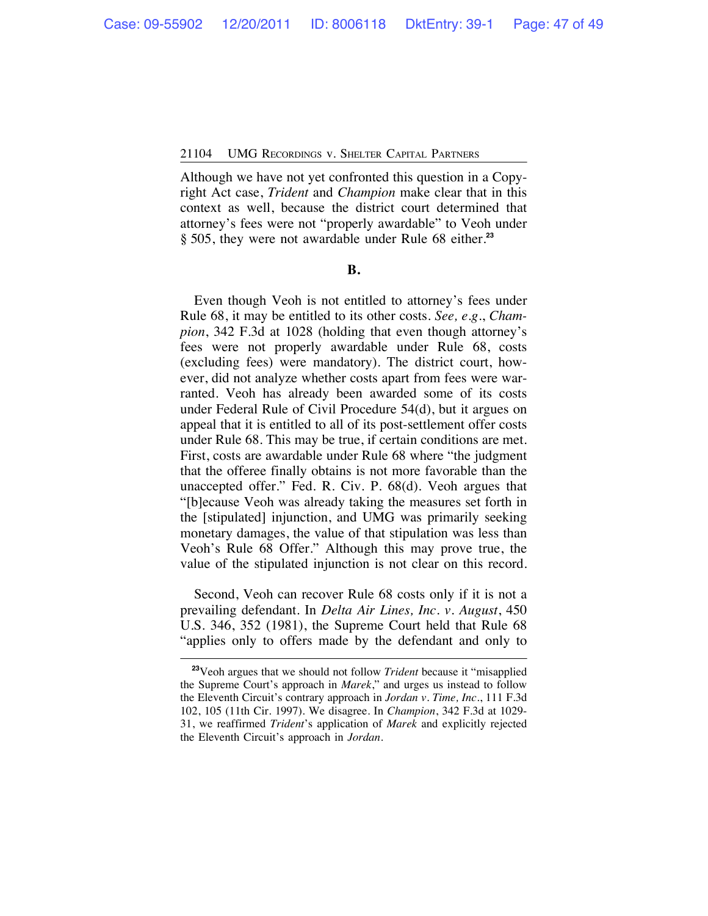Although we have not yet confronted this question in a Copyright Act case, *Trident* and *Champion* make clear that in this context as well, because the district court determined that attorney's fees were not "properly awardable" to Veoh under § 505, they were not awardable under Rule 68 either.[23]

**B.**

Even though Veoh is not entitled to attorney's fees under Rule 68, it may be entitled to its other costs. *See, e.g.*, *Champion*, 342 F.3d at 1028 (holding that even though attorney's fees were not properly awardable under Rule 68, costs (excluding fees) were mandatory). The district court, however, did not analyze whether costs apart from fees were warranted. Veoh has already been awarded some of its costs under Federal Rule of Civil Procedure 54(d), but it argues on appeal that it is entitled to all of its post-settlement offer costs under Rule 68. This may be true, if certain conditions are met. First, costs are awardable under Rule 68 where "the judgment that the offeree finally obtains is not more favorable than the unaccepted offer." Fed. R. Civ. P. 68(d). Veoh argues that "[b]ecause Veoh was already taking the measures set forth in the [stipulated] injunction, and UMG was primarily seeking monetary damages, the value of that stipulation was less than Veoh's Rule 68 Offer." Although this may prove true, the value of the stipulated injunction is not clear on this record.

Second, Veoh can recover Rule 68 costs only if it is not a prevailing defendant. In *Delta Air Lines, Inc. v. August*, 450 U.S. 346, 352 (1981), the Supreme Court held that Rule 68 "applies only to offers made by the defendant and only to

[23]Veoh argues that we should not follow *Trident* because it "misapplied the Supreme Court's approach in *Marek*," and urges us instead to follow the Eleventh Circuit's contrary approach in *Jordan v. Time, Inc*., 111 F.3d 102, 105 (11th Cir. 1997). We disagree. In *Champion*, 342 F.3d at 1029-31, we reaffirmed *Trident*'s application of *Marek* and explicitly rejected the Eleventh Circuit's approach in *Jordan*.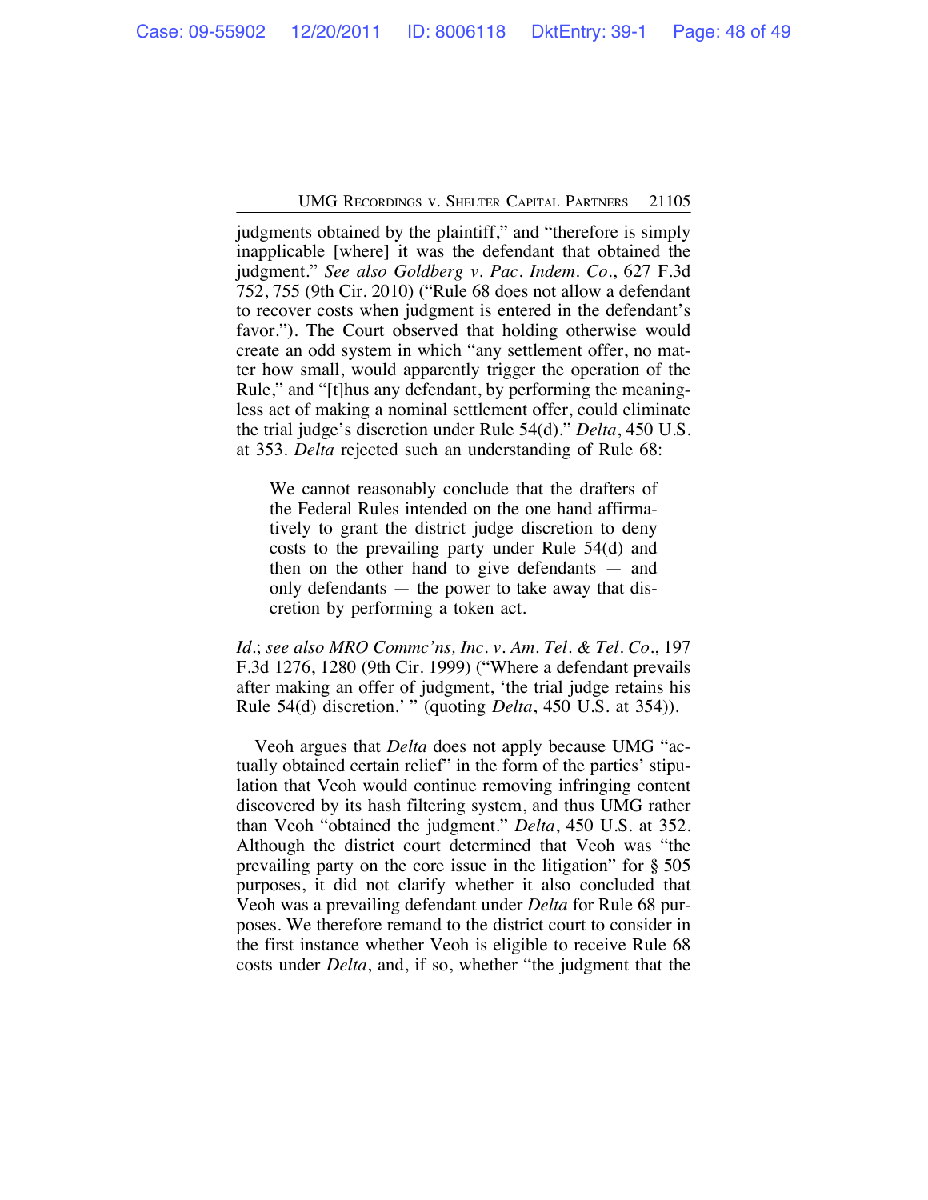judgments obtained by the plaintiff," and "therefore is simply inapplicable [where] it was the defendant that obtained the judgment." *See also Goldberg v. Pac. Indem. Co.*, 627 F.3d 752, 755 (9th Cir. 2010) ("Rule 68 does not allow a defendant to recover costs when judgment is entered in the defendant's favor."). The Court observed that holding otherwise would create an odd system in which "any settlement offer, no matter how small, would apparently trigger the operation of the Rule," and "[t]hus any defendant, by performing the meaningless act of making a nominal settlement offer, could eliminate the trial judge's discretion under Rule 54(d)." *Delta*, 450 U.S. at 353. *Delta* rejected such an understanding of Rule 68:

> We cannot reasonably conclude that the drafters of the Federal Rules intended on the one hand affirmatively to grant the district judge discretion to deny costs to the prevailing party under Rule 54(d) and then on the other hand to give defendants — and only defendants — the power to take away that discretion by performing a token act.

*Id.*; *see also MRO Commc'ns, Inc. v. Am. Tel. & Tel. Co.*, 197 F.3d 1276, 1280 (9th Cir. 1999) ("Where a defendant prevails after making an offer of judgment, 'the trial judge retains his Rule 54(d) discretion.' " (quoting *Delta*, 450 U.S. at 354)).

Veoh argues that *Delta* does not apply because UMG "actually obtained certain relief" in the form of the parties' stipulation that Veoh would continue removing infringing content discovered by its hash filtering system, and thus UMG rather than Veoh "obtained the judgment." *Delta*, 450 U.S. at 352. Although the district court determined that Veoh was "the prevailing party on the core issue in the litigation" for § 505 purposes, it did not clarify whether it also concluded that Veoh was a prevailing defendant under *Delta* for Rule 68 purposes. We therefore remand to the district court to consider in the first instance whether Veoh is eligible to receive Rule 68 costs under *Delta*, and, if so, whether "the judgment that the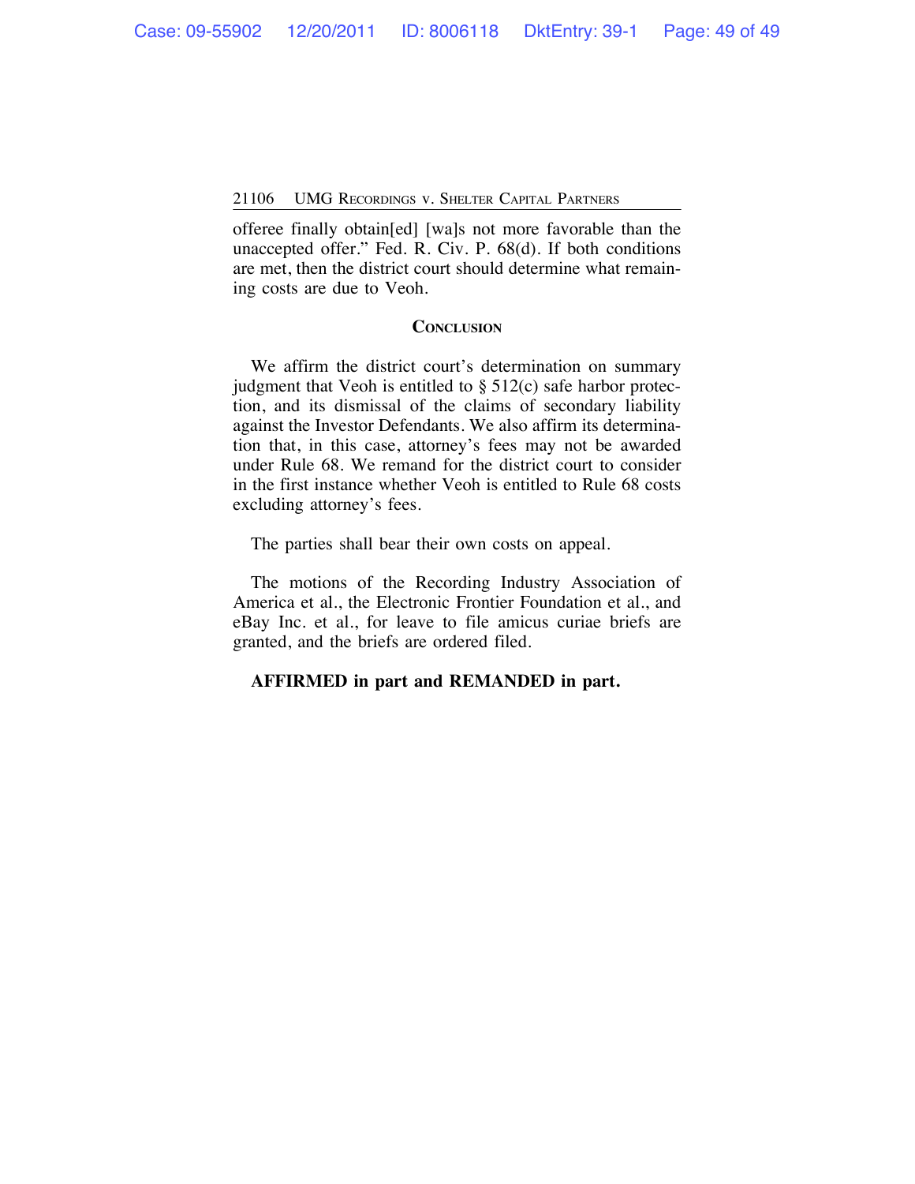offeree finally obtain[ed] [wa]s not more favorable than the unaccepted offer." Fed. R. Civ. P. 68(d). If both conditions are met, then the district court should determine what remaining costs are due to Veoh.

## CONCLUSION

We affirm the district court's determination on summary judgment that Veoh is entitled to § 512(c) safe harbor protection, and its dismissal of the claims of secondary liability against the Investor Defendants. We also affirm its determination that, in this case, attorney's fees may not be awarded under Rule 68. We remand for the district court to consider in the first instance whether Veoh is entitled to Rule 68 costs excluding attorney's fees.

The parties shall bear their own costs on appeal.

The motions of the Recording Industry Association of America et al., the Electronic Frontier Foundation et al., and eBay Inc. et al., for leave to file amicus curiae briefs are granted, and the briefs are ordered filed.

**AFFIRMED in part and REMANDED in part.**